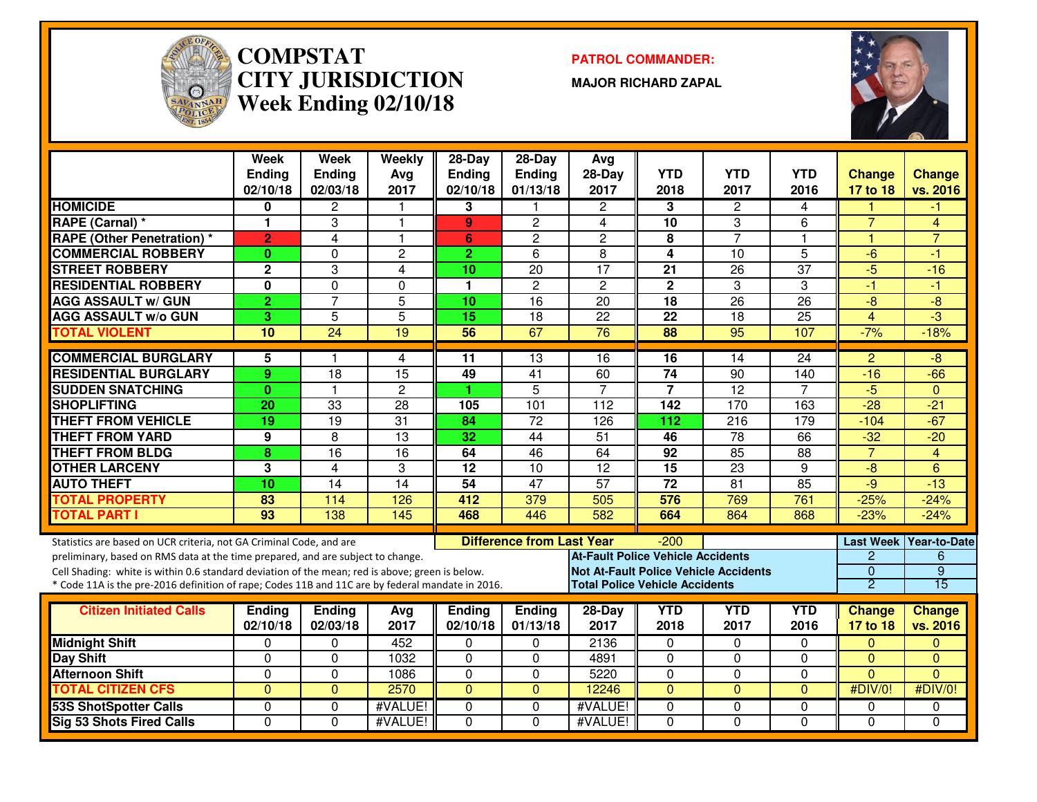# COMPSTAT
# CITY JURISDICTION
## Week Ending 02/10/18

**PATROL COMMANDER:**

**MAJOR RICHARD ZAPAL**

| | Week Ending 02/10/18 | Week Ending 02/03/18 | Weekly Avg 2017 | 28-Day Ending 02/10/18 | 28-Day Ending 01/13/18 | Avg 28-Day 2017 | YTD 2018 | YTD 2017 | YTD 2016 | Change 17 to 18 | Change vs. 2016 |
|---|---|---|---|---|---|---|---|---|---|---|---|
| HOMICIDE | 0 | 2 | 1 | 3 | 1 | 2 | 3 | 2 | 4 | 1 | -1 |
| RAPE (Carnal) * | 1 | 3 | 1 | 9 | 2 | 4 | 10 | 3 | 6 | 7 | 4 |
| RAPE (Other Penetration) * | 2 | 4 | 1 | 6 | 2 | 2 | 8 | 7 | 1 | 1 | 7 |
| COMMERCIAL ROBBERY | 0 | 0 | 2 | 2 | 6 | 8 | 4 | 10 | 5 | -6 | -1 |
| STREET ROBBERY | 2 | 3 | 4 | 10 | 20 | 17 | 21 | 26 | 37 | -5 | -16 |
| RESIDENTIAL ROBBERY | 0 | 0 | 0 | 1 | 2 | 2 | 2 | 3 | 3 | -1 | -1 |
| AGG ASSAULT w/ GUN | 2 | 7 | 5 | 10 | 16 | 20 | 18 | 26 | 26 | -8 | -8 |
| AGG ASSAULT w/o GUN | 3 | 5 | 5 | 15 | 18 | 22 | 22 | 18 | 25 | 4 | -3 |
| TOTAL VIOLENT | 10 | 24 | 19 | 56 | 67 | 76 | 88 | 95 | 107 | -7% | -18% |
| COMMERCIAL BURGLARY | 5 | 1 | 4 | 11 | 13 | 16 | 16 | 14 | 24 | 2 | -8 |
| RESIDENTIAL BURGLARY | 9 | 18 | 15 | 49 | 41 | 60 | 74 | 90 | 140 | -16 | -66 |
| SUDDEN SNATCHING | 0 | 1 | 2 | 1 | 5 | 7 | 7 | 12 | 7 | -5 | 0 |
| SHOPLIFTING | 20 | 33 | 28 | 105 | 101 | 112 | 142 | 170 | 163 | -28 | -21 |
| THEFT FROM VEHICLE | 19 | 19 | 31 | 84 | 72 | 126 | 112 | 216 | 179 | -104 | -67 |
| THEFT FROM YARD | 9 | 8 | 13 | 32 | 44 | 51 | 46 | 78 | 66 | -32 | -20 |
| THEFT FROM BLDG | 8 | 16 | 16 | 64 | 46 | 64 | 92 | 85 | 88 | 7 | 4 |
| OTHER LARCENY | 3 | 4 | 3 | 12 | 10 | 12 | 15 | 23 | 9 | -8 | 6 |
| AUTO THEFT | 10 | 14 | 14 | 54 | 47 | 57 | 72 | 81 | 85 | -9 | -13 |
| TOTAL PROPERTY | 83 | 114 | 126 | 412 | 379 | 505 | 576 | 769 | 761 | -25% | -24% |
| TOTAL PART I | 93 | 138 | 145 | 468 | 446 | 582 | 664 | 864 | 868 | -23% | -24% |

Statistics are based on UCR criteria, not GA Criminal Code, and are preliminary, based on RMS data at the time prepared, and are subject to change.
Cell Shading: white is within 0.6 standard deviation of the mean; red is above; green is below.
* Code 11A is the pre-2016 definition of rape; Codes 11B and 11C are by federal mandate in 2016.

**Difference from Last Year:** -200

| | Last Week | Year-to-Date |
|---|---|---|
| At-Fault Police Vehicle Accidents | 2 | 6 |
| Not At-Fault Police Vehicle Accidents | 0 | 9 |
| Total Police Vehicle Accidents | 2 | 15 |

| Citizen Initiated Calls | Ending 02/10/18 | Ending 02/03/18 | Avg 2017 | Ending 02/10/18 | Ending 01/13/18 | 28-Day 2017 | YTD 2018 | YTD 2017 | YTD 2016 | Change 17 to 18 | Change vs. 2016 |
|---|---|---|---|---|---|---|---|---|---|---|---|
| Midnight Shift | 0 | 0 | 452 | 0 | 0 | 2136 | 0 | 0 | 0 | 0 | 0 |
| Day Shift | 0 | 0 | 1032 | 0 | 0 | 4891 | 0 | 0 | 0 | 0 | 0 |
| Afternoon Shift | 0 | 0 | 1086 | 0 | 0 | 5220 | 0 | 0 | 0 | 0 | 0 |
| TOTAL CITIZEN CFS | 0 | 0 | 2570 | 0 | 0 | 12246 | 0 | 0 | 0 | #DIV/0! | #DIV/0! |
| 53S ShotSpotter Calls | 0 | 0 | #VALUE! | 0 | 0 | #VALUE! | 0 | 0 | 0 | 0 | 0 |
| Sig 53 Shots Fired Calls | 0 | 0 | #VALUE! | 0 | 0 | #VALUE! | 0 | 0 | 0 | 0 | 0 |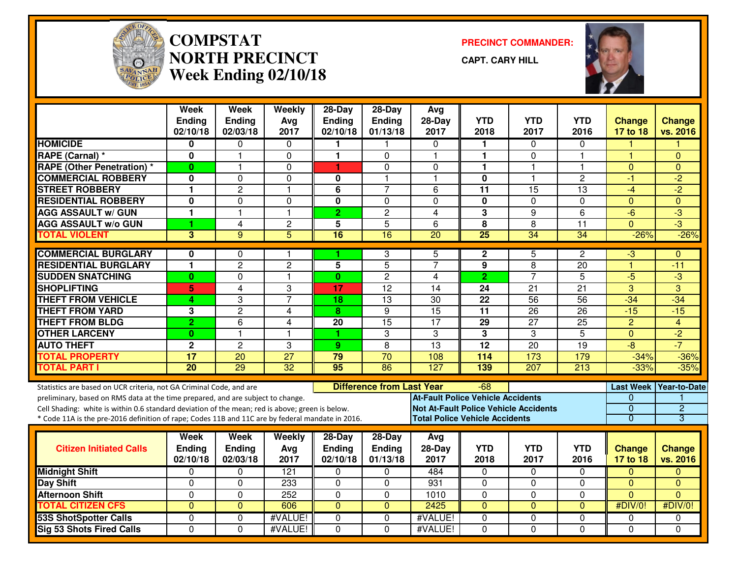# COMPSTAT
# NORTH PRECINCT
## Week Ending 02/10/18

**PRECINCT COMMANDER:**

**CAPT. CARY HILL**

| | Week Ending 02/10/18 | Week Ending 02/03/18 | Weekly Avg 2017 | 28-Day Ending 02/10/18 | 28-Day Ending 01/13/18 | Avg 28-Day 2017 | YTD 2018 | YTD 2017 | YTD 2016 | Change 17 to 18 | Change vs. 2016 |
|---|---|---|---|---|---|---|---|---|---|---|---|
| HOMICIDE | 0 | 0 | 0 | 1 | 1 | 0 | 1 | 0 | 0 | 1 | 1 |
| RAPE (Carnal) * | 0 | 1 | 0 | 1 | 0 | 1 | 1 | 0 | 1 | 1 | 0 |
| RAPE (Other Penetration) * | 0 | 1 | 0 | 1 | 0 | 0 | 1 | 1 | 1 | 0 | 0 |
| COMMERCIAL ROBBERY | 0 | 0 | 0 | 0 | 1 | 1 | 0 | 1 | 2 | -1 | -2 |
| STREET ROBBERY | 1 | 2 | 1 | 6 | 7 | 6 | 11 | 15 | 13 | -4 | -2 |
| RESIDENTIAL ROBBERY | 0 | 0 | 0 | 0 | 0 | 0 | 0 | 0 | 0 | 0 | 0 |
| AGG ASSAULT w/ GUN | 1 | 1 | 1 | 2 | 2 | 4 | 3 | 9 | 6 | -6 | -3 |
| AGG ASSAULT w/o GUN | 1 | 4 | 2 | 5 | 5 | 6 | 8 | 8 | 11 | 0 | -3 |
| TOTAL VIOLENT | 3 | 9 | 5 | 16 | 16 | 20 | 25 | 34 | 34 | -26% | -26% |
| COMMERCIAL BURGLARY | 0 | 0 | 1 | 1 | 3 | 5 | 2 | 5 | 2 | -3 | 0 |
| RESIDENTIAL BURGLARY | 1 | 2 | 2 | 5 | 5 | 7 | 9 | 8 | 20 | 1 | -11 |
| SUDDEN SNATCHING | 0 | 0 | 1 | 0 | 2 | 4 | 2 | 7 | 5 | -5 | -3 |
| SHOPLIFTING | 5 | 4 | 3 | 17 | 12 | 14 | 24 | 21 | 21 | 3 | 3 |
| THEFT FROM VEHICLE | 4 | 3 | 7 | 18 | 13 | 30 | 22 | 56 | 56 | -34 | -34 |
| THEFT FROM YARD | 3 | 2 | 4 | 8 | 9 | 15 | 11 | 26 | 26 | -15 | -15 |
| THEFT FROM BLDG | 2 | 6 | 4 | 20 | 15 | 17 | 29 | 27 | 25 | 2 | 4 |
| OTHER LARCENY | 0 | 1 | 1 | 1 | 3 | 3 | 3 | 3 | 5 | 0 | -2 |
| AUTO THEFT | 2 | 2 | 3 | 9 | 8 | 13 | 12 | 20 | 19 | -8 | -7 |
| TOTAL PROPERTY | 17 | 20 | 27 | 79 | 70 | 108 | 114 | 173 | 179 | -34% | -36% |
| TOTAL PART I | 20 | 29 | 32 | 95 | 86 | 127 | 139 | 207 | 213 | -33% | -35% |

Statistics are based on UCR criteria, not GA Criminal Code, and are preliminary, based on RMS data at the time prepared, and are subject to change.

Cell Shading: white is within 0.6 standard deviation of the mean; red is above; green is below.

* Code 11A is the pre-2016 definition of rape; Codes 11B and 11C are by federal mandate in 2016.

**Difference from Last Year:** -68

| | Last Week | Year-to-Date |
|---|---|---|
| At-Fault Police Vehicle Accidents | 0 | 1 |
| Not At-Fault Police Vehicle Accidents | 0 | 2 |
| Total Police Vehicle Accidents | 0 | 3 |

| Citizen Initiated Calls | Week Ending 02/10/18 | Week Ending 02/03/18 | Weekly Avg 2017 | 28-Day Ending 02/10/18 | 28-Day Ending 01/13/18 | Avg 28-Day 2017 | YTD 2018 | YTD 2017 | YTD 2016 | Change 17 to 18 | Change vs. 2016 |
|---|---|---|---|---|---|---|---|---|---|---|---|
| Midnight Shift | 0 | 0 | 121 | 0 | 0 | 484 | 0 | 0 | 0 | 0 | 0 |
| Day Shift | 0 | 0 | 233 | 0 | 0 | 931 | 0 | 0 | 0 | 0 | 0 |
| Afternoon Shift | 0 | 0 | 252 | 0 | 0 | 1010 | 0 | 0 | 0 | 0 | 0 |
| TOTAL CITIZEN CFS | 0 | 0 | 606 | 0 | 0 | 2425 | 0 | 0 | 0 | #DIV/0! | #DIV/0! |
| 53S ShotSpotter Calls | 0 | 0 | #VALUE! | 0 | 0 | #VALUE! | 0 | 0 | 0 | 0 | 0 |
| Sig 53 Shots Fired Calls | 0 | 0 | #VALUE! | 0 | 0 | #VALUE! | 0 | 0 | 0 | 0 | 0 |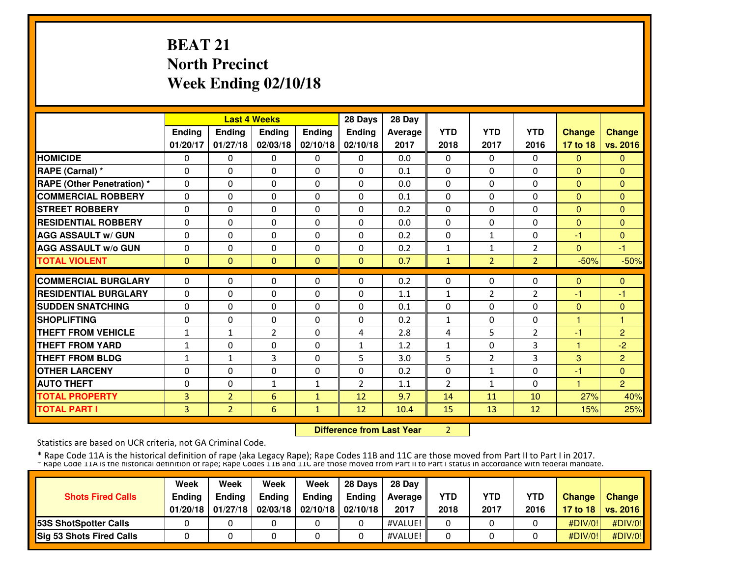# BEAT 21
## North Precinct
## Week Ending 02/10/18

| | Last 4 Weeks | | | | 28 Days | 28 Day | | | | | |
|---|---|---|---|---|---|---|---|---|---|---|---|
| | Ending 01/20/17 | Ending 01/27/18 | Ending 02/03/18 | Ending 02/10/18 | Ending 02/10/18 | Average 2017 | YTD 2018 | YTD 2017 | YTD 2016 | Change 17 to 18 | Change vs. 2016 |
| **HOMICIDE** | 0 | 0 | 0 | 0 | 0 | 0.0 | 0 | 0 | 0 | 0 | 0 |
| **RAPE (Carnal) *** | 0 | 0 | 0 | 0 | 0 | 0.1 | 0 | 0 | 0 | 0 | 0 |
| **RAPE (Other Penetration) *** | 0 | 0 | 0 | 0 | 0 | 0.0 | 0 | 0 | 0 | 0 | 0 |
| **COMMERCIAL ROBBERY** | 0 | 0 | 0 | 0 | 0 | 0.1 | 0 | 0 | 0 | 0 | 0 |
| **STREET ROBBERY** | 0 | 0 | 0 | 0 | 0 | 0.2 | 0 | 0 | 0 | 0 | 0 |
| **RESIDENTIAL ROBBERY** | 0 | 0 | 0 | 0 | 0 | 0.0 | 0 | 0 | 0 | 0 | 0 |
| **AGG ASSAULT w/ GUN** | 0 | 0 | 0 | 0 | 0 | 0.2 | 0 | 1 | 0 | -1 | 0 |
| **AGG ASSAULT w/o GUN** | 0 | 0 | 0 | 0 | 0 | 0.2 | 1 | 1 | 2 | 0 | -1 |
| **TOTAL VIOLENT** | 0 | 0 | 0 | 0 | 0 | 0.7 | 1 | 2 | 2 | -50% | -50% |
| **COMMERCIAL BURGLARY** | 0 | 0 | 0 | 0 | 0 | 0.2 | 0 | 0 | 0 | 0 | 0 |
| **RESIDENTIAL BURGLARY** | 0 | 0 | 0 | 0 | 0 | 1.1 | 1 | 2 | 2 | -1 | -1 |
| **SUDDEN SNATCHING** | 0 | 0 | 0 | 0 | 0 | 0.1 | 0 | 0 | 0 | 0 | 0 |
| **SHOPLIFTING** | 0 | 0 | 0 | 0 | 0 | 0.2 | 1 | 0 | 0 | 1 | 1 |
| **THEFT FROM VEHICLE** | 1 | 1 | 2 | 0 | 4 | 2.8 | 4 | 5 | 2 | -1 | 2 |
| **THEFT FROM YARD** | 1 | 0 | 0 | 0 | 1 | 1.2 | 1 | 0 | 3 | 1 | -2 |
| **THEFT FROM BLDG** | 1 | 1 | 3 | 0 | 5 | 3.0 | 5 | 2 | 3 | 3 | 2 |
| **OTHER LARCENY** | 0 | 0 | 0 | 0 | 0 | 0.2 | 0 | 1 | 0 | -1 | 0 |
| **AUTO THEFT** | 0 | 0 | 1 | 1 | 2 | 1.1 | 2 | 1 | 0 | 1 | 2 |
| **TOTAL PROPERTY** | 3 | 2 | 6 | 1 | 12 | 9.7 | 14 | 11 | 10 | 27% | 40% |
| **TOTAL PART I** | 3 | 2 | 6 | 1 | 12 | 10.4 | 15 | 13 | 12 | 15% | 25% |

**Difference from Last Year** 2

Statistics are based on UCR criteria, not GA Criminal Code.

\* Rape Code 11A is the historical definition of rape (aka Legacy Rape); Rape Codes 11B and 11C are those moved from Part II to Part I in 2017.
\* Rape Code 11A is the historical definition of rape; Rape Codes 11B and 11C are those moved from Part II to Part I status in accordance with federal mandate.

| Shots Fired Calls | Week Ending 01/20/18 | Week Ending 01/27/18 | Week Ending 02/03/18 | Week Ending 02/10/18 | 28 Days Ending 02/10/18 | 28 Day Average 2017 | YTD 2018 | YTD 2017 | YTD 2016 | Change 17 to 18 | Change vs. 2016 |
|---|---|---|---|---|---|---|---|---|---|---|---|
| **53S ShotSpotter Calls** | 0 | 0 | 0 | 0 | 0 | #VALUE! | 0 | 0 | 0 | #DIV/0! | #DIV/0! |
| **Sig 53 Shots Fired Calls** | 0 | 0 | 0 | 0 | 0 | #VALUE! | 0 | 0 | 0 | #DIV/0! | #DIV/0! |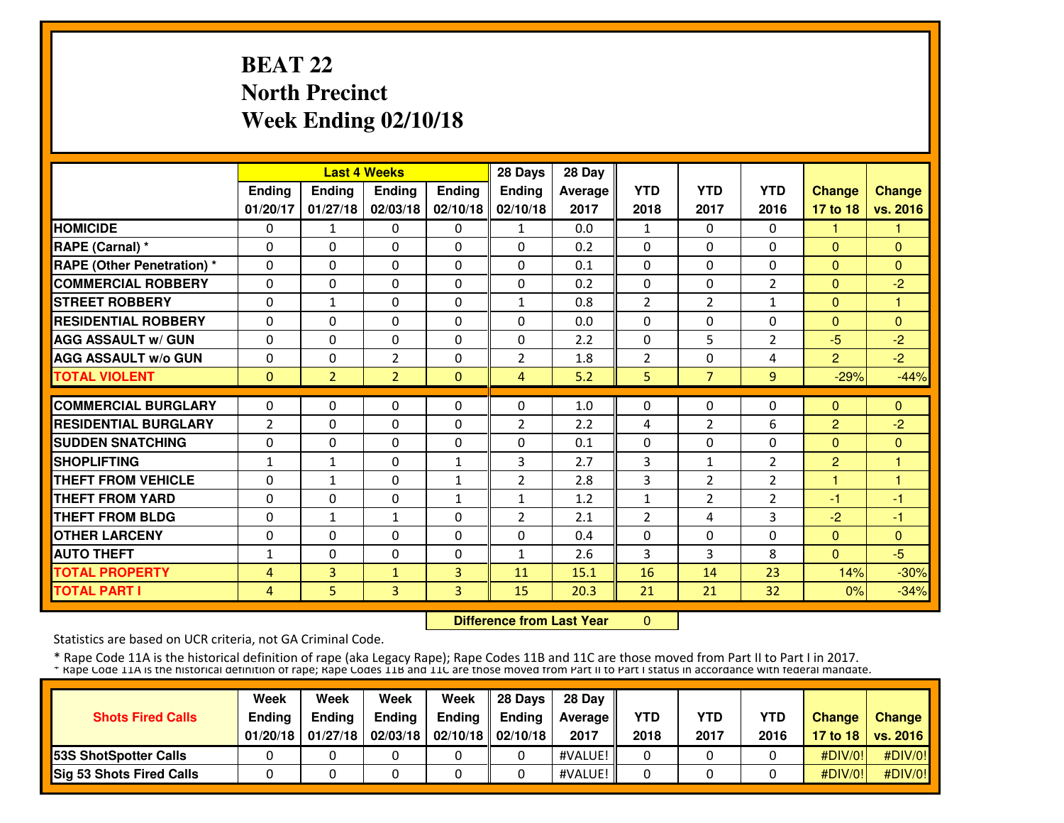# BEAT 22
# North Precinct
# Week Ending 02/10/18

| | Last 4 Weeks | | | | 28 Days | 28 Day | | | | | |
|---|---|---|---|---|---|---|---|---|---|---|---|
| | Ending 01/20/17 | Ending 01/27/18 | Ending 02/03/18 | Ending 02/10/18 | Ending 02/10/18 | Average 2017 | YTD 2018 | YTD 2017 | YTD 2016 | Change 17 to 18 | Change vs. 2016 |
| HOMICIDE | 0 | 1 | 0 | 0 | 1 | 0.0 | 1 | 0 | 0 | 1 | 1 |
| RAPE (Carnal) * | 0 | 0 | 0 | 0 | 0 | 0.2 | 0 | 0 | 0 | 0 | 0 |
| RAPE (Other Penetration) * | 0 | 0 | 0 | 0 | 0 | 0.1 | 0 | 0 | 0 | 0 | 0 |
| COMMERCIAL ROBBERY | 0 | 0 | 0 | 0 | 0 | 0.2 | 0 | 0 | 2 | 0 | -2 |
| STREET ROBBERY | 0 | 1 | 0 | 0 | 1 | 0.8 | 2 | 2 | 1 | 0 | 1 |
| RESIDENTIAL ROBBERY | 0 | 0 | 0 | 0 | 0 | 0.0 | 0 | 0 | 0 | 0 | 0 |
| AGG ASSAULT w/ GUN | 0 | 0 | 0 | 0 | 0 | 2.2 | 0 | 5 | 2 | -5 | -2 |
| AGG ASSAULT w/o GUN | 0 | 0 | 2 | 0 | 2 | 1.8 | 2 | 0 | 4 | 2 | -2 |
| TOTAL VIOLENT | 0 | 2 | 2 | 0 | 4 | 5.2 | 5 | 7 | 9 | -29% | -44% |
| COMMERCIAL BURGLARY | 0 | 0 | 0 | 0 | 0 | 1.0 | 0 | 0 | 0 | 0 | 0 |
| RESIDENTIAL BURGLARY | 2 | 0 | 0 | 0 | 2 | 2.2 | 4 | 2 | 6 | 2 | -2 |
| SUDDEN SNATCHING | 0 | 0 | 0 | 0 | 0 | 0.1 | 0 | 0 | 0 | 0 | 0 |
| SHOPLIFTING | 1 | 1 | 0 | 1 | 3 | 2.7 | 3 | 1 | 2 | 2 | 1 |
| THEFT FROM VEHICLE | 0 | 1 | 0 | 1 | 2 | 2.8 | 3 | 2 | 2 | 1 | 1 |
| THEFT FROM YARD | 0 | 0 | 0 | 1 | 1 | 1.2 | 1 | 2 | 2 | -1 | -1 |
| THEFT FROM BLDG | 0 | 1 | 1 | 0 | 2 | 2.1 | 2 | 4 | 3 | -2 | -1 |
| OTHER LARCENY | 0 | 0 | 0 | 0 | 0 | 0.4 | 0 | 0 | 0 | 0 | 0 |
| AUTO THEFT | 1 | 0 | 0 | 0 | 1 | 2.6 | 3 | 3 | 8 | 0 | -5 |
| TOTAL PROPERTY | 4 | 3 | 1 | 3 | 11 | 15.1 | 16 | 14 | 23 | 14% | -30% |
| TOTAL PART I | 4 | 5 | 3 | 3 | 15 | 20.3 | 21 | 21 | 32 | 0% | -34% |

**Difference from Last Year** 0

Statistics are based on UCR criteria, not GA Criminal Code.

* Rape Code 11A is the historical definition of rape (aka Legacy Rape); Rape Codes 11B and 11C are those moved from Part II to Part I in 2017.
* Rape Code 11A is the historical definition of rape; Rape Codes 11B and 11C are those moved from Part II to Part I status in accordance with federal mandate.

| Shots Fired Calls | Week Ending 01/20/18 | Week Ending 01/27/18 | Week Ending 02/03/18 | Week Ending 02/10/18 | 28 Days Ending 02/10/18 | 28 Day Average 2017 | YTD 2018 | YTD 2017 | YTD 2016 | Change 17 to 18 | Change vs. 2016 |
|---|---|---|---|---|---|---|---|---|---|---|---|
| 53S ShotSpotter Calls | 0 | 0 | 0 | 0 | 0 | #VALUE! | 0 | 0 | 0 | #DIV/0! | #DIV/0! |
| Sig 53 Shots Fired Calls | 0 | 0 | 0 | 0 | 0 | #VALUE! | 0 | 0 | 0 | #DIV/0! | #DIV/0! |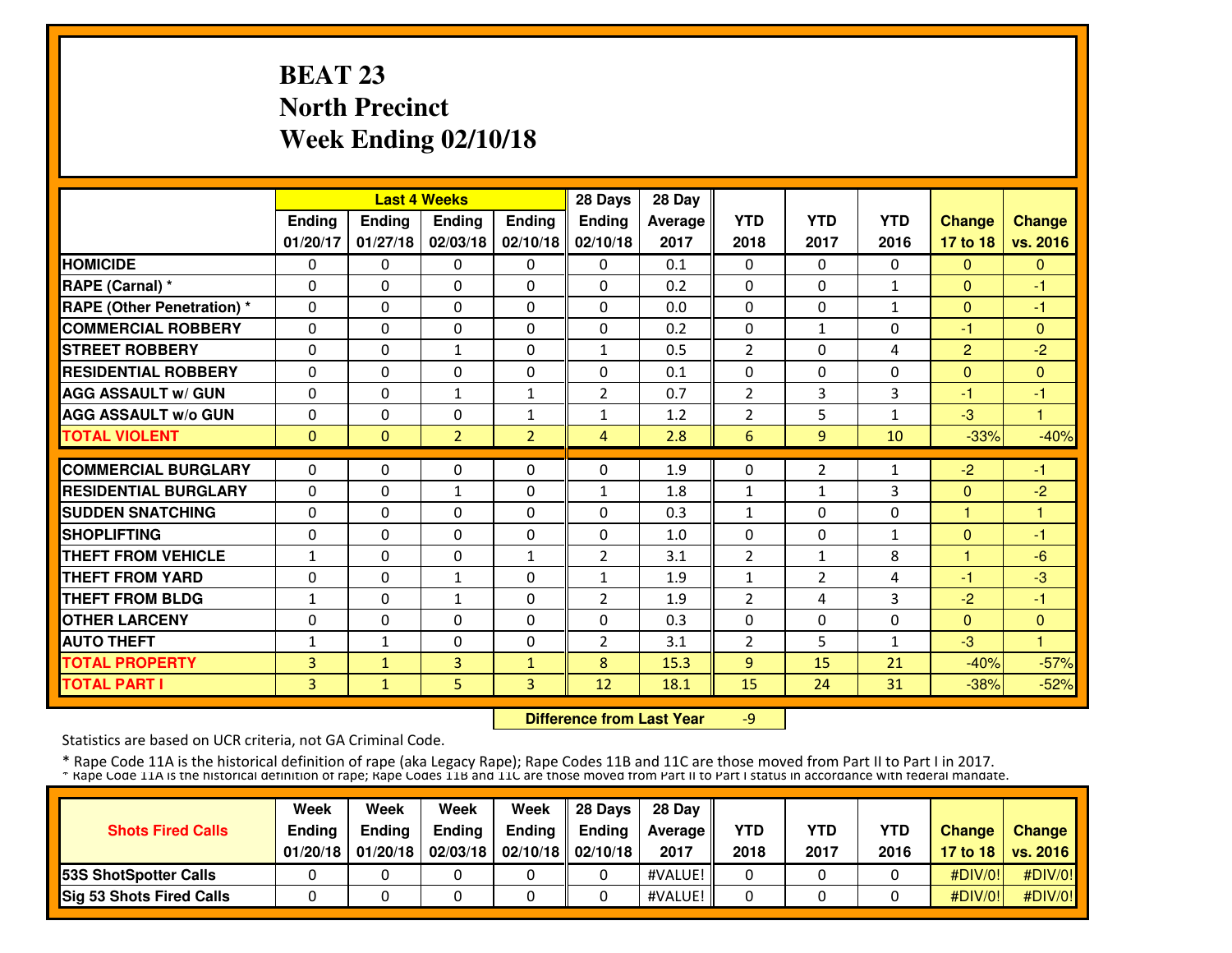# BEAT 23
## North Precinct
## Week Ending 02/10/18

| | Last 4 Weeks | | | | 28 Days | 28 Day | | | | | |
|---|---|---|---|---|---|---|---|---|---|---|---|
| | Ending 01/20/17 | Ending 01/27/18 | Ending 02/03/18 | Ending 02/10/18 | Ending 02/10/18 | Average 2017 | YTD 2018 | YTD 2017 | YTD 2016 | Change 17 to 18 | Change vs. 2016 |
| HOMICIDE | 0 | 0 | 0 | 0 | 0 | 0.1 | 0 | 0 | 0 | 0 | 0 |
| RAPE (Carnal) * | 0 | 0 | 0 | 0 | 0 | 0.2 | 0 | 0 | 1 | 0 | -1 |
| RAPE (Other Penetration) * | 0 | 0 | 0 | 0 | 0 | 0.0 | 0 | 0 | 1 | 0 | -1 |
| COMMERCIAL ROBBERY | 0 | 0 | 0 | 0 | 0 | 0.2 | 0 | 1 | 0 | -1 | 0 |
| STREET ROBBERY | 0 | 0 | 1 | 0 | 1 | 0.5 | 2 | 0 | 4 | 2 | -2 |
| RESIDENTIAL ROBBERY | 0 | 0 | 0 | 0 | 0 | 0.1 | 0 | 0 | 0 | 0 | 0 |
| AGG ASSAULT w/ GUN | 0 | 0 | 1 | 1 | 2 | 0.7 | 2 | 3 | 3 | -1 | -1 |
| AGG ASSAULT w/o GUN | 0 | 0 | 0 | 1 | 1 | 1.2 | 2 | 5 | 1 | -3 | 1 |
| TOTAL VIOLENT | 0 | 0 | 2 | 2 | 4 | 2.8 | 6 | 9 | 10 | -33% | -40% |
| COMMERCIAL BURGLARY | 0 | 0 | 0 | 0 | 0 | 1.9 | 0 | 2 | 1 | -2 | -1 |
| RESIDENTIAL BURGLARY | 0 | 0 | 1 | 0 | 1 | 1.8 | 1 | 1 | 3 | 0 | -2 |
| SUDDEN SNATCHING | 0 | 0 | 0 | 0 | 0 | 0.3 | 1 | 0 | 0 | 1 | 1 |
| SHOPLIFTING | 0 | 0 | 0 | 0 | 0 | 1.0 | 0 | 0 | 1 | 0 | -1 |
| THEFT FROM VEHICLE | 1 | 0 | 0 | 1 | 2 | 3.1 | 2 | 1 | 8 | 1 | -6 |
| THEFT FROM YARD | 0 | 0 | 1 | 0 | 1 | 1.9 | 1 | 2 | 4 | -1 | -3 |
| THEFT FROM BLDG | 1 | 0 | 1 | 0 | 2 | 1.9 | 2 | 4 | 3 | -2 | -1 |
| OTHER LARCENY | 0 | 0 | 0 | 0 | 0 | 0.3 | 0 | 0 | 0 | 0 | 0 |
| AUTO THEFT | 1 | 1 | 0 | 0 | 2 | 3.1 | 2 | 5 | 1 | -3 | 1 |
| TOTAL PROPERTY | 3 | 1 | 3 | 1 | 8 | 15.3 | 9 | 15 | 21 | -40% | -57% |
| TOTAL PART I | 3 | 1 | 5 | 3 | 12 | 18.1 | 15 | 24 | 31 | -38% | -52% |

**Difference from Last Year** -9

Statistics are based on UCR criteria, not GA Criminal Code.

\* Rape Code 11A is the historical definition of rape (aka Legacy Rape); Rape Codes 11B and 11C are those moved from Part II to Part I in 2017.

\* Rape Code 11A is the historical definition of rape; Rape Codes 11B and 11C are those moved from Part II to Part I status in accordance with federal mandate.

| Shots Fired Calls | Week Ending 01/20/18 | Week Ending 01/20/18 | Week Ending 02/03/18 | Week Ending 02/10/18 | 28 Days Ending 02/10/18 | 28 Day Average 2017 | YTD 2018 | YTD 2017 | YTD 2016 | Change 17 to 18 | Change vs. 2016 |
|---|---|---|---|---|---|---|---|---|---|---|---|
| 53S ShotSpotter Calls | 0 | 0 | 0 | 0 | 0 | #VALUE! | 0 | 0 | 0 | #DIV/0! | #DIV/0! |
| Sig 53 Shots Fired Calls | 0 | 0 | 0 | 0 | 0 | #VALUE! | 0 | 0 | 0 | #DIV/0! | #DIV/0! |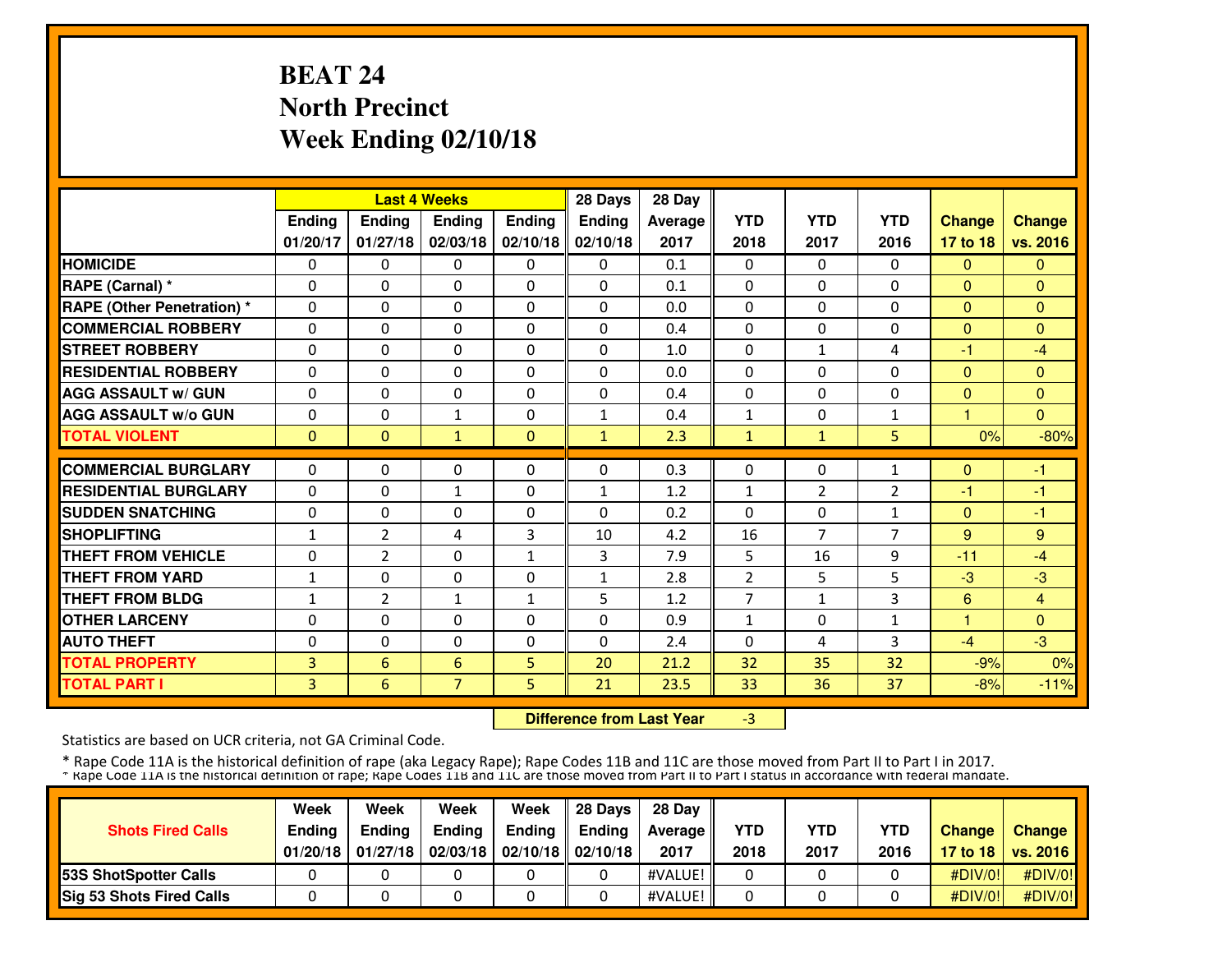# BEAT 24
# North Precinct
# Week Ending 02/10/18

| | Last 4 Weeks | | | | 28 Days | 28 Day | | | | | |
|---|---|---|---|---|---|---|---|---|---|---|---|
| | Ending 01/20/17 | Ending 01/27/18 | Ending 02/03/18 | Ending 02/10/18 | Ending 02/10/18 | Average 2017 | YTD 2018 | YTD 2017 | YTD 2016 | Change 17 to 18 | Change vs. 2016 |
| HOMICIDE | 0 | 0 | 0 | 0 | 0 | 0.1 | 0 | 0 | 0 | 0 | 0 |
| RAPE (Carnal) * | 0 | 0 | 0 | 0 | 0 | 0.1 | 0 | 0 | 0 | 0 | 0 |
| RAPE (Other Penetration) * | 0 | 0 | 0 | 0 | 0 | 0.0 | 0 | 0 | 0 | 0 | 0 |
| COMMERCIAL ROBBERY | 0 | 0 | 0 | 0 | 0 | 0.4 | 0 | 0 | 0 | 0 | 0 |
| STREET ROBBERY | 0 | 0 | 0 | 0 | 0 | 1.0 | 0 | 1 | 4 | -1 | -4 |
| RESIDENTIAL ROBBERY | 0 | 0 | 0 | 0 | 0 | 0.0 | 0 | 0 | 0 | 0 | 0 |
| AGG ASSAULT w/ GUN | 0 | 0 | 0 | 0 | 0 | 0.4 | 0 | 0 | 0 | 0 | 0 |
| AGG ASSAULT w/o GUN | 0 | 0 | 1 | 0 | 1 | 0.4 | 1 | 0 | 1 | 1 | 0 |
| TOTAL VIOLENT | 0 | 0 | 1 | 0 | 1 | 2.3 | 1 | 1 | 5 | 0% | -80% |
| COMMERCIAL BURGLARY | 0 | 0 | 0 | 0 | 0 | 0.3 | 0 | 0 | 1 | 0 | -1 |
| RESIDENTIAL BURGLARY | 0 | 0 | 1 | 0 | 1 | 1.2 | 1 | 2 | 2 | -1 | -1 |
| SUDDEN SNATCHING | 0 | 0 | 0 | 0 | 0 | 0.2 | 0 | 0 | 1 | 0 | -1 |
| SHOPLIFTING | 1 | 2 | 4 | 3 | 10 | 4.2 | 16 | 7 | 7 | 9 | 9 |
| THEFT FROM VEHICLE | 0 | 2 | 0 | 1 | 3 | 7.9 | 5 | 16 | 9 | -11 | -4 |
| THEFT FROM YARD | 1 | 0 | 0 | 0 | 1 | 2.8 | 2 | 5 | 5 | -3 | -3 |
| THEFT FROM BLDG | 1 | 2 | 1 | 1 | 5 | 1.2 | 7 | 1 | 3 | 6 | 4 |
| OTHER LARCENY | 0 | 0 | 0 | 0 | 0 | 0.9 | 1 | 0 | 1 | 1 | 0 |
| AUTO THEFT | 0 | 0 | 0 | 0 | 0 | 2.4 | 0 | 4 | 3 | -4 | -3 |
| TOTAL PROPERTY | 3 | 6 | 6 | 5 | 20 | 21.2 | 32 | 35 | 32 | -9% | 0% |
| TOTAL PART I | 3 | 6 | 7 | 5 | 21 | 23.5 | 33 | 36 | 37 | -8% | -11% |

**Difference from Last Year** -3

Statistics are based on UCR criteria, not GA Criminal Code.

\* Rape Code 11A is the historical definition of rape (aka Legacy Rape); Rape Codes 11B and 11C are those moved from Part II to Part I in 2017.

\* Rape Code 11A is the historical definition of rape; Rape Codes 11B and 11C are those moved from Part II to Part I status in accordance with federal mandate.

| Shots Fired Calls | Week Ending 01/20/18 | Week Ending 01/27/18 | Week Ending 02/03/18 | Week Ending 02/10/18 | 28 Days Ending 02/10/18 | 28 Day Average 2017 | YTD 2018 | YTD 2017 | YTD 2016 | Change 17 to 18 | Change vs. 2016 |
|---|---|---|---|---|---|---|---|---|---|---|---|
| 53S ShotSpotter Calls | 0 | 0 | 0 | 0 | 0 | #VALUE! | 0 | 0 | 0 | #DIV/0! | #DIV/0! |
| Sig 53 Shots Fired Calls | 0 | 0 | 0 | 0 | 0 | #VALUE! | 0 | 0 | 0 | #DIV/0! | #DIV/0! |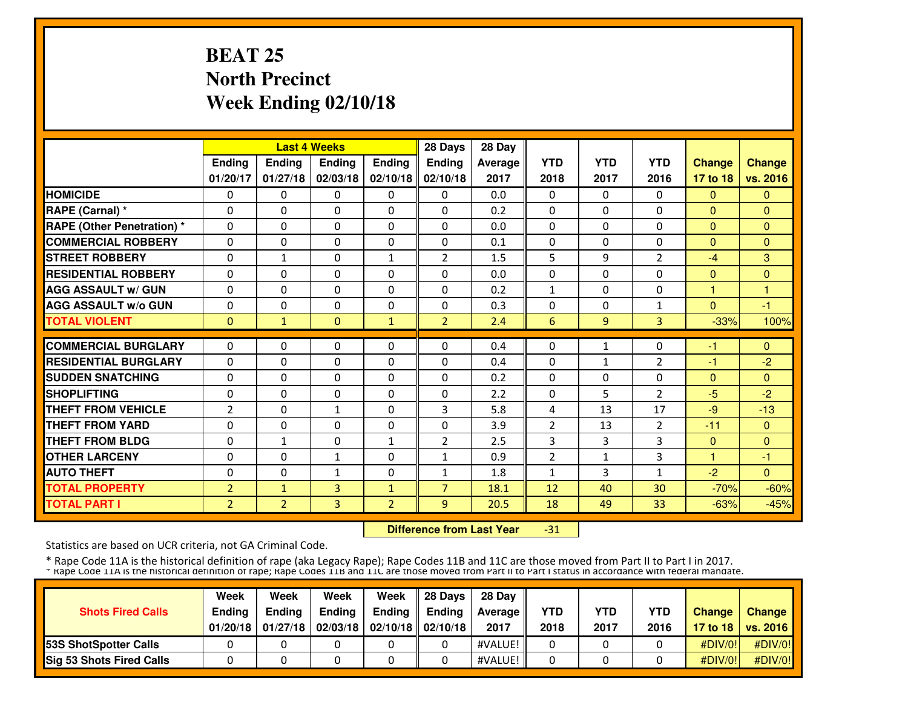# BEAT 25
# North Precinct
# Week Ending 02/10/18

| | Last 4 Weeks | | | | 28 Days | 28 Day | | | | | |
|---|---|---|---|---|---|---|---|---|---|---|---|
| | Ending 01/20/17 | Ending 01/27/18 | Ending 02/03/18 | Ending 02/10/18 | Ending 02/10/18 | Average 2017 | YTD 2018 | YTD 2017 | YTD 2016 | Change 17 to 18 | Change vs. 2016 |
| HOMICIDE | 0 | 0 | 0 | 0 | 0 | 0.0 | 0 | 0 | 0 | 0 | 0 |
| RAPE (Carnal) * | 0 | 0 | 0 | 0 | 0 | 0.2 | 0 | 0 | 0 | 0 | 0 |
| RAPE (Other Penetration) * | 0 | 0 | 0 | 0 | 0 | 0.0 | 0 | 0 | 0 | 0 | 0 |
| COMMERCIAL ROBBERY | 0 | 0 | 0 | 0 | 0 | 0.1 | 0 | 0 | 0 | 0 | 0 |
| STREET ROBBERY | 0 | 1 | 0 | 1 | 2 | 1.5 | 5 | 9 | 2 | -4 | 3 |
| RESIDENTIAL ROBBERY | 0 | 0 | 0 | 0 | 0 | 0.0 | 0 | 0 | 0 | 0 | 0 |
| AGG ASSAULT w/ GUN | 0 | 0 | 0 | 0 | 0 | 0.2 | 1 | 0 | 0 | 1 | 1 |
| AGG ASSAULT w/o GUN | 0 | 0 | 0 | 0 | 0 | 0.3 | 0 | 0 | 1 | 0 | -1 |
| TOTAL VIOLENT | 0 | 1 | 0 | 1 | 2 | 2.4 | 6 | 9 | 3 | -33% | 100% |
| COMMERCIAL BURGLARY | 0 | 0 | 0 | 0 | 0 | 0.4 | 0 | 1 | 0 | -1 | 0 |
| RESIDENTIAL BURGLARY | 0 | 0 | 0 | 0 | 0 | 0.4 | 0 | 1 | 2 | -1 | -2 |
| SUDDEN SNATCHING | 0 | 0 | 0 | 0 | 0 | 0.2 | 0 | 0 | 0 | 0 | 0 |
| SHOPLIFTING | 0 | 0 | 0 | 0 | 0 | 2.2 | 0 | 5 | 2 | -5 | -2 |
| THEFT FROM VEHICLE | 2 | 0 | 1 | 0 | 3 | 5.8 | 4 | 13 | 17 | -9 | -13 |
| THEFT FROM YARD | 0 | 0 | 0 | 0 | 0 | 3.9 | 2 | 13 | 2 | -11 | 0 |
| THEFT FROM BLDG | 0 | 1 | 0 | 1 | 2 | 2.5 | 3 | 3 | 3 | 0 | 0 |
| OTHER LARCENY | 0 | 0 | 1 | 0 | 1 | 0.9 | 2 | 1 | 3 | 1 | -1 |
| AUTO THEFT | 0 | 0 | 1 | 0 | 1 | 1.8 | 1 | 3 | 1 | -2 | 0 |
| TOTAL PROPERTY | 2 | 1 | 3 | 1 | 7 | 18.1 | 12 | 40 | 30 | -70% | -60% |
| TOTAL PART I | 2 | 2 | 3 | 2 | 9 | 20.5 | 18 | 49 | 33 | -63% | -45% |

**Difference from Last Year** -31

Statistics are based on UCR criteria, not GA Criminal Code.

* Rape Code 11A is the historical definition of rape (aka Legacy Rape); Rape Codes 11B and 11C are those moved from Part II to Part I in 2017.

* Rape Code 11A is the historical definition of rape; Rape Codes 11B and 11C are those moved from Part II to Part I status in accordance with federal mandate.

| Shots Fired Calls | Week Ending 01/20/18 | Week Ending 01/27/18 | Week Ending 02/03/18 | Week Ending 02/10/18 | 28 Days Ending 02/10/18 | 28 Day Average 2017 | YTD 2018 | YTD 2017 | YTD 2016 | Change 17 to 18 | Change vs. 2016 |
|---|---|---|---|---|---|---|---|---|---|---|---|
| 53S ShotSpotter Calls | 0 | 0 | 0 | 0 | 0 | #VALUE! | 0 | 0 | 0 | #DIV/0! | #DIV/0! |
| Sig 53 Shots Fired Calls | 0 | 0 | 0 | 0 | 0 | #VALUE! | 0 | 0 | 0 | #DIV/0! | #DIV/0! |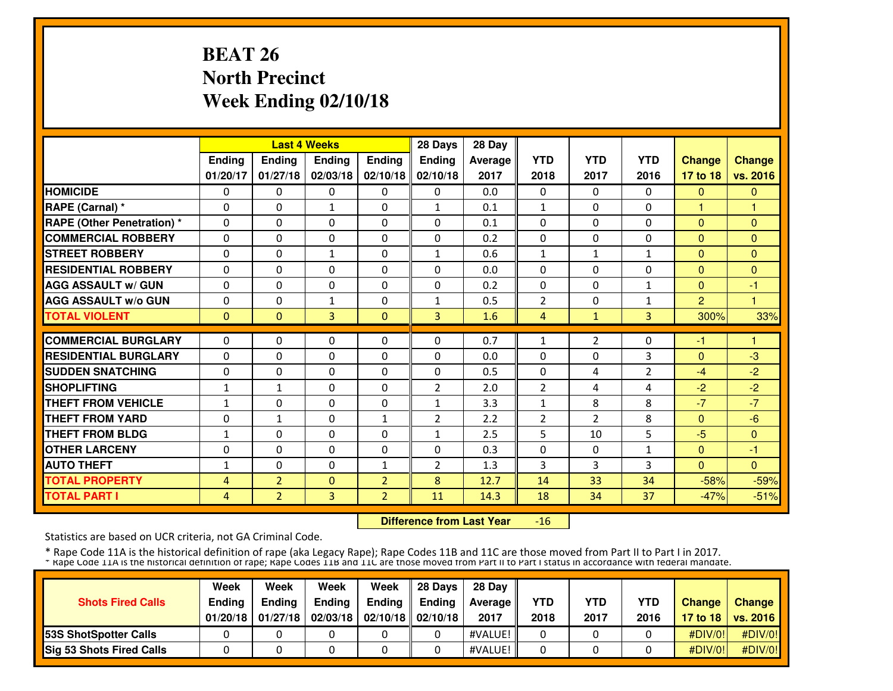# BEAT 26
# North Precinct
# Week Ending 02/10/18

| | Last 4 Weeks | | | | 28 Days | 28 Day | | | | | |
|---|---|---|---|---|---|---|---|---|---|---|---|
| | Ending 01/20/17 | Ending 01/27/18 | Ending 02/03/18 | Ending 02/10/18 | Ending 02/10/18 | Average 2017 | YTD 2018 | YTD 2017 | YTD 2016 | Change 17 to 18 | Change vs. 2016 |
| HOMICIDE | 0 | 0 | 0 | 0 | 0 | 0.0 | 0 | 0 | 0 | 0 | 0 |
| RAPE (Carnal) * | 0 | 0 | 1 | 0 | 1 | 0.1 | 1 | 0 | 0 | 1 | 1 |
| RAPE (Other Penetration) * | 0 | 0 | 0 | 0 | 0 | 0.1 | 0 | 0 | 0 | 0 | 0 |
| COMMERCIAL ROBBERY | 0 | 0 | 0 | 0 | 0 | 0.2 | 0 | 0 | 0 | 0 | 0 |
| STREET ROBBERY | 0 | 0 | 1 | 0 | 1 | 0.6 | 1 | 1 | 1 | 0 | 0 |
| RESIDENTIAL ROBBERY | 0 | 0 | 0 | 0 | 0 | 0.0 | 0 | 0 | 0 | 0 | 0 |
| AGG ASSAULT w/ GUN | 0 | 0 | 0 | 0 | 0 | 0.2 | 0 | 0 | 1 | 0 | -1 |
| AGG ASSAULT w/o GUN | 0 | 0 | 1 | 0 | 1 | 0.5 | 2 | 0 | 1 | 2 | 1 |
| TOTAL VIOLENT | 0 | 0 | 3 | 0 | 3 | 1.6 | 4 | 1 | 3 | 300% | 33% |
| COMMERCIAL BURGLARY | 0 | 0 | 0 | 0 | 0 | 0.7 | 1 | 2 | 0 | -1 | 1 |
| RESIDENTIAL BURGLARY | 0 | 0 | 0 | 0 | 0 | 0.0 | 0 | 0 | 3 | 0 | -3 |
| SUDDEN SNATCHING | 0 | 0 | 0 | 0 | 0 | 0.5 | 0 | 4 | 2 | -4 | -2 |
| SHOPLIFTING | 1 | 1 | 0 | 0 | 2 | 2.0 | 2 | 4 | 4 | -2 | -2 |
| THEFT FROM VEHICLE | 1 | 0 | 0 | 0 | 1 | 3.3 | 1 | 8 | 8 | -7 | -7 |
| THEFT FROM YARD | 0 | 1 | 0 | 1 | 2 | 2.2 | 2 | 2 | 8 | 0 | -6 |
| THEFT FROM BLDG | 1 | 0 | 0 | 0 | 1 | 2.5 | 5 | 10 | 5 | -5 | 0 |
| OTHER LARCENY | 0 | 0 | 0 | 0 | 0 | 0.3 | 0 | 0 | 1 | 0 | -1 |
| AUTO THEFT | 1 | 0 | 0 | 1 | 2 | 1.3 | 3 | 3 | 3 | 0 | 0 |
| TOTAL PROPERTY | 4 | 2 | 0 | 2 | 8 | 12.7 | 14 | 33 | 34 | -58% | -59% |
| TOTAL PART I | 4 | 2 | 3 | 2 | 11 | 14.3 | 18 | 34 | 37 | -47% | -51% |

**Difference from Last Year** -16

Statistics are based on UCR criteria, not GA Criminal Code.

* Rape Code 11A is the historical definition of rape (aka Legacy Rape); Rape Codes 11B and 11C are those moved from Part II to Part I in 2017.

* Rape Code 11A is the historical definition of rape; Rape Codes 11B and 11C are those moved from Part II to Part I status in accordance with federal mandate.

| Shots Fired Calls | Week Ending 01/20/18 | Week Ending 01/27/18 | Week Ending 02/03/18 | Week Ending 02/10/18 | 28 Days Ending 02/10/18 | 28 Day Average 2017 | YTD 2018 | YTD 2017 | YTD 2016 | Change 17 to 18 | Change vs. 2016 |
|---|---|---|---|---|---|---|---|---|---|---|---|
| 53S ShotSpotter Calls | 0 | 0 | 0 | 0 | 0 | #VALUE! | 0 | 0 | 0 | #DIV/0! | #DIV/0! |
| Sig 53 Shots Fired Calls | 0 | 0 | 0 | 0 | 0 | #VALUE! | 0 | 0 | 0 | #DIV/0! | #DIV/0! |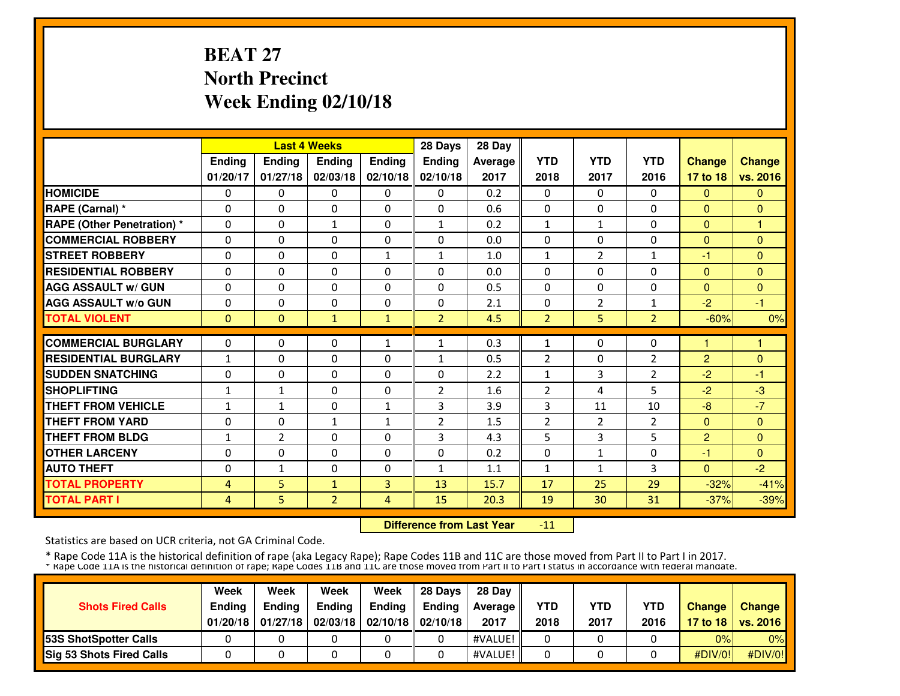# BEAT 27
# North Precinct
# Week Ending 02/10/18

| | Last 4 Weeks | | | | 28 Days | 28 Day | | | | | |
|---|---|---|---|---|---|---|---|---|---|---|---|
| | Ending 01/20/17 | Ending 01/27/18 | Ending 02/03/18 | Ending 02/10/18 | Ending 02/10/18 | Average 2017 | YTD 2018 | YTD 2017 | YTD 2016 | Change 17 to 18 | Change vs. 2016 |
| **HOMICIDE** | 0 | 0 | 0 | 0 | 0 | 0.2 | 0 | 0 | 0 | 0 | 0 |
| **RAPE (Carnal) *** | 0 | 0 | 0 | 0 | 0 | 0.6 | 0 | 0 | 0 | 0 | 0 |
| **RAPE (Other Penetration) *** | 0 | 0 | 1 | 0 | 1 | 0.2 | 1 | 1 | 0 | 0 | 1 |
| **COMMERCIAL ROBBERY** | 0 | 0 | 0 | 0 | 0 | 0.0 | 0 | 0 | 0 | 0 | 0 |
| **STREET ROBBERY** | 0 | 0 | 0 | 1 | 1 | 1.0 | 1 | 2 | 1 | -1 | 0 |
| **RESIDENTIAL ROBBERY** | 0 | 0 | 0 | 0 | 0 | 0.0 | 0 | 0 | 0 | 0 | 0 |
| **AGG ASSAULT w/ GUN** | 0 | 0 | 0 | 0 | 0 | 0.5 | 0 | 0 | 0 | 0 | 0 |
| **AGG ASSAULT w/o GUN** | 0 | 0 | 0 | 0 | 0 | 2.1 | 0 | 2 | 1 | -2 | -1 |
| **TOTAL VIOLENT** | 0 | 0 | 1 | 1 | 2 | 4.5 | 2 | 5 | 2 | -60% | 0% |
| **COMMERCIAL BURGLARY** | 0 | 0 | 0 | 1 | 1 | 0.3 | 1 | 0 | 0 | 1 | 1 |
| **RESIDENTIAL BURGLARY** | 1 | 0 | 0 | 0 | 1 | 0.5 | 2 | 0 | 2 | 2 | 0 |
| **SUDDEN SNATCHING** | 0 | 0 | 0 | 0 | 0 | 2.2 | 1 | 3 | 2 | -2 | -1 |
| **SHOPLIFTING** | 1 | 1 | 0 | 0 | 2 | 1.6 | 2 | 4 | 5 | -2 | -3 |
| **THEFT FROM VEHICLE** | 1 | 1 | 0 | 1 | 3 | 3.9 | 3 | 11 | 10 | -8 | -7 |
| **THEFT FROM YARD** | 0 | 0 | 1 | 1 | 2 | 1.5 | 2 | 2 | 2 | 0 | 0 |
| **THEFT FROM BLDG** | 1 | 2 | 0 | 0 | 3 | 4.3 | 5 | 3 | 5 | 2 | 0 |
| **OTHER LARCENY** | 0 | 0 | 0 | 0 | 0 | 0.2 | 0 | 1 | 0 | -1 | 0 |
| **AUTO THEFT** | 0 | 1 | 0 | 0 | 1 | 1.1 | 1 | 1 | 3 | 0 | -2 |
| **TOTAL PROPERTY** | 4 | 5 | 1 | 3 | 13 | 15.7 | 17 | 25 | 29 | -32% | -41% |
| **TOTAL PART I** | 4 | 5 | 2 | 4 | 15 | 20.3 | 19 | 30 | 31 | -37% | -39% |

**Difference from Last Year** -11

Statistics are based on UCR criteria, not GA Criminal Code.

* Rape Code 11A is the historical definition of rape (aka Legacy Rape); Rape Codes 11B and 11C are those moved from Part II to Part I in 2017.
* Rape Code 11A is the historical definition of rape; Rape Codes 11B and 11C are those moved from Part II to Part I status in accordance with federal mandate.

| Shots Fired Calls | Week Ending 01/20/18 | Week Ending 01/27/18 | Week Ending 02/03/18 | Week Ending 02/10/18 | 28 Days Ending 02/10/18 | 28 Day Average 2017 | YTD 2018 | YTD 2017 | YTD 2016 | Change 17 to 18 | Change vs. 2016 |
|---|---|---|---|---|---|---|---|---|---|---|---|
| **53S ShotSpotter Calls** | 0 | 0 | 0 | 0 | 0 | #VALUE! | 0 | 0 | 0 | 0% | 0% |
| **Sig 53 Shots Fired Calls** | 0 | 0 | 0 | 0 | 0 | #VALUE! | 0 | 0 | 0 | #DIV/0! | #DIV/0! |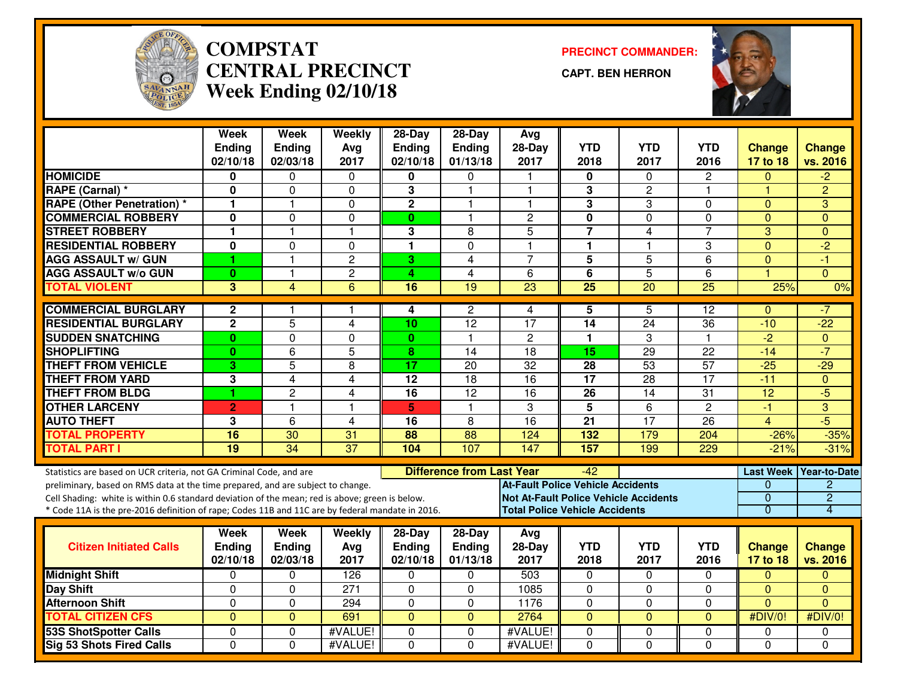# COMPSTAT CENTRAL PRECINCT Week Ending 02/10/18

**PRECINCT COMMANDER:** CAPT. BEN HERRON

| | Week Ending 02/10/18 | Week Ending 02/03/18 | Weekly Avg 2017 | 28-Day Ending 02/10/18 | 28-Day Ending 01/13/18 | Avg 28-Day 2017 | YTD 2018 | YTD 2017 | YTD 2016 | Change 17 to 18 | Change vs. 2016 |
|---|---|---|---|---|---|---|---|---|---|---|---|
| **HOMICIDE** | 0 | 0 | 0 | 0 | 0 | 1 | 0 | 0 | 2 | 0 | -2 |
| **RAPE (Carnal) *** | 0 | 0 | 0 | 3 | 1 | 1 | 3 | 2 | 1 | 1 | 2 |
| **RAPE (Other Penetration) *** | 1 | 1 | 0 | 2 | 1 | 1 | 3 | 3 | 0 | 0 | 3 |
| **COMMERCIAL ROBBERY** | 0 | 0 | 0 | 0 | 1 | 2 | 0 | 0 | 0 | 0 | 0 |
| **STREET ROBBERY** | 1 | 1 | 1 | 3 | 8 | 5 | 7 | 4 | 7 | 3 | 0 |
| **RESIDENTIAL ROBBERY** | 0 | 0 | 0 | 1 | 0 | 1 | 1 | 1 | 3 | 0 | -2 |
| **AGG ASSAULT w/ GUN** | 1 | 1 | 2 | 3 | 4 | 7 | 5 | 5 | 6 | 0 | -1 |
| **AGG ASSAULT w/o GUN** | 0 | 1 | 2 | 4 | 4 | 6 | 6 | 5 | 6 | 1 | 0 |
| **TOTAL VIOLENT** | 3 | 4 | 6 | 16 | 19 | 23 | 25 | 20 | 25 | 25% | 0% |
| **COMMERCIAL BURGLARY** | 2 | 1 | 1 | 4 | 2 | 4 | 5 | 5 | 12 | 0 | -7 |
| **RESIDENTIAL BURGLARY** | 2 | 5 | 4 | 10 | 12 | 17 | 14 | 24 | 36 | -10 | -22 |
| **SUDDEN SNATCHING** | 0 | 0 | 0 | 0 | 1 | 2 | 1 | 3 | 1 | -2 | 0 |
| **SHOPLIFTING** | 0 | 6 | 5 | 8 | 14 | 18 | 15 | 29 | 22 | -14 | -7 |
| **THEFT FROM VEHICLE** | 3 | 5 | 8 | 17 | 20 | 32 | 28 | 53 | 57 | -25 | -29 |
| **THEFT FROM YARD** | 3 | 4 | 4 | 12 | 18 | 16 | 17 | 28 | 17 | -11 | 0 |
| **THEFT FROM BLDG** | 1 | 2 | 4 | 16 | 12 | 16 | 26 | 14 | 31 | 12 | -5 |
| **OTHER LARCENY** | 2 | 1 | 1 | 5 | 1 | 3 | 5 | 6 | 2 | -1 | 3 |
| **AUTO THEFT** | 3 | 6 | 4 | 16 | 8 | 16 | 21 | 17 | 26 | 4 | -5 |
| **TOTAL PROPERTY** | 16 | 30 | 31 | 88 | 88 | 124 | 132 | 179 | 204 | -26% | -35% |
| **TOTAL PART I** | 19 | 34 | 37 | 104 | 107 | 147 | 157 | 199 | 229 | -21% | -31% |

**Difference from Last Year:** -42

Statistics are based on UCR criteria, not GA Criminal Code, and are preliminary, based on RMS data at the time prepared, and are subject to change.
Cell Shading: white is within 0.6 standard deviation of the mean; red is above; green is below.
* Code 11A is the pre-2016 definition of rape; Codes 11B and 11C are by federal mandate in 2016.

| | Last Week | Year-to-Date |
|---|---|---|
| **At-Fault Police Vehicle Accidents** | 0 | 2 |
| **Not At-Fault Police Vehicle Accidents** | 0 | 2 |
| **Total Police Vehicle Accidents** | 0 | 4 |

| Citizen Initiated Calls | Week Ending 02/10/18 | Week Ending 02/03/18 | Weekly Avg 2017 | 28-Day Ending 02/10/18 | 28-Day Ending 01/13/18 | Avg 28-Day 2017 | YTD 2018 | YTD 2017 | YTD 2016 | Change 17 to 18 | Change vs. 2016 |
|---|---|---|---|---|---|---|---|---|---|---|---|
| **Midnight Shift** | 0 | 0 | 126 | 0 | 0 | 503 | 0 | 0 | 0 | 0 | 0 |
| **Day Shift** | 0 | 0 | 271 | 0 | 0 | 1085 | 0 | 0 | 0 | 0 | 0 |
| **Afternoon Shift** | 0 | 0 | 294 | 0 | 0 | 1176 | 0 | 0 | 0 | 0 | 0 |
| **TOTAL CITIZEN CFS** | 0 | 0 | 691 | 0 | 0 | 2764 | 0 | 0 | 0 | #DIV/0! | #DIV/0! |
| **53S ShotSpotter Calls** | 0 | 0 | #VALUE! | 0 | 0 | #VALUE! | 0 | 0 | 0 | 0 | 0 |
| **Sig 53 Shots Fired Calls** | 0 | 0 | #VALUE! | 0 | 0 | #VALUE! | 0 | 0 | 0 | 0 | 0 |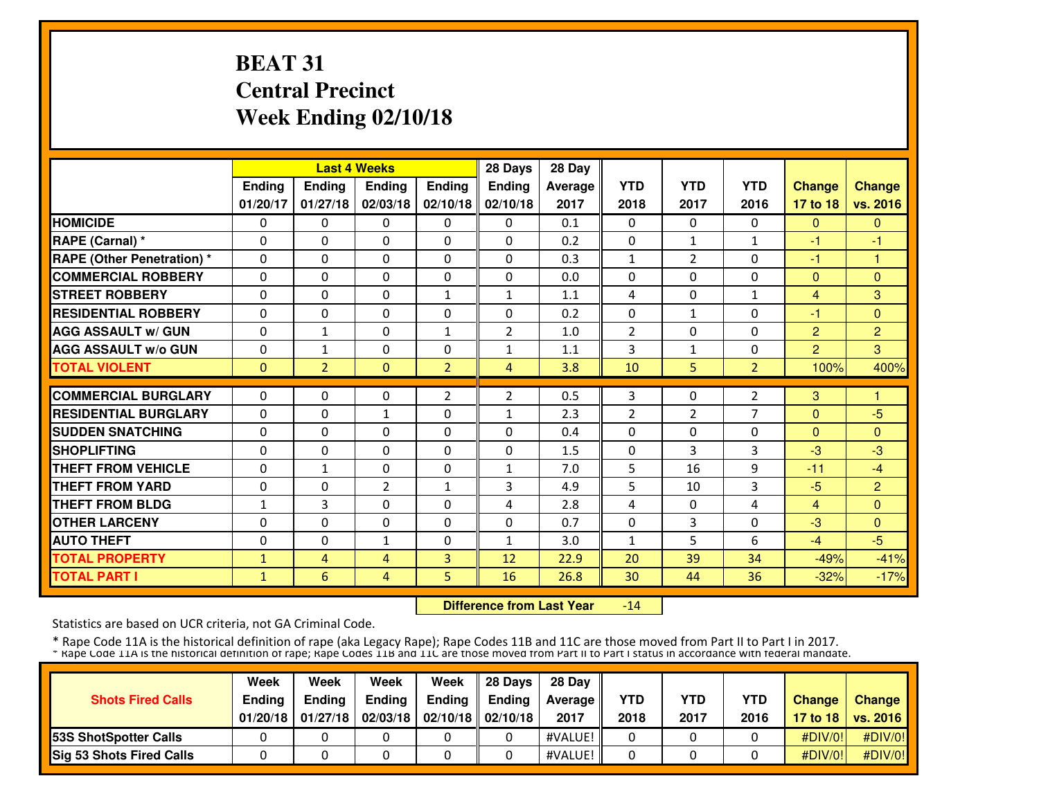# BEAT 31
# Central Precinct
# Week Ending 02/10/18

| | Last 4 Weeks | | | | 28 Days | 28 Day | | | | | |
|---|---|---|---|---|---|---|---|---|---|---|---|
| | Ending 01/20/17 | Ending 01/27/18 | Ending 02/03/18 | Ending 02/10/18 | Ending 02/10/18 | Average 2017 | YTD 2018 | YTD 2017 | YTD 2016 | Change 17 to 18 | Change vs. 2016 |
| HOMICIDE | 0 | 0 | 0 | 0 | 0 | 0.1 | 0 | 0 | 0 | 0 | 0 |
| RAPE (Carnal) * | 0 | 0 | 0 | 0 | 0 | 0.2 | 0 | 1 | 1 | -1 | -1 |
| RAPE (Other Penetration) * | 0 | 0 | 0 | 0 | 0 | 0.3 | 1 | 2 | 0 | -1 | 1 |
| COMMERCIAL ROBBERY | 0 | 0 | 0 | 0 | 0 | 0.0 | 0 | 0 | 0 | 0 | 0 |
| STREET ROBBERY | 0 | 0 | 0 | 1 | 1 | 1.1 | 4 | 0 | 1 | 4 | 3 |
| RESIDENTIAL ROBBERY | 0 | 0 | 0 | 0 | 0 | 0.2 | 0 | 1 | 0 | -1 | 0 |
| AGG ASSAULT w/ GUN | 0 | 1 | 0 | 1 | 2 | 1.0 | 2 | 0 | 0 | 2 | 2 |
| AGG ASSAULT w/o GUN | 0 | 1 | 0 | 0 | 1 | 1.1 | 3 | 1 | 0 | 2 | 3 |
| TOTAL VIOLENT | 0 | 2 | 0 | 2 | 4 | 3.8 | 10 | 5 | 2 | 100% | 400% |
| COMMERCIAL BURGLARY | 0 | 0 | 0 | 2 | 2 | 0.5 | 3 | 0 | 2 | 3 | 1 |
| RESIDENTIAL BURGLARY | 0 | 0 | 1 | 0 | 1 | 2.3 | 2 | 2 | 7 | 0 | -5 |
| SUDDEN SNATCHING | 0 | 0 | 0 | 0 | 0 | 0.4 | 0 | 0 | 0 | 0 | 0 |
| SHOPLIFTING | 0 | 0 | 0 | 0 | 0 | 1.5 | 0 | 3 | 3 | -3 | -3 |
| THEFT FROM VEHICLE | 0 | 1 | 0 | 0 | 1 | 7.0 | 5 | 16 | 9 | -11 | -4 |
| THEFT FROM YARD | 0 | 0 | 2 | 1 | 3 | 4.9 | 5 | 10 | 3 | -5 | 2 |
| THEFT FROM BLDG | 1 | 3 | 0 | 0 | 4 | 2.8 | 4 | 0 | 4 | 4 | 0 |
| OTHER LARCENY | 0 | 0 | 0 | 0 | 0 | 0.7 | 0 | 3 | 0 | -3 | 0 |
| AUTO THEFT | 0 | 0 | 1 | 0 | 1 | 3.0 | 1 | 5 | 6 | -4 | -5 |
| TOTAL PROPERTY | 1 | 4 | 4 | 3 | 12 | 22.9 | 20 | 39 | 34 | -49% | -41% |
| TOTAL PART I | 1 | 6 | 4 | 5 | 16 | 26.8 | 30 | 44 | 36 | -32% | -17% |

**Difference from Last Year** -14

Statistics are based on UCR criteria, not GA Criminal Code.

* Rape Code 11A is the historical definition of rape (aka Legacy Rape); Rape Codes 11B and 11C are those moved from Part II to Part I in 2017.
* Rape Code 11A is the historical definition of rape; Rape Codes 11B and 11C are those moved from Part II to Part I status in accordance with federal mandate.

| Shots Fired Calls | Week Ending 01/20/18 | Week Ending 01/27/18 | Week Ending 02/03/18 | Week Ending 02/10/18 | 28 Days Ending 02/10/18 | 28 Day Average 2017 | YTD 2018 | YTD 2017 | YTD 2016 | Change 17 to 18 | Change vs. 2016 |
|---|---|---|---|---|---|---|---|---|---|---|---|
| 53S ShotSpotter Calls | 0 | 0 | 0 | 0 | 0 | #VALUE! | 0 | 0 | 0 | #DIV/0! | #DIV/0! |
| Sig 53 Shots Fired Calls | 0 | 0 | 0 | 0 | 0 | #VALUE! | 0 | 0 | 0 | #DIV/0! | #DIV/0! |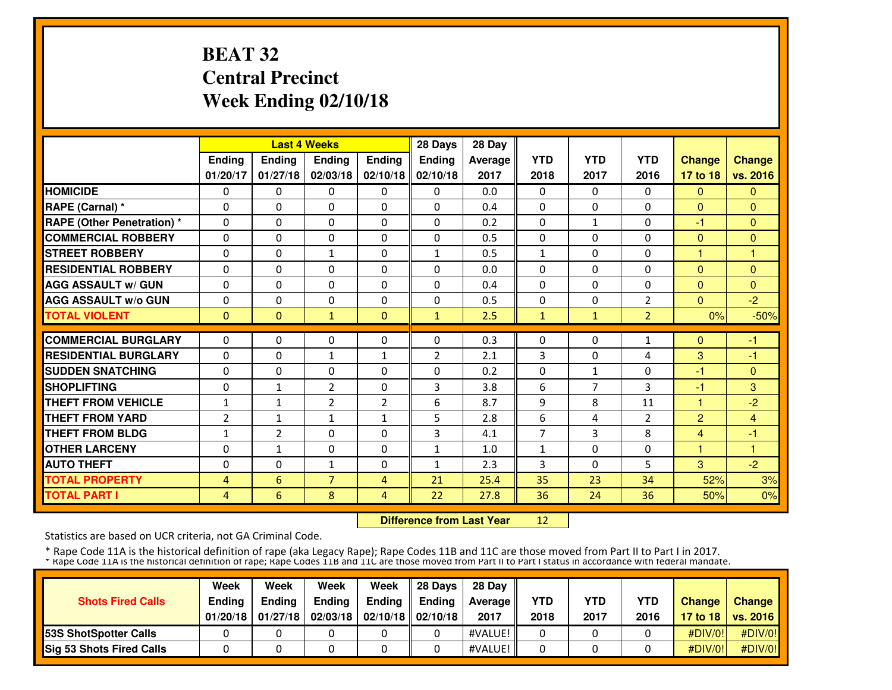# BEAT 32
# Central Precinct
# Week Ending 02/10/18

| | Last 4 Weeks | | | | 28 Days | 28 Day | | | | | |
|---|---|---|---|---|---|---|---|---|---|---|---|
| | Ending 01/20/17 | Ending 01/27/18 | Ending 02/03/18 | Ending 02/10/18 | Ending 02/10/18 | Average 2017 | YTD 2018 | YTD 2017 | YTD 2016 | Change 17 to 18 | Change vs. 2016 |
| HOMICIDE | 0 | 0 | 0 | 0 | 0 | 0.0 | 0 | 0 | 0 | 0 | 0 |
| RAPE (Carnal) * | 0 | 0 | 0 | 0 | 0 | 0.4 | 0 | 0 | 0 | 0 | 0 |
| RAPE (Other Penetration) * | 0 | 0 | 0 | 0 | 0 | 0.2 | 0 | 1 | 0 | -1 | 0 |
| COMMERCIAL ROBBERY | 0 | 0 | 0 | 0 | 0 | 0.5 | 0 | 0 | 0 | 0 | 0 |
| STREET ROBBERY | 0 | 0 | 1 | 0 | 1 | 0.5 | 1 | 0 | 0 | 1 | 1 |
| RESIDENTIAL ROBBERY | 0 | 0 | 0 | 0 | 0 | 0.0 | 0 | 0 | 0 | 0 | 0 |
| AGG ASSAULT w/ GUN | 0 | 0 | 0 | 0 | 0 | 0.4 | 0 | 0 | 0 | 0 | 0 |
| AGG ASSAULT w/o GUN | 0 | 0 | 0 | 0 | 0 | 0.5 | 0 | 0 | 2 | 0 | -2 |
| TOTAL VIOLENT | 0 | 0 | 1 | 0 | 1 | 2.5 | 1 | 1 | 2 | 0% | -50% |
| COMMERCIAL BURGLARY | 0 | 0 | 0 | 0 | 0 | 0.3 | 0 | 0 | 1 | 0 | -1 |
| RESIDENTIAL BURGLARY | 0 | 0 | 1 | 1 | 2 | 2.1 | 3 | 0 | 4 | 3 | -1 |
| SUDDEN SNATCHING | 0 | 0 | 0 | 0 | 0 | 0.2 | 0 | 1 | 0 | -1 | 0 |
| SHOPLIFTING | 0 | 1 | 2 | 0 | 3 | 3.8 | 6 | 7 | 3 | -1 | 3 |
| THEFT FROM VEHICLE | 1 | 1 | 2 | 2 | 6 | 8.7 | 9 | 8 | 11 | 1 | -2 |
| THEFT FROM YARD | 2 | 1 | 1 | 1 | 5 | 2.8 | 6 | 4 | 2 | 2 | 4 |
| THEFT FROM BLDG | 1 | 2 | 0 | 0 | 3 | 4.1 | 7 | 3 | 8 | 4 | -1 |
| OTHER LARCENY | 0 | 1 | 0 | 0 | 1 | 1.0 | 1 | 0 | 0 | 1 | 1 |
| AUTO THEFT | 0 | 0 | 1 | 0 | 1 | 2.3 | 3 | 0 | 5 | 3 | -2 |
| TOTAL PROPERTY | 4 | 6 | 7 | 4 | 21 | 25.4 | 35 | 23 | 34 | 52% | 3% |
| TOTAL PART I | 4 | 6 | 8 | 4 | 22 | 27.8 | 36 | 24 | 36 | 50% | 0% |

**Difference from Last Year** 12

Statistics are based on UCR criteria, not GA Criminal Code.

* Rape Code 11A is the historical definition of rape (aka Legacy Rape); Rape Codes 11B and 11C are those moved from Part II to Part I in 2017.
* Rape Code 11A is the historical definition of rape; Rape Codes 11B and 11C are those moved from Part II to Part I status in accordance with federal mandate.

| Shots Fired Calls | Week Ending 01/20/18 | Week Ending 01/27/18 | Week Ending 02/03/18 | Week Ending 02/10/18 | 28 Days Ending 02/10/18 | 28 Day Average 2017 | YTD 2018 | YTD 2017 | YTD 2016 | Change 17 to 18 | Change vs. 2016 |
|---|---|---|---|---|---|---|---|---|---|---|---|
| 53S ShotSpotter Calls | 0 | 0 | 0 | 0 | 0 | #VALUE! | 0 | 0 | 0 | #DIV/0! | #DIV/0! |
| Sig 53 Shots Fired Calls | 0 | 0 | 0 | 0 | 0 | #VALUE! | 0 | 0 | 0 | #DIV/0! | #DIV/0! |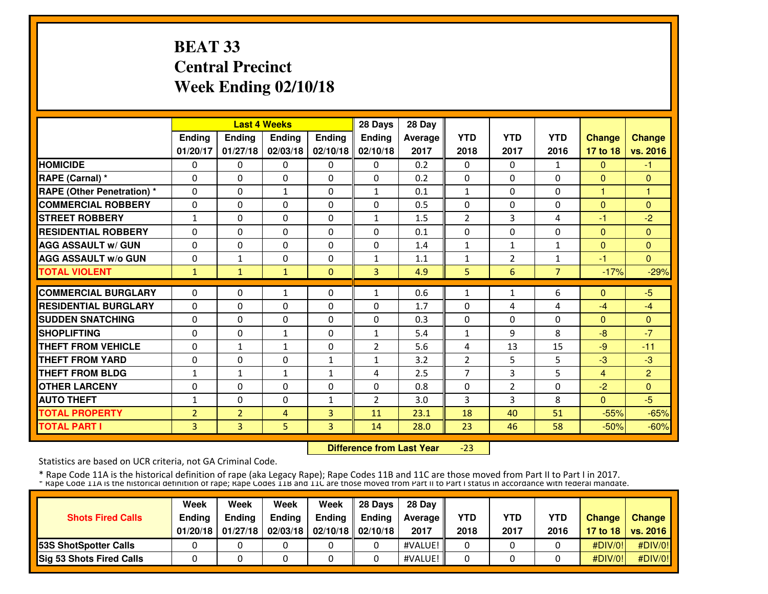# BEAT 33
# Central Precinct
# Week Ending 02/10/18

| | Last 4 Weeks | | | | 28 Days | 28 Day | YTD | YTD | YTD | Change | Change |
|---|---|---|---|---|---|---|---|---|---|---|---|
| | Ending 01/20/17 | Ending 01/27/18 | Ending 02/03/18 | Ending 02/10/18 | Ending 02/10/18 | Average 2017 | 2018 | 2017 | 2016 | 17 to 18 | vs. 2016 |
| **HOMICIDE** | 0 | 0 | 0 | 0 | 0 | 0.2 | 0 | 0 | 1 | 0 | -1 |
| **RAPE (Carnal) *** | 0 | 0 | 0 | 0 | 0 | 0.2 | 0 | 0 | 0 | 0 | 0 |
| **RAPE (Other Penetration) *** | 0 | 0 | 1 | 0 | 1 | 0.1 | 1 | 0 | 0 | 1 | 1 |
| **COMMERCIAL ROBBERY** | 0 | 0 | 0 | 0 | 0 | 0.5 | 0 | 0 | 0 | 0 | 0 |
| **STREET ROBBERY** | 1 | 0 | 0 | 0 | 1 | 1.5 | 2 | 3 | 4 | -1 | -2 |
| **RESIDENTIAL ROBBERY** | 0 | 0 | 0 | 0 | 0 | 0.1 | 0 | 0 | 0 | 0 | 0 |
| **AGG ASSAULT w/ GUN** | 0 | 0 | 0 | 0 | 0 | 1.4 | 1 | 1 | 1 | 0 | 0 |
| **AGG ASSAULT w/o GUN** | 0 | 1 | 0 | 0 | 1 | 1.1 | 1 | 2 | 1 | -1 | 0 |
| **TOTAL VIOLENT** | 1 | 1 | 1 | 0 | 3 | 4.9 | 5 | 6 | 7 | -17% | -29% |
| **COMMERCIAL BURGLARY** | 0 | 0 | 1 | 0 | 1 | 0.6 | 1 | 1 | 6 | 0 | -5 |
| **RESIDENTIAL BURGLARY** | 0 | 0 | 0 | 0 | 0 | 1.7 | 0 | 4 | 4 | -4 | -4 |
| **SUDDEN SNATCHING** | 0 | 0 | 0 | 0 | 0 | 0.3 | 0 | 0 | 0 | 0 | 0 |
| **SHOPLIFTING** | 0 | 0 | 1 | 0 | 1 | 5.4 | 1 | 9 | 8 | -8 | -7 |
| **THEFT FROM VEHICLE** | 0 | 1 | 1 | 0 | 2 | 5.6 | 4 | 13 | 15 | -9 | -11 |
| **THEFT FROM YARD** | 0 | 0 | 0 | 1 | 1 | 3.2 | 2 | 5 | 5 | -3 | -3 |
| **THEFT FROM BLDG** | 1 | 1 | 1 | 1 | 4 | 2.5 | 7 | 3 | 5 | 4 | 2 |
| **OTHER LARCENY** | 0 | 0 | 0 | 0 | 0 | 0.8 | 0 | 2 | 0 | -2 | 0 |
| **AUTO THEFT** | 1 | 0 | 0 | 1 | 2 | 3.0 | 3 | 3 | 8 | 0 | -5 |
| **TOTAL PROPERTY** | 2 | 2 | 4 | 3 | 11 | 23.1 | 18 | 40 | 51 | -55% | -65% |
| **TOTAL PART I** | 3 | 3 | 5 | 3 | 14 | 28.0 | 23 | 46 | 58 | -50% | -60% |

**Difference from Last Year** -23

Statistics are based on UCR criteria, not GA Criminal Code.

* Rape Code 11A is the historical definition of rape (aka Legacy Rape); Rape Codes 11B and 11C are those moved from Part II to Part I in 2017.

* Rape Code 11A is the historical definition of rape; Rape Codes 11B and 11C are those moved from Part II to Part I status in accordance with federal mandate.

| Shots Fired Calls | Week Ending 01/20/18 | Week Ending 01/27/18 | Week Ending 02/03/18 | Week Ending 02/10/18 | 28 Days Ending 02/10/18 | 28 Day Average 2017 | YTD 2018 | YTD 2017 | YTD 2016 | Change 17 to 18 | Change vs. 2016 |
|---|---|---|---|---|---|---|---|---|---|---|---|
| **53S ShotSpotter Calls** | 0 | 0 | 0 | 0 | 0 | #VALUE! | 0 | 0 | 0 | #DIV/0! | #DIV/0! |
| **Sig 53 Shots Fired Calls** | 0 | 0 | 0 | 0 | 0 | #VALUE! | 0 | 0 | 0 | #DIV/0! | #DIV/0! |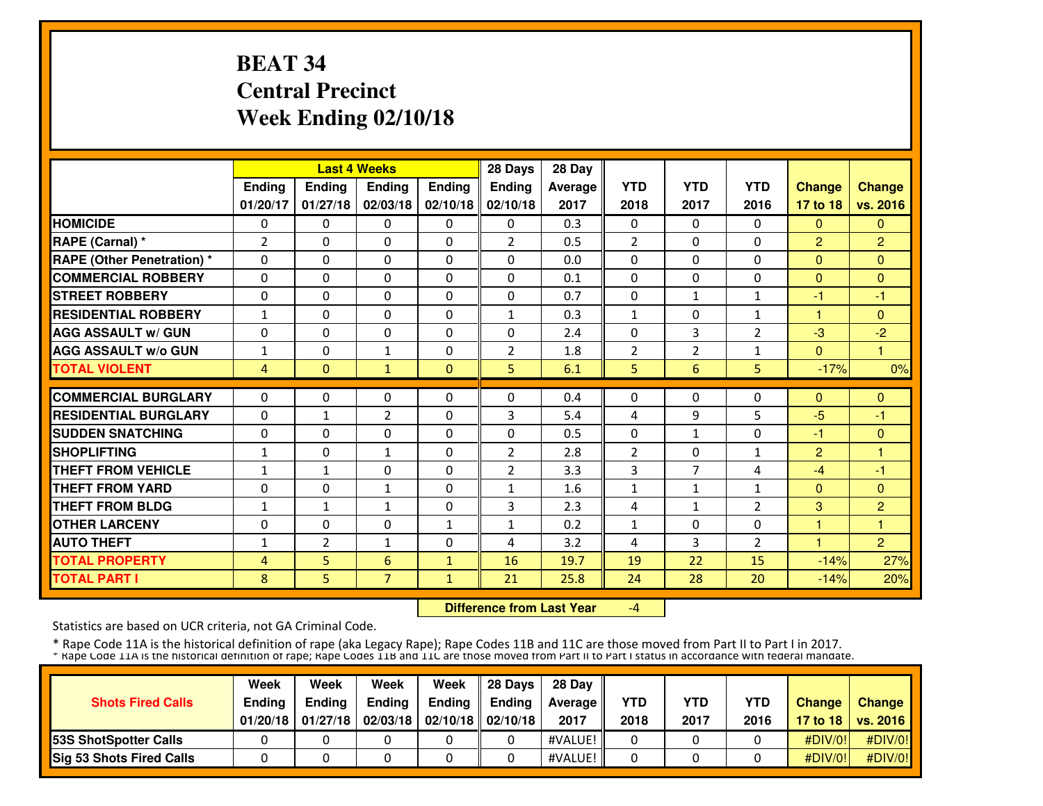# BEAT 34
# Central Precinct
# Week Ending 02/10/18

| | Last 4 Weeks | | | | 28 Days | 28 Day | | | | | |
|---|---|---|---|---|---|---|---|---|---|---|---|
| | Ending 01/20/17 | Ending 01/27/18 | Ending 02/03/18 | Ending 02/10/18 | Ending 02/10/18 | Average 2017 | YTD 2018 | YTD 2017 | YTD 2016 | Change 17 to 18 | Change vs. 2016 |
| HOMICIDE | 0 | 0 | 0 | 0 | 0 | 0.3 | 0 | 0 | 0 | 0 | 0 |
| RAPE (Carnal) * | 2 | 0 | 0 | 0 | 2 | 0.5 | 2 | 0 | 0 | 2 | 2 |
| RAPE (Other Penetration) * | 0 | 0 | 0 | 0 | 0 | 0.0 | 0 | 0 | 0 | 0 | 0 |
| COMMERCIAL ROBBERY | 0 | 0 | 0 | 0 | 0 | 0.1 | 0 | 0 | 0 | 0 | 0 |
| STREET ROBBERY | 0 | 0 | 0 | 0 | 0 | 0.7 | 0 | 1 | 1 | -1 | -1 |
| RESIDENTIAL ROBBERY | 1 | 0 | 0 | 0 | 1 | 0.3 | 1 | 0 | 1 | 1 | 0 |
| AGG ASSAULT w/ GUN | 0 | 0 | 0 | 0 | 0 | 2.4 | 0 | 3 | 2 | -3 | -2 |
| AGG ASSAULT w/o GUN | 1 | 0 | 1 | 0 | 2 | 1.8 | 2 | 2 | 1 | 0 | 1 |
| TOTAL VIOLENT | 4 | 0 | 1 | 0 | 5 | 6.1 | 5 | 6 | 5 | -17% | 0% |
| COMMERCIAL BURGLARY | 0 | 0 | 0 | 0 | 0 | 0.4 | 0 | 0 | 0 | 0 | 0 |
| RESIDENTIAL BURGLARY | 0 | 1 | 2 | 0 | 3 | 5.4 | 4 | 9 | 5 | -5 | -1 |
| SUDDEN SNATCHING | 0 | 0 | 0 | 0 | 0 | 0.5 | 0 | 1 | 0 | -1 | 0 |
| SHOPLIFTING | 1 | 0 | 1 | 0 | 2 | 2.8 | 2 | 0 | 1 | 2 | 1 |
| THEFT FROM VEHICLE | 1 | 1 | 0 | 0 | 2 | 3.3 | 3 | 7 | 4 | -4 | -1 |
| THEFT FROM YARD | 0 | 0 | 1 | 0 | 1 | 1.6 | 1 | 1 | 1 | 0 | 0 |
| THEFT FROM BLDG | 1 | 1 | 1 | 0 | 3 | 2.3 | 4 | 1 | 2 | 3 | 2 |
| OTHER LARCENY | 0 | 0 | 0 | 1 | 1 | 0.2 | 1 | 0 | 0 | 1 | 1 |
| AUTO THEFT | 1 | 2 | 1 | 0 | 4 | 3.2 | 4 | 3 | 2 | 1 | 2 |
| TOTAL PROPERTY | 4 | 5 | 6 | 1 | 16 | 19.7 | 19 | 22 | 15 | -14% | 27% |
| TOTAL PART I | 8 | 5 | 7 | 1 | 21 | 25.8 | 24 | 28 | 20 | -14% | 20% |

**Difference from Last Year** -4

Statistics are based on UCR criteria, not GA Criminal Code.

* Rape Code 11A is the historical definition of rape (aka Legacy Rape); Rape Codes 11B and 11C are those moved from Part II to Part I in 2017.

* Rape Code 11A is the historical definition of rape; Rape Codes 11B and 11C are those moved from Part II to Part I status in accordance with federal mandate.

| Shots Fired Calls | Week Ending 01/20/18 | Week Ending 01/27/18 | Week Ending 02/03/18 | Week Ending 02/10/18 | 28 Days Ending 02/10/18 | 28 Day Average 2017 | YTD 2018 | YTD 2017 | YTD 2016 | Change 17 to 18 | Change vs. 2016 |
|---|---|---|---|---|---|---|---|---|---|---|---|
| 53S ShotSpotter Calls | 0 | 0 | 0 | 0 | 0 | #VALUE! | 0 | 0 | 0 | #DIV/0! | #DIV/0! |
| Sig 53 Shots Fired Calls | 0 | 0 | 0 | 0 | 0 | #VALUE! | 0 | 0 | 0 | #DIV/0! | #DIV/0! |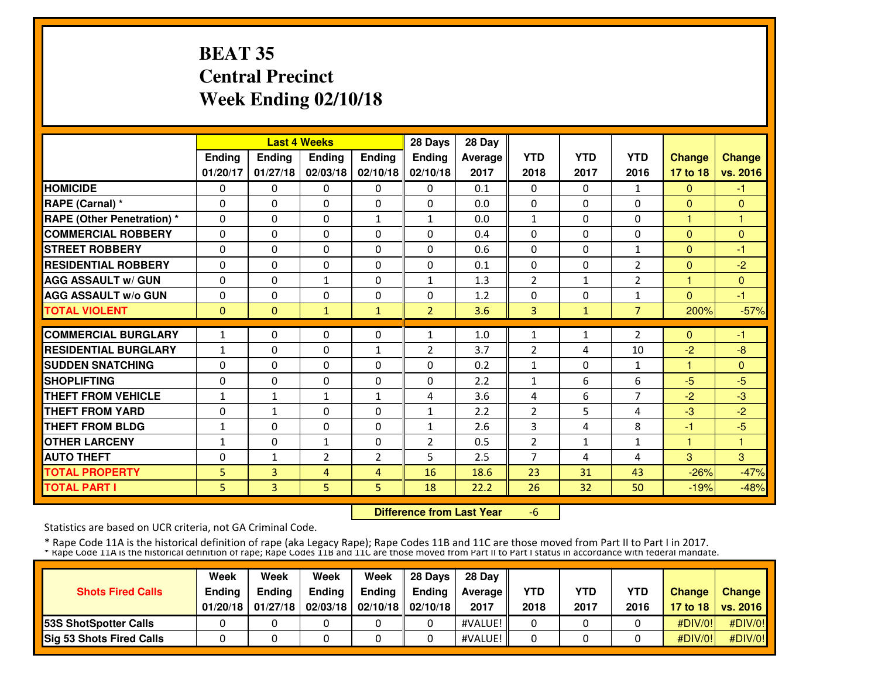# BEAT 35
# Central Precinct
# Week Ending 02/10/18

| | Last 4 Weeks | | | | 28 Days | 28 Day | | | | | |
|---|---|---|---|---|---|---|---|---|---|---|---|
| | Ending 01/20/17 | Ending 01/27/18 | Ending 02/03/18 | Ending 02/10/18 | Ending 02/10/18 | Average 2017 | YTD 2018 | YTD 2017 | YTD 2016 | Change 17 to 18 | Change vs. 2016 |
| HOMICIDE | 0 | 0 | 0 | 0 | 0 | 0.1 | 0 | 0 | 1 | 0 | -1 |
| RAPE (Carnal) * | 0 | 0 | 0 | 0 | 0 | 0.0 | 0 | 0 | 0 | 0 | 0 |
| RAPE (Other Penetration) * | 0 | 0 | 0 | 1 | 1 | 0.0 | 1 | 0 | 0 | 1 | 1 |
| COMMERCIAL ROBBERY | 0 | 0 | 0 | 0 | 0 | 0.4 | 0 | 0 | 0 | 0 | 0 |
| STREET ROBBERY | 0 | 0 | 0 | 0 | 0 | 0.6 | 0 | 0 | 1 | 0 | -1 |
| RESIDENTIAL ROBBERY | 0 | 0 | 0 | 0 | 0 | 0.1 | 0 | 0 | 2 | 0 | -2 |
| AGG ASSAULT w/ GUN | 0 | 0 | 1 | 0 | 1 | 1.3 | 2 | 1 | 2 | 1 | 0 |
| AGG ASSAULT w/o GUN | 0 | 0 | 0 | 0 | 0 | 1.2 | 0 | 0 | 1 | 0 | -1 |
| TOTAL VIOLENT | 0 | 0 | 1 | 1 | 2 | 3.6 | 3 | 1 | 7 | 200% | -57% |
| COMMERCIAL BURGLARY | 1 | 0 | 0 | 0 | 1 | 1.0 | 1 | 1 | 2 | 0 | -1 |
| RESIDENTIAL BURGLARY | 1 | 0 | 0 | 1 | 2 | 3.7 | 2 | 4 | 10 | -2 | -8 |
| SUDDEN SNATCHING | 0 | 0 | 0 | 0 | 0 | 0.2 | 1 | 0 | 1 | 1 | 0 |
| SHOPLIFTING | 0 | 0 | 0 | 0 | 0 | 2.2 | 1 | 6 | 6 | -5 | -5 |
| THEFT FROM VEHICLE | 1 | 1 | 1 | 1 | 4 | 3.6 | 4 | 6 | 7 | -2 | -3 |
| THEFT FROM YARD | 0 | 1 | 0 | 0 | 1 | 2.2 | 2 | 5 | 4 | -3 | -2 |
| THEFT FROM BLDG | 1 | 0 | 0 | 0 | 1 | 2.6 | 3 | 4 | 8 | -1 | -5 |
| OTHER LARCENY | 1 | 0 | 1 | 0 | 2 | 0.5 | 2 | 1 | 1 | 1 | 1 |
| AUTO THEFT | 0 | 1 | 2 | 2 | 5 | 2.5 | 7 | 4 | 4 | 3 | 3 |
| TOTAL PROPERTY | 5 | 3 | 4 | 4 | 16 | 18.6 | 23 | 31 | 43 | -26% | -47% |
| TOTAL PART I | 5 | 3 | 5 | 5 | 18 | 22.2 | 26 | 32 | 50 | -19% | -48% |

**Difference from Last Year** -6

Statistics are based on UCR criteria, not GA Criminal Code.

\* Rape Code 11A is the historical definition of rape (aka Legacy Rape); Rape Codes 11B and 11C are those moved from Part II to Part I in 2017.
\* Rape Code 11A is the historical definition of rape; Rape Codes 11B and 11C are those moved from Part II to Part I status in accordance with federal mandate.

| Shots Fired Calls | Week Ending 01/20/18 | Week Ending 01/27/18 | Week Ending 02/03/18 | Week Ending 02/10/18 | 28 Days Ending 02/10/18 | 28 Day Average 2017 | YTD 2018 | YTD 2017 | YTD 2016 | Change 17 to 18 | Change vs. 2016 |
|---|---|---|---|---|---|---|---|---|---|---|---|
| 53S ShotSpotter Calls | 0 | 0 | 0 | 0 | 0 | #VALUE! | 0 | 0 | 0 | #DIV/0! | #DIV/0! |
| Sig 53 Shots Fired Calls | 0 | 0 | 0 | 0 | 0 | #VALUE! | 0 | 0 | 0 | #DIV/0! | #DIV/0! |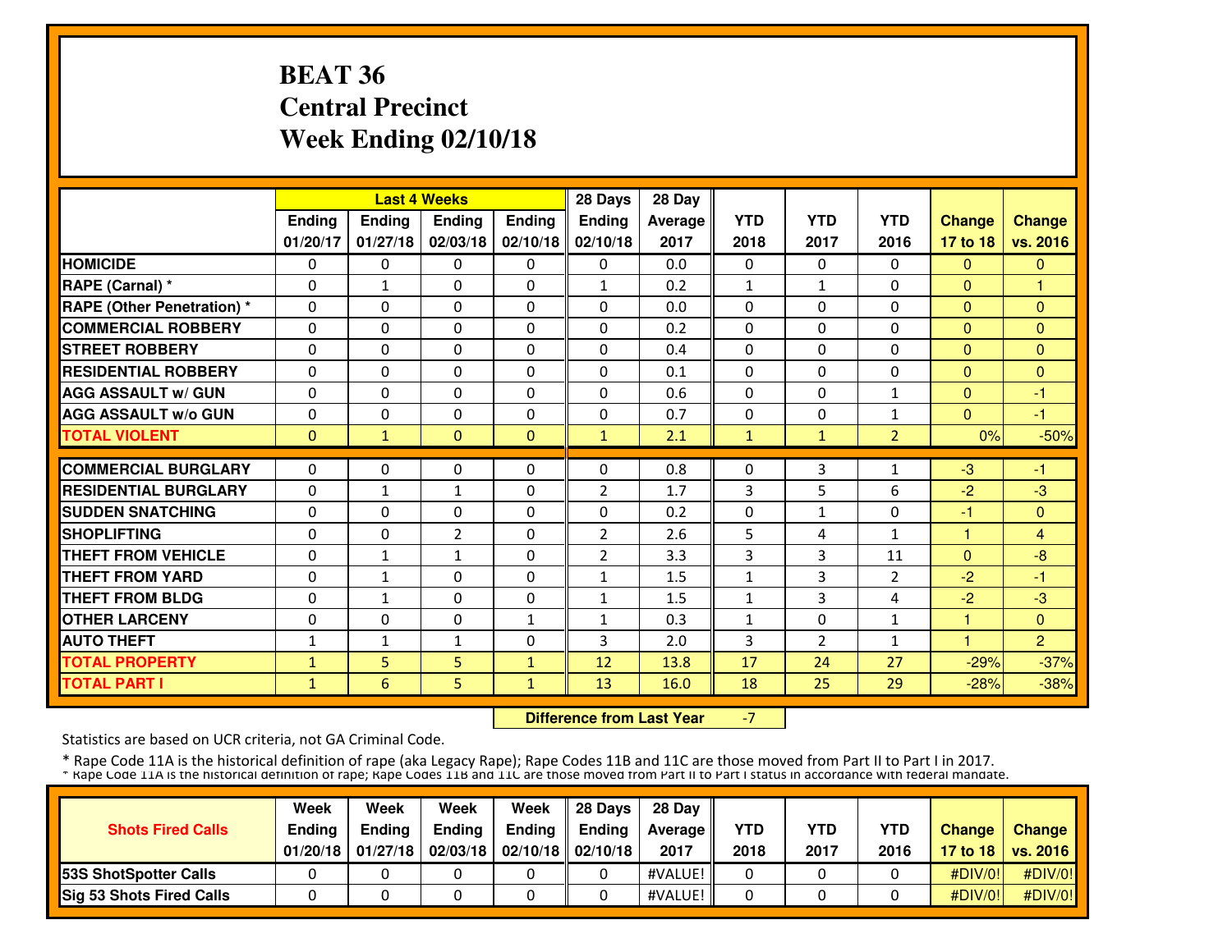# BEAT 36
# Central Precinct
# Week Ending 02/10/18

| | Last 4 Weeks | | | | 28 Days | 28 Day | | | | | |
|---|---|---|---|---|---|---|---|---|---|---|---|
| | Ending 01/20/17 | Ending 01/27/18 | Ending 02/03/18 | Ending 02/10/18 | Ending 02/10/18 | Average 2017 | YTD 2018 | YTD 2017 | YTD 2016 | Change 17 to 18 | Change vs. 2016 |
| HOMICIDE | 0 | 0 | 0 | 0 | 0 | 0.0 | 0 | 0 | 0 | 0 | 0 |
| RAPE (Carnal) * | 0 | 1 | 0 | 0 | 1 | 0.2 | 1 | 1 | 0 | 0 | 1 |
| RAPE (Other Penetration) * | 0 | 0 | 0 | 0 | 0 | 0.0 | 0 | 0 | 0 | 0 | 0 |
| COMMERCIAL ROBBERY | 0 | 0 | 0 | 0 | 0 | 0.2 | 0 | 0 | 0 | 0 | 0 |
| STREET ROBBERY | 0 | 0 | 0 | 0 | 0 | 0.4 | 0 | 0 | 0 | 0 | 0 |
| RESIDENTIAL ROBBERY | 0 | 0 | 0 | 0 | 0 | 0.1 | 0 | 0 | 0 | 0 | 0 |
| AGG ASSAULT w/ GUN | 0 | 0 | 0 | 0 | 0 | 0.6 | 0 | 0 | 1 | 0 | -1 |
| AGG ASSAULT w/o GUN | 0 | 0 | 0 | 0 | 0 | 0.7 | 0 | 0 | 1 | 0 | -1 |
| TOTAL VIOLENT | 0 | 1 | 0 | 0 | 1 | 2.1 | 1 | 1 | 2 | 0% | -50% |
| COMMERCIAL BURGLARY | 0 | 0 | 0 | 0 | 0 | 0.8 | 0 | 3 | 1 | -3 | -1 |
| RESIDENTIAL BURGLARY | 0 | 1 | 1 | 0 | 2 | 1.7 | 3 | 5 | 6 | -2 | -3 |
| SUDDEN SNATCHING | 0 | 0 | 0 | 0 | 0 | 0.2 | 0 | 1 | 0 | -1 | 0 |
| SHOPLIFTING | 0 | 0 | 2 | 0 | 2 | 2.6 | 5 | 4 | 1 | 1 | 4 |
| THEFT FROM VEHICLE | 0 | 1 | 1 | 0 | 2 | 3.3 | 3 | 3 | 11 | 0 | -8 |
| THEFT FROM YARD | 0 | 1 | 0 | 0 | 1 | 1.5 | 1 | 3 | 2 | -2 | -1 |
| THEFT FROM BLDG | 0 | 1 | 0 | 0 | 1 | 1.5 | 1 | 3 | 4 | -2 | -3 |
| OTHER LARCENY | 0 | 0 | 0 | 1 | 1 | 0.3 | 1 | 0 | 1 | 1 | 0 |
| AUTO THEFT | 1 | 1 | 1 | 0 | 3 | 2.0 | 3 | 2 | 1 | 1 | 2 |
| TOTAL PROPERTY | 1 | 5 | 5 | 1 | 12 | 13.8 | 17 | 24 | 27 | -29% | -37% |
| TOTAL PART I | 1 | 6 | 5 | 1 | 13 | 16.0 | 18 | 25 | 29 | -28% | -38% |

**Difference from Last Year** -7

Statistics are based on UCR criteria, not GA Criminal Code.

* Rape Code 11A is the historical definition of rape (aka Legacy Rape); Rape Codes 11B and 11C are those moved from Part II to Part I in 2017.
* Rape Code 11A is the historical definition of rape; Rape Codes 11B and 11C are those moved from Part II to Part I status in accordance with federal mandate.

| Shots Fired Calls | Week Ending 01/20/18 | Week Ending 01/27/18 | Week Ending 02/03/18 | Week Ending 02/10/18 | 28 Days Ending 02/10/18 | 28 Day Average 2017 | YTD 2018 | YTD 2017 | YTD 2016 | Change 17 to 18 | Change vs. 2016 |
|---|---|---|---|---|---|---|---|---|---|---|---|
| 53S ShotSpotter Calls | 0 | 0 | 0 | 0 | 0 | #VALUE! | 0 | 0 | 0 | #DIV/0! | #DIV/0! |
| Sig 53 Shots Fired Calls | 0 | 0 | 0 | 0 | 0 | #VALUE! | 0 | 0 | 0 | #DIV/0! | #DIV/0! |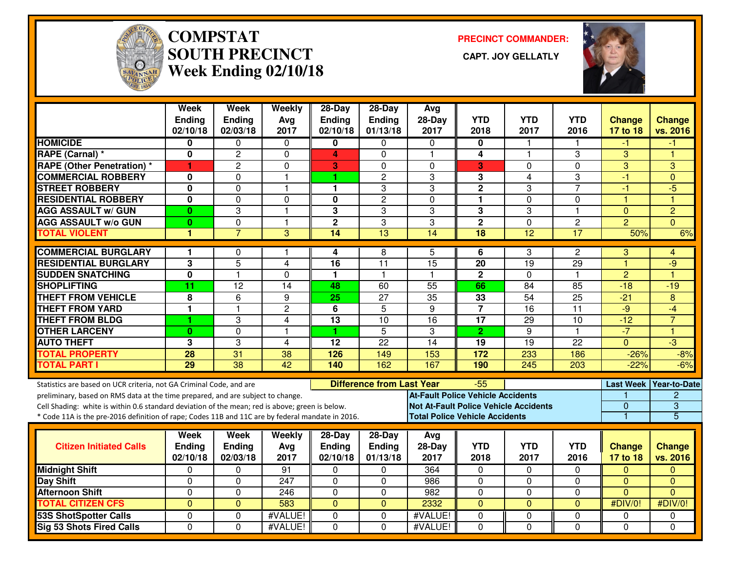# COMPSTAT SOUTH PRECINCT
## Week Ending 02/10/18

**PRECINCT COMMANDER:**

**CAPT. JOY GELLATLY**

| | Week Ending 02/10/18 | Week Ending 02/03/18 | Weekly Avg 2017 | 28-Day Ending 02/10/18 | 28-Day Ending 01/13/18 | Avg 28-Day 2017 | YTD 2018 | YTD 2017 | YTD 2016 | Change 17 to 18 | Change vs. 2016 |
|---|---|---|---|---|---|---|---|---|---|---|---|
| HOMICIDE | 0 | 0 | 0 | 0 | 0 | 0 | 0 | 1 | 1 | -1 | -1 |
| RAPE (Carnal) * | 0 | 2 | 0 | 4 | 0 | 1 | 4 | 1 | 3 | 3 | 1 |
| RAPE (Other Penetration) * | 1 | 2 | 0 | 3 | 0 | 0 | 3 | 0 | 0 | 3 | 3 |
| COMMERCIAL ROBBERY | 0 | 0 | 1 | 1 | 2 | 3 | 3 | 4 | 3 | -1 | 0 |
| STREET ROBBERY | 0 | 0 | 1 | 1 | 3 | 3 | 2 | 3 | 7 | -1 | -5 |
| RESIDENTIAL ROBBERY | 0 | 0 | 0 | 0 | 2 | 0 | 1 | 0 | 0 | 1 | 1 |
| AGG ASSAULT w/ GUN | 0 | 3 | 1 | 3 | 3 | 3 | 3 | 3 | 1 | 0 | 2 |
| AGG ASSAULT w/o GUN | 0 | 0 | 1 | 2 | 3 | 3 | 2 | 0 | 2 | 2 | 0 |
| TOTAL VIOLENT | 1 | 7 | 3 | 14 | 13 | 14 | 18 | 12 | 17 | 50% | 6% |
| COMMERCIAL BURGLARY | 1 | 0 | 1 | 4 | 8 | 5 | 6 | 3 | 2 | 3 | 4 |
| RESIDENTIAL BURGLARY | 3 | 5 | 4 | 16 | 11 | 15 | 20 | 19 | 29 | 1 | -9 |
| SUDDEN SNATCHING | 0 | 1 | 0 | 1 | 1 | 1 | 2 | 0 | 1 | 2 | 1 |
| SHOPLIFTING | 11 | 12 | 14 | 48 | 60 | 55 | 66 | 84 | 85 | -18 | -19 |
| THEFT FROM VEHICLE | 8 | 6 | 9 | 25 | 27 | 35 | 33 | 54 | 25 | -21 | 8 |
| THEFT FROM YARD | 1 | 1 | 2 | 6 | 5 | 9 | 7 | 16 | 11 | -9 | -4 |
| THEFT FROM BLDG | 1 | 3 | 4 | 13 | 10 | 16 | 17 | 29 | 10 | -12 | 7 |
| OTHER LARCENY | 0 | 0 | 1 | 1 | 5 | 3 | 2 | 9 | 1 | -7 | 1 |
| AUTO THEFT | 3 | 3 | 4 | 12 | 22 | 14 | 19 | 19 | 22 | 0 | -3 |
| TOTAL PROPERTY | 28 | 31 | 38 | 126 | 149 | 153 | 172 | 233 | 186 | -26% | -8% |
| TOTAL PART I | 29 | 38 | 42 | 140 | 162 | 167 | 190 | 245 | 203 | -22% | -6% |

Statistics are based on UCR criteria, not GA Criminal Code, and are preliminary, based on RMS data at the time prepared, and are subject to change.
Cell Shading: white is within 0.6 standard deviation of the mean; red is above; green is below.
\* Code 11A is the pre-2016 definition of rape; Codes 11B and 11C are by federal mandate in 2016.

**Difference from Last Year:** -55

| | Last Week | Year-to-Date |
|---|---|---|
| At-Fault Police Vehicle Accidents | 1 | 2 |
| Not At-Fault Police Vehicle Accidents | 0 | 3 |
| Total Police Vehicle Accidents | 1 | 5 |

| Citizen Initiated Calls | Week Ending 02/10/18 | Week Ending 02/03/18 | Weekly Avg 2017 | 28-Day Ending 02/10/18 | 28-Day Ending 01/13/18 | Avg 28-Day 2017 | YTD 2018 | YTD 2017 | YTD 2016 | Change 17 to 18 | Change vs. 2016 |
|---|---|---|---|---|---|---|---|---|---|---|---|
| Midnight Shift | 0 | 0 | 91 | 0 | 0 | 364 | 0 | 0 | 0 | 0 | 0 |
| Day Shift | 0 | 0 | 247 | 0 | 0 | 986 | 0 | 0 | 0 | 0 | 0 |
| Afternoon Shift | 0 | 0 | 246 | 0 | 0 | 982 | 0 | 0 | 0 | 0 | 0 |
| TOTAL CITIZEN CFS | 0 | 0 | 583 | 0 | 0 | 2332 | 0 | 0 | 0 | #DIV/0! | #DIV/0! |
| 53S ShotSpotter Calls | 0 | 0 | #VALUE! | 0 | 0 | #VALUE! | 0 | 0 | 0 | 0 | 0 |
| Sig 53 Shots Fired Calls | 0 | 0 | #VALUE! | 0 | 0 | #VALUE! | 0 | 0 | 0 | 0 | 0 |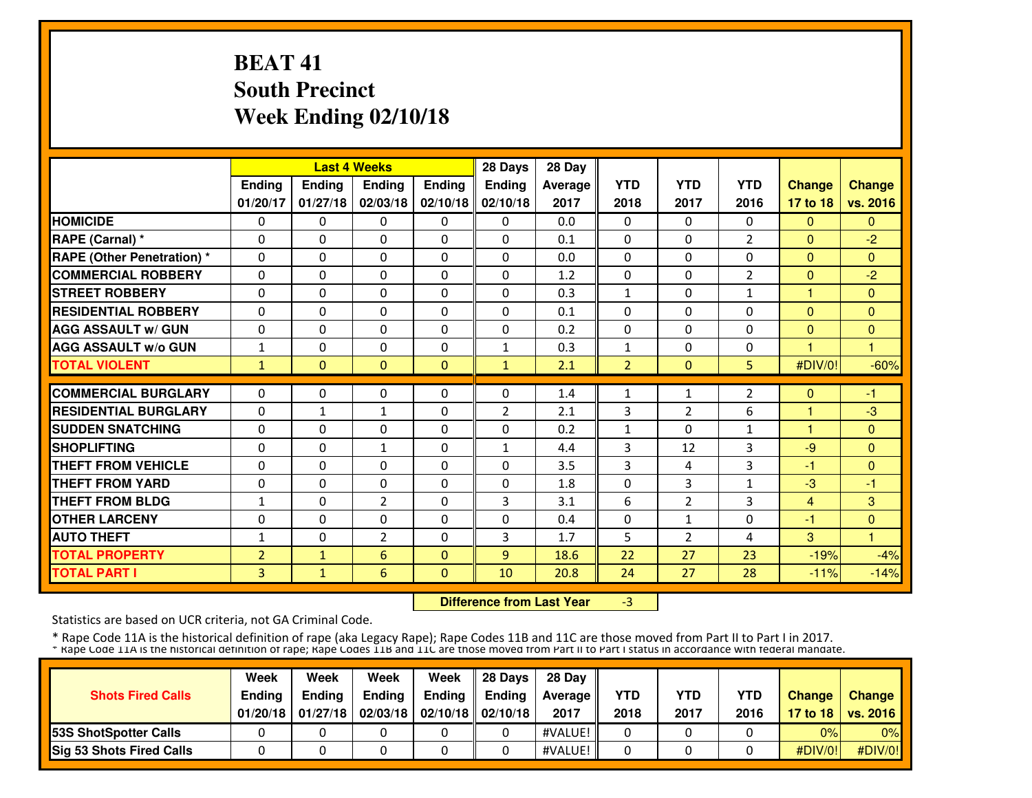# BEAT 41
# South Precinct
# Week Ending 02/10/18

| | Last 4 Weeks | | | | 28 Days | 28 Day | | | | | |
|---|---|---|---|---|---|---|---|---|---|---|---|
| | Ending 01/20/17 | Ending 01/27/18 | Ending 02/03/18 | Ending 02/10/18 | Ending 02/10/18 | Average 2017 | YTD 2018 | YTD 2017 | YTD 2016 | Change 17 to 18 | Change vs. 2016 |
| **HOMICIDE** | 0 | 0 | 0 | 0 | 0 | 0.0 | 0 | 0 | 0 | 0 | 0 |
| **RAPE (Carnal) *** | 0 | 0 | 0 | 0 | 0 | 0.1 | 0 | 0 | 2 | 0 | -2 |
| **RAPE (Other Penetration) *** | 0 | 0 | 0 | 0 | 0 | 0.0 | 0 | 0 | 0 | 0 | 0 |
| **COMMERCIAL ROBBERY** | 0 | 0 | 0 | 0 | 0 | 1.2 | 0 | 0 | 2 | 0 | -2 |
| **STREET ROBBERY** | 0 | 0 | 0 | 0 | 0 | 0.3 | 1 | 0 | 1 | 1 | 0 |
| **RESIDENTIAL ROBBERY** | 0 | 0 | 0 | 0 | 0 | 0.1 | 0 | 0 | 0 | 0 | 0 |
| **AGG ASSAULT w/ GUN** | 0 | 0 | 0 | 0 | 0 | 0.2 | 0 | 0 | 0 | 0 | 0 |
| **AGG ASSAULT w/o GUN** | 1 | 0 | 0 | 0 | 1 | 0.3 | 1 | 0 | 0 | 1 | 1 |
| **TOTAL VIOLENT** | 1 | 0 | 0 | 0 | 1 | 2.1 | 2 | 0 | 5 | #DIV/0! | -60% |
| **COMMERCIAL BURGLARY** | 0 | 0 | 0 | 0 | 0 | 1.4 | 1 | 1 | 2 | 0 | -1 |
| **RESIDENTIAL BURGLARY** | 0 | 1 | 1 | 0 | 2 | 2.1 | 3 | 2 | 6 | 1 | -3 |
| **SUDDEN SNATCHING** | 0 | 0 | 0 | 0 | 0 | 0.2 | 1 | 0 | 1 | 1 | 0 |
| **SHOPLIFTING** | 0 | 0 | 1 | 0 | 1 | 4.4 | 3 | 12 | 3 | -9 | 0 |
| **THEFT FROM VEHICLE** | 0 | 0 | 0 | 0 | 0 | 3.5 | 3 | 4 | 3 | -1 | 0 |
| **THEFT FROM YARD** | 0 | 0 | 0 | 0 | 0 | 1.8 | 0 | 3 | 1 | -3 | -1 |
| **THEFT FROM BLDG** | 1 | 0 | 2 | 0 | 3 | 3.1 | 6 | 2 | 3 | 4 | 3 |
| **OTHER LARCENY** | 0 | 0 | 0 | 0 | 0 | 0.4 | 0 | 1 | 0 | -1 | 0 |
| **AUTO THEFT** | 1 | 0 | 2 | 0 | 3 | 1.7 | 5 | 2 | 4 | 3 | 1 |
| **TOTAL PROPERTY** | 2 | 1 | 6 | 0 | 9 | 18.6 | 22 | 27 | 23 | -19% | -4% |
| **TOTAL PART I** | 3 | 1 | 6 | 0 | 10 | 20.8 | 24 | 27 | 28 | -11% | -14% |

**Difference from Last Year** -3

Statistics are based on UCR criteria, not GA Criminal Code.

* Rape Code 11A is the historical definition of rape (aka Legacy Rape); Rape Codes 11B and 11C are those moved from Part II to Part I in 2017.
* Rape Code 11A is the historical definition of rape; Rape Codes 11B and 11C are those moved from Part II to Part I status in accordance with federal mandate.

| Shots Fired Calls | Week Ending 01/20/18 | Week Ending 01/27/18 | Week Ending 02/03/18 | Week Ending 02/10/18 | 28 Days Ending 02/10/18 | 28 Day Average 2017 | YTD 2018 | YTD 2017 | YTD 2016 | Change 17 to 18 | Change vs. 2016 |
|---|---|---|---|---|---|---|---|---|---|---|---|
| **53S ShotSpotter Calls** | 0 | 0 | 0 | 0 | 0 | #VALUE! | 0 | 0 | 0 | 0% | 0% |
| **Sig 53 Shots Fired Calls** | 0 | 0 | 0 | 0 | 0 | #VALUE! | 0 | 0 | 0 | #DIV/0! | #DIV/0! |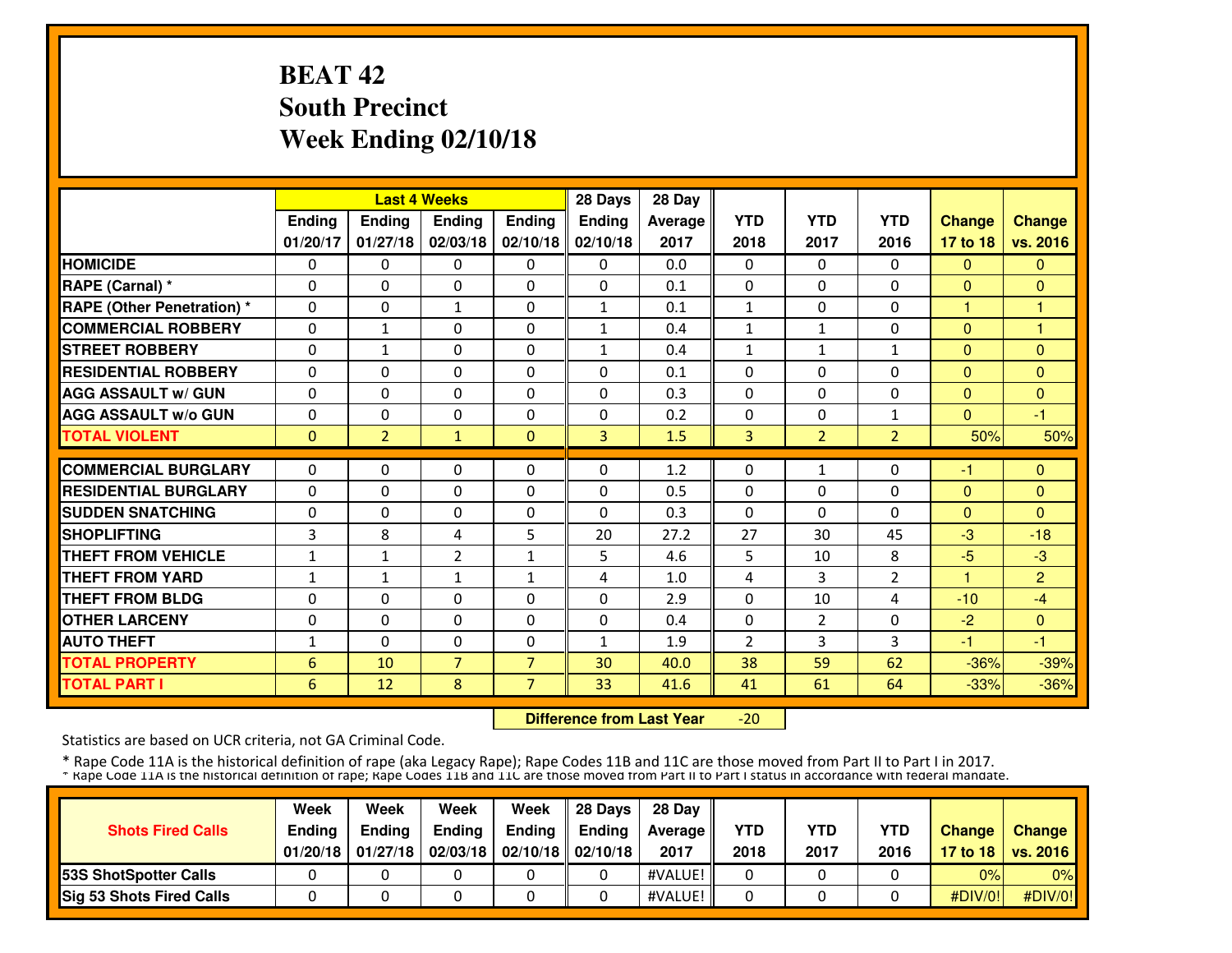# BEAT 42
# South Precinct
# Week Ending 02/10/18

| | Last 4 Weeks | | | | 28 Days | 28 Day | YTD | YTD | YTD | Change | Change |
|---|---|---|---|---|---|---|---|---|---|---|---|
| | Ending 01/20/17 | Ending 01/27/18 | Ending 02/03/18 | Ending 02/10/18 | Ending 02/10/18 | Average 2017 | 2018 | 2017 | 2016 | 17 to 18 | vs. 2016 |
| HOMICIDE | 0 | 0 | 0 | 0 | 0 | 0.0 | 0 | 0 | 0 | 0 | 0 |
| RAPE (Carnal) * | 0 | 0 | 0 | 0 | 0 | 0.1 | 0 | 0 | 0 | 0 | 0 |
| RAPE (Other Penetration) * | 0 | 0 | 1 | 0 | 1 | 0.1 | 1 | 0 | 0 | 1 | 1 |
| COMMERCIAL ROBBERY | 0 | 1 | 0 | 0 | 1 | 0.4 | 1 | 1 | 0 | 0 | 1 |
| STREET ROBBERY | 0 | 1 | 0 | 0 | 1 | 0.4 | 1 | 1 | 1 | 0 | 0 |
| RESIDENTIAL ROBBERY | 0 | 0 | 0 | 0 | 0 | 0.1 | 0 | 0 | 0 | 0 | 0 |
| AGG ASSAULT w/ GUN | 0 | 0 | 0 | 0 | 0 | 0.3 | 0 | 0 | 0 | 0 | 0 |
| AGG ASSAULT w/o GUN | 0 | 0 | 0 | 0 | 0 | 0.2 | 0 | 0 | 1 | 0 | -1 |
| TOTAL VIOLENT | 0 | 2 | 1 | 0 | 3 | 1.5 | 3 | 2 | 2 | 50% | 50% |
| COMMERCIAL BURGLARY | 0 | 0 | 0 | 0 | 0 | 1.2 | 0 | 1 | 0 | -1 | 0 |
| RESIDENTIAL BURGLARY | 0 | 0 | 0 | 0 | 0 | 0.5 | 0 | 0 | 0 | 0 | 0 |
| SUDDEN SNATCHING | 0 | 0 | 0 | 0 | 0 | 0.3 | 0 | 0 | 0 | 0 | 0 |
| SHOPLIFTING | 3 | 8 | 4 | 5 | 20 | 27.2 | 27 | 30 | 45 | -3 | -18 |
| THEFT FROM VEHICLE | 1 | 1 | 2 | 1 | 5 | 4.6 | 5 | 10 | 8 | -5 | -3 |
| THEFT FROM YARD | 1 | 1 | 1 | 1 | 4 | 1.0 | 4 | 3 | 2 | 1 | 2 |
| THEFT FROM BLDG | 0 | 0 | 0 | 0 | 0 | 2.9 | 0 | 10 | 4 | -10 | -4 |
| OTHER LARCENY | 0 | 0 | 0 | 0 | 0 | 0.4 | 0 | 2 | 0 | -2 | 0 |
| AUTO THEFT | 1 | 0 | 0 | 0 | 1 | 1.9 | 2 | 3 | 3 | -1 | -1 |
| TOTAL PROPERTY | 6 | 10 | 7 | 7 | 30 | 40.0 | 38 | 59 | 62 | -36% | -39% |
| TOTAL PART I | 6 | 12 | 8 | 7 | 33 | 41.6 | 41 | 61 | 64 | -33% | -36% |

**Difference from Last Year** -20

Statistics are based on UCR criteria, not GA Criminal Code.

\* Rape Code 11A is the historical definition of rape (aka Legacy Rape); Rape Codes 11B and 11C are those moved from Part II to Part I in 2017.

\* Rape Code 11A is the historical definition of rape; Rape Codes 11B and 11C are those moved from Part II to Part I status in accordance with federal mandate.

| Shots Fired Calls | Week Ending 01/20/18 | Week Ending 01/27/18 | Week Ending 02/03/18 | Week Ending 02/10/18 | 28 Days Ending 02/10/18 | 28 Day Average 2017 | YTD 2018 | YTD 2017 | YTD 2016 | Change 17 to 18 | Change vs. 2016 |
|---|---|---|---|---|---|---|---|---|---|---|---|
| 53S ShotSpotter Calls | 0 | 0 | 0 | 0 | 0 | #VALUE! | 0 | 0 | 0 | 0% | 0% |
| Sig 53 Shots Fired Calls | 0 | 0 | 0 | 0 | 0 | #VALUE! | 0 | 0 | 0 | #DIV/0! | #DIV/0! |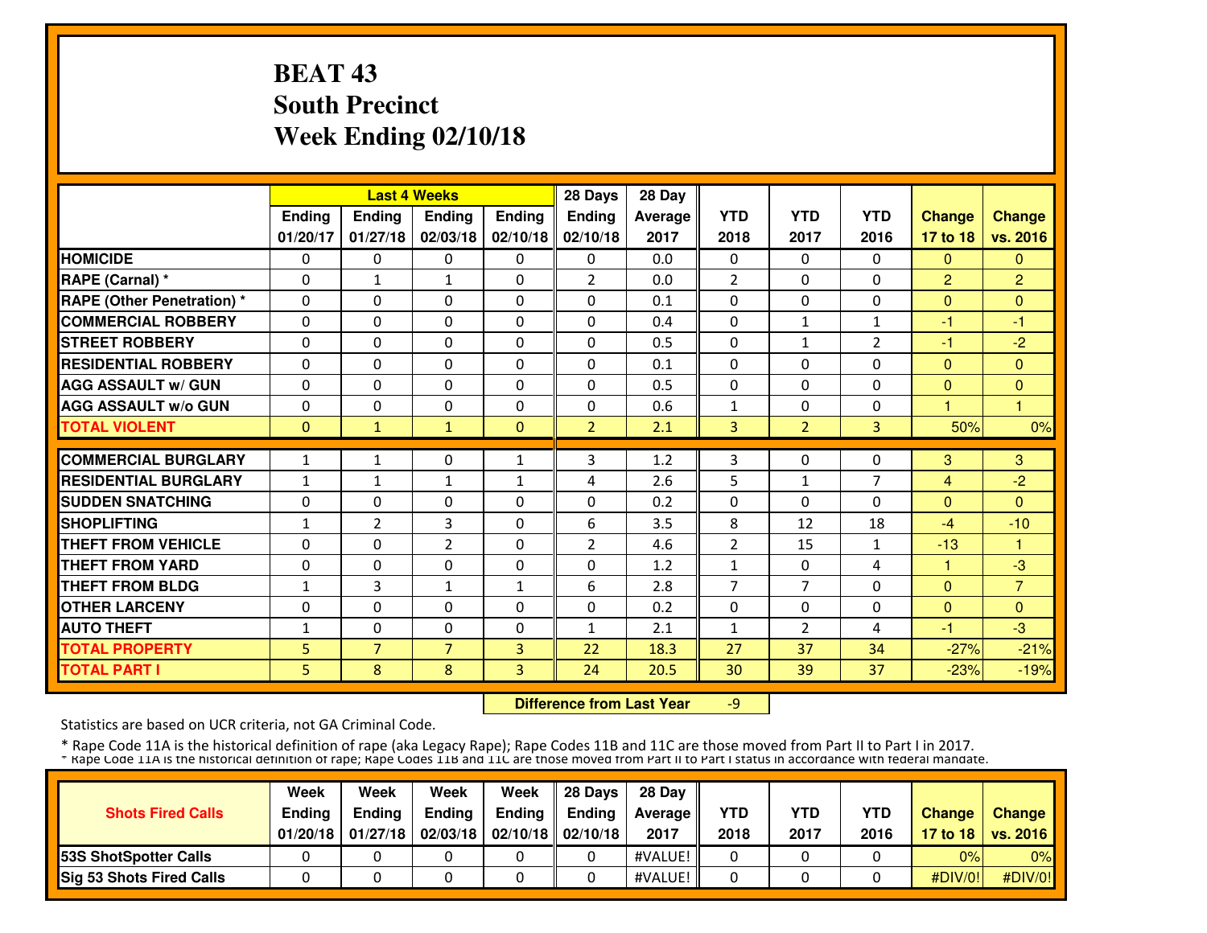# BEAT 43
# South Precinct
# Week Ending 02/10/18

| | Last 4 Weeks | | | | 28 Days | 28 Day | YTD | YTD | YTD | Change | Change |
|---|---|---|---|---|---|---|---|---|---|---|---|
| | Ending 01/20/17 | Ending 01/27/18 | Ending 02/03/18 | Ending 02/10/18 | Ending 02/10/18 | Average 2017 | 2018 | 2017 | 2016 | 17 to 18 | vs. 2016 |
| **HOMICIDE** | 0 | 0 | 0 | 0 | 0 | 0.0 | 0 | 0 | 0 | 0 | 0 |
| **RAPE (Carnal) *** | 0 | 1 | 1 | 0 | 2 | 0.0 | 2 | 0 | 0 | 2 | 2 |
| **RAPE (Other Penetration) *** | 0 | 0 | 0 | 0 | 0 | 0.1 | 0 | 0 | 0 | 0 | 0 |
| **COMMERCIAL ROBBERY** | 0 | 0 | 0 | 0 | 0 | 0.4 | 0 | 1 | 1 | -1 | -1 |
| **STREET ROBBERY** | 0 | 0 | 0 | 0 | 0 | 0.5 | 0 | 1 | 2 | -1 | -2 |
| **RESIDENTIAL ROBBERY** | 0 | 0 | 0 | 0 | 0 | 0.1 | 0 | 0 | 0 | 0 | 0 |
| **AGG ASSAULT w/ GUN** | 0 | 0 | 0 | 0 | 0 | 0.5 | 0 | 0 | 0 | 0 | 0 |
| **AGG ASSAULT w/o GUN** | 0 | 0 | 0 | 0 | 0 | 0.6 | 1 | 0 | 0 | 1 | 1 |
| **TOTAL VIOLENT** | 0 | 1 | 1 | 0 | 2 | 2.1 | 3 | 2 | 3 | 50% | 0% |
| **COMMERCIAL BURGLARY** | 1 | 1 | 0 | 1 | 3 | 1.2 | 3 | 0 | 0 | 3 | 3 |
| **RESIDENTIAL BURGLARY** | 1 | 1 | 1 | 1 | 4 | 2.6 | 5 | 1 | 7 | 4 | -2 |
| **SUDDEN SNATCHING** | 0 | 0 | 0 | 0 | 0 | 0.2 | 0 | 0 | 0 | 0 | 0 |
| **SHOPLIFTING** | 1 | 2 | 3 | 0 | 6 | 3.5 | 8 | 12 | 18 | -4 | -10 |
| **THEFT FROM VEHICLE** | 0 | 0 | 2 | 0 | 2 | 4.6 | 2 | 15 | 1 | -13 | 1 |
| **THEFT FROM YARD** | 0 | 0 | 0 | 0 | 0 | 1.2 | 1 | 0 | 4 | 1 | -3 |
| **THEFT FROM BLDG** | 1 | 3 | 1 | 1 | 6 | 2.8 | 7 | 7 | 0 | 0 | 7 |
| **OTHER LARCENY** | 0 | 0 | 0 | 0 | 0 | 0.2 | 0 | 0 | 0 | 0 | 0 |
| **AUTO THEFT** | 1 | 0 | 0 | 0 | 1 | 2.1 | 1 | 2 | 4 | -1 | -3 |
| **TOTAL PROPERTY** | 5 | 7 | 7 | 3 | 22 | 18.3 | 27 | 37 | 34 | -27% | -21% |
| **TOTAL PART I** | 5 | 8 | 8 | 3 | 24 | 20.5 | 30 | 39 | 37 | -23% | -19% |

**Difference from Last Year** -9

Statistics are based on UCR criteria, not GA Criminal Code.

* Rape Code 11A is the historical definition of rape (aka Legacy Rape); Rape Codes 11B and 11C are those moved from Part II to Part I in 2017.

* Rape Code 11A is the historical definition of rape; Rape Codes 11B and 11C are those moved from Part II to Part I status in accordance with federal mandate.

| Shots Fired Calls | Week Ending 01/20/18 | Week Ending 01/27/18 | Week Ending 02/03/18 | Week Ending 02/10/18 | 28 Days Ending 02/10/18 | 28 Day Average 2017 | YTD 2018 | YTD 2017 | YTD 2016 | Change 17 to 18 | Change vs. 2016 |
|---|---|---|---|---|---|---|---|---|---|---|---|
| **53S ShotSpotter Calls** | 0 | 0 | 0 | 0 | 0 | #VALUE! | 0 | 0 | 0 | 0% | 0% |
| **Sig 53 Shots Fired Calls** | 0 | 0 | 0 | 0 | 0 | #VALUE! | 0 | 0 | 0 | #DIV/0! | #DIV/0! |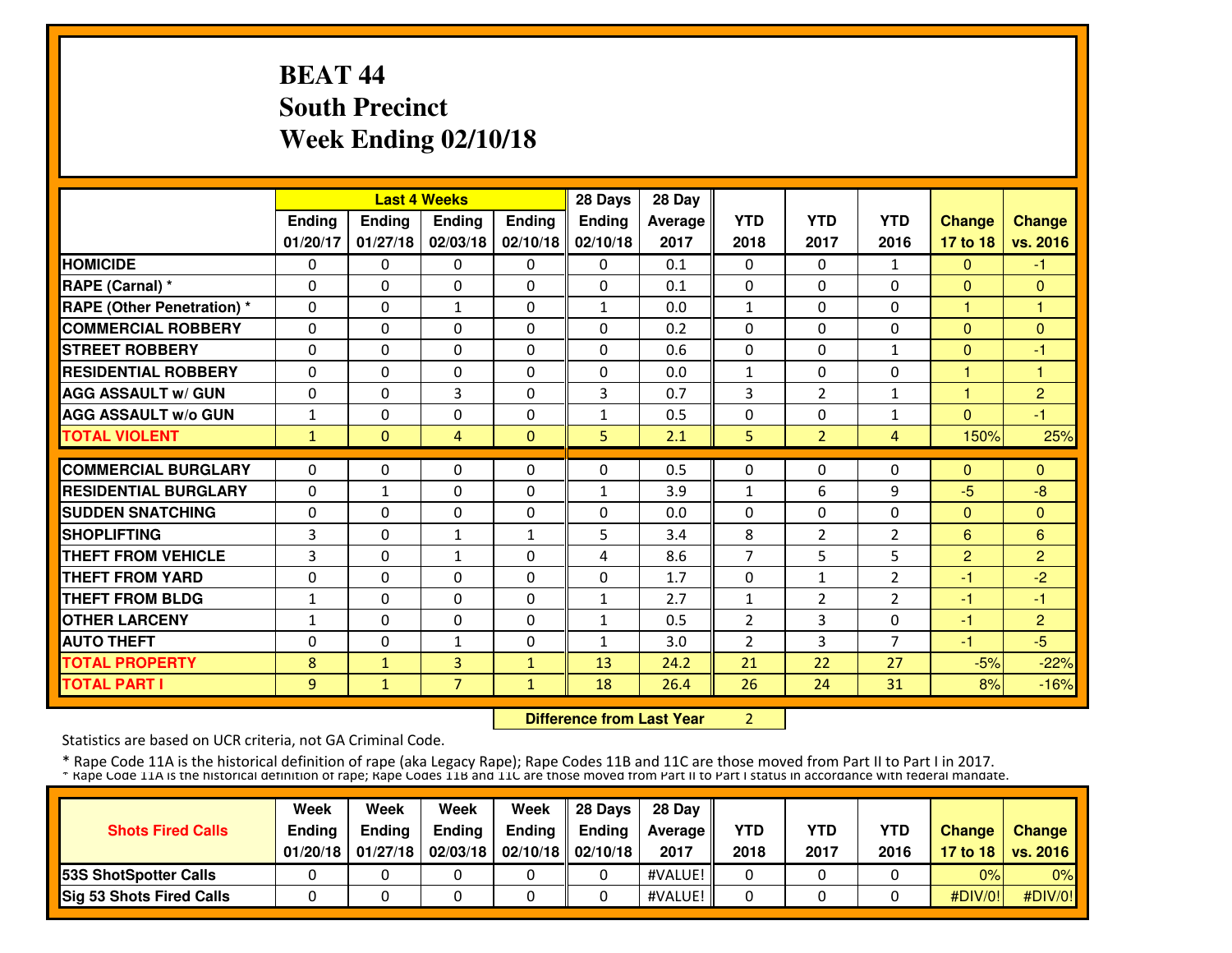# BEAT 44
# South Precinct
# Week Ending 02/10/18

| | Last 4 Weeks | | | | 28 Days | 28 Day | | | | | |
|---|---|---|---|---|---|---|---|---|---|---|---|
| | Ending 01/20/17 | Ending 01/27/18 | Ending 02/03/18 | Ending 02/10/18 | Ending 02/10/18 | Average 2017 | YTD 2018 | YTD 2017 | YTD 2016 | Change 17 to 18 | Change vs. 2016 |
| HOMICIDE | 0 | 0 | 0 | 0 | 0 | 0.1 | 0 | 0 | 1 | 0 | -1 |
| RAPE (Carnal) * | 0 | 0 | 0 | 0 | 0 | 0.1 | 0 | 0 | 0 | 0 | 0 |
| RAPE (Other Penetration) * | 0 | 0 | 1 | 0 | 1 | 0.0 | 1 | 0 | 0 | 1 | 1 |
| COMMERCIAL ROBBERY | 0 | 0 | 0 | 0 | 0 | 0.2 | 0 | 0 | 0 | 0 | 0 |
| STREET ROBBERY | 0 | 0 | 0 | 0 | 0 | 0.6 | 0 | 0 | 1 | 0 | -1 |
| RESIDENTIAL ROBBERY | 0 | 0 | 0 | 0 | 0 | 0.0 | 1 | 0 | 0 | 1 | 1 |
| AGG ASSAULT w/ GUN | 0 | 0 | 3 | 0 | 3 | 0.7 | 3 | 2 | 1 | 1 | 2 |
| AGG ASSAULT w/o GUN | 1 | 0 | 0 | 0 | 1 | 0.5 | 0 | 0 | 1 | 0 | -1 |
| TOTAL VIOLENT | 1 | 0 | 4 | 0 | 5 | 2.1 | 5 | 2 | 4 | 150% | 25% |
| COMMERCIAL BURGLARY | 0 | 0 | 0 | 0 | 0 | 0.5 | 0 | 0 | 0 | 0 | 0 |
| RESIDENTIAL BURGLARY | 0 | 1 | 0 | 0 | 1 | 3.9 | 1 | 6 | 9 | -5 | -8 |
| SUDDEN SNATCHING | 0 | 0 | 0 | 0 | 0 | 0.0 | 0 | 0 | 0 | 0 | 0 |
| SHOPLIFTING | 3 | 0 | 1 | 1 | 5 | 3.4 | 8 | 2 | 2 | 6 | 6 |
| THEFT FROM VEHICLE | 3 | 0 | 1 | 0 | 4 | 8.6 | 7 | 5 | 5 | 2 | 2 |
| THEFT FROM YARD | 0 | 0 | 0 | 0 | 0 | 1.7 | 0 | 1 | 2 | -1 | -2 |
| THEFT FROM BLDG | 1 | 0 | 0 | 0 | 1 | 2.7 | 1 | 2 | 2 | -1 | -1 |
| OTHER LARCENY | 1 | 0 | 0 | 0 | 1 | 0.5 | 2 | 3 | 0 | -1 | 2 |
| AUTO THEFT | 0 | 0 | 1 | 0 | 1 | 3.0 | 2 | 3 | 7 | -1 | -5 |
| TOTAL PROPERTY | 8 | 1 | 3 | 1 | 13 | 24.2 | 21 | 22 | 27 | -5% | -22% |
| TOTAL PART I | 9 | 1 | 7 | 1 | 18 | 26.4 | 26 | 24 | 31 | 8% | -16% |

**Difference from Last Year** 2

Statistics are based on UCR criteria, not GA Criminal Code.

* Rape Code 11A is the historical definition of rape (aka Legacy Rape); Rape Codes 11B and 11C are those moved from Part II to Part I in 2017.

* Rape Code 11A is the historical definition of rape; Rape Codes 11B and 11C are those moved from Part II to Part I status in accordance with federal mandate.

| Shots Fired Calls | Week Ending 01/20/18 | Week Ending 01/27/18 | Week Ending 02/03/18 | Week Ending 02/10/18 | 28 Days Ending 02/10/18 | 28 Day Average 2017 | YTD 2018 | YTD 2017 | YTD 2016 | Change 17 to 18 | Change vs. 2016 |
|---|---|---|---|---|---|---|---|---|---|---|---|
| 53S ShotSpotter Calls | 0 | 0 | 0 | 0 | 0 | #VALUE! | 0 | 0 | 0 | 0% | 0% |
| Sig 53 Shots Fired Calls | 0 | 0 | 0 | 0 | 0 | #VALUE! | 0 | 0 | 0 | #DIV/0! | #DIV/0! |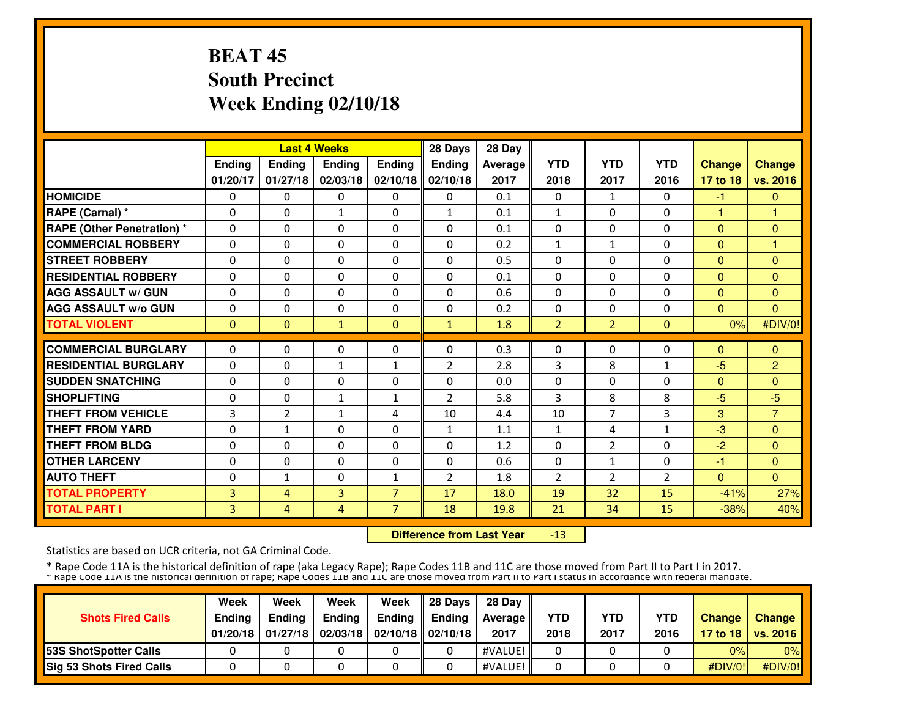# BEAT 45
# South Precinct
# Week Ending 02/10/18

| | Last 4 Weeks | | | | 28 Days | 28 Day | | | | | |
|---|---|---|---|---|---|---|---|---|---|---|---|
| | Ending 01/20/17 | Ending 01/27/18 | Ending 02/03/18 | Ending 02/10/18 | Ending 02/10/18 | Average 2017 | YTD 2018 | YTD 2017 | YTD 2016 | Change 17 to 18 | Change vs. 2016 |
| HOMICIDE | 0 | 0 | 0 | 0 | 0 | 0.1 | 0 | 1 | 0 | -1 | 0 |
| RAPE (Carnal) * | 0 | 0 | 1 | 0 | 1 | 0.1 | 1 | 0 | 0 | 1 | 1 |
| RAPE (Other Penetration) * | 0 | 0 | 0 | 0 | 0 | 0.1 | 0 | 0 | 0 | 0 | 0 |
| COMMERCIAL ROBBERY | 0 | 0 | 0 | 0 | 0 | 0.2 | 1 | 1 | 0 | 0 | 1 |
| STREET ROBBERY | 0 | 0 | 0 | 0 | 0 | 0.5 | 0 | 0 | 0 | 0 | 0 |
| RESIDENTIAL ROBBERY | 0 | 0 | 0 | 0 | 0 | 0.1 | 0 | 0 | 0 | 0 | 0 |
| AGG ASSAULT w/ GUN | 0 | 0 | 0 | 0 | 0 | 0.6 | 0 | 0 | 0 | 0 | 0 |
| AGG ASSAULT w/o GUN | 0 | 0 | 0 | 0 | 0 | 0.2 | 0 | 0 | 0 | 0 | 0 |
| TOTAL VIOLENT | 0 | 0 | 1 | 0 | 1 | 1.8 | 2 | 2 | 0 | 0% | #DIV/0! |
| COMMERCIAL BURGLARY | 0 | 0 | 0 | 0 | 0 | 0.3 | 0 | 0 | 0 | 0 | 0 |
| RESIDENTIAL BURGLARY | 0 | 0 | 1 | 1 | 2 | 2.8 | 3 | 8 | 1 | -5 | 2 |
| SUDDEN SNATCHING | 0 | 0 | 0 | 0 | 0 | 0.0 | 0 | 0 | 0 | 0 | 0 |
| SHOPLIFTING | 0 | 0 | 1 | 1 | 2 | 5.8 | 3 | 8 | 8 | -5 | -5 |
| THEFT FROM VEHICLE | 3 | 2 | 1 | 4 | 10 | 4.4 | 10 | 7 | 3 | 3 | 7 |
| THEFT FROM YARD | 0 | 1 | 0 | 0 | 1 | 1.1 | 1 | 4 | 1 | -3 | 0 |
| THEFT FROM BLDG | 0 | 0 | 0 | 0 | 0 | 1.2 | 0 | 2 | 0 | -2 | 0 |
| OTHER LARCENY | 0 | 0 | 0 | 0 | 0 | 0.6 | 0 | 1 | 0 | -1 | 0 |
| AUTO THEFT | 0 | 1 | 0 | 1 | 2 | 1.8 | 2 | 2 | 2 | 0 | 0 |
| TOTAL PROPERTY | 3 | 4 | 3 | 7 | 17 | 18.0 | 19 | 32 | 15 | -41% | 27% |
| TOTAL PART I | 3 | 4 | 4 | 7 | 18 | 19.8 | 21 | 34 | 15 | -38% | 40% |

**Difference from Last Year** -13

Statistics are based on UCR criteria, not GA Criminal Code.

* Rape Code 11A is the historical definition of rape (aka Legacy Rape); Rape Codes 11B and 11C are those moved from Part II to Part I in 2017.
* Rape Code 11A is the historical definition of rape; Rape Codes 11B and 11C are those moved from Part II to Part I status in accordance with federal mandate.

| Shots Fired Calls | Week Ending 01/20/18 | Week Ending 01/27/18 | Week Ending 02/03/18 | Week Ending 02/10/18 | 28 Days Ending 02/10/18 | 28 Day Average 2017 | YTD 2018 | YTD 2017 | YTD 2016 | Change 17 to 18 | Change vs. 2016 |
|---|---|---|---|---|---|---|---|---|---|---|---|
| 53S ShotSpotter Calls | 0 | 0 | 0 | 0 | 0 | #VALUE! | 0 | 0 | 0 | 0% | 0% |
| Sig 53 Shots Fired Calls | 0 | 0 | 0 | 0 | 0 | #VALUE! | 0 | 0 | 0 | #DIV/0! | #DIV/0! |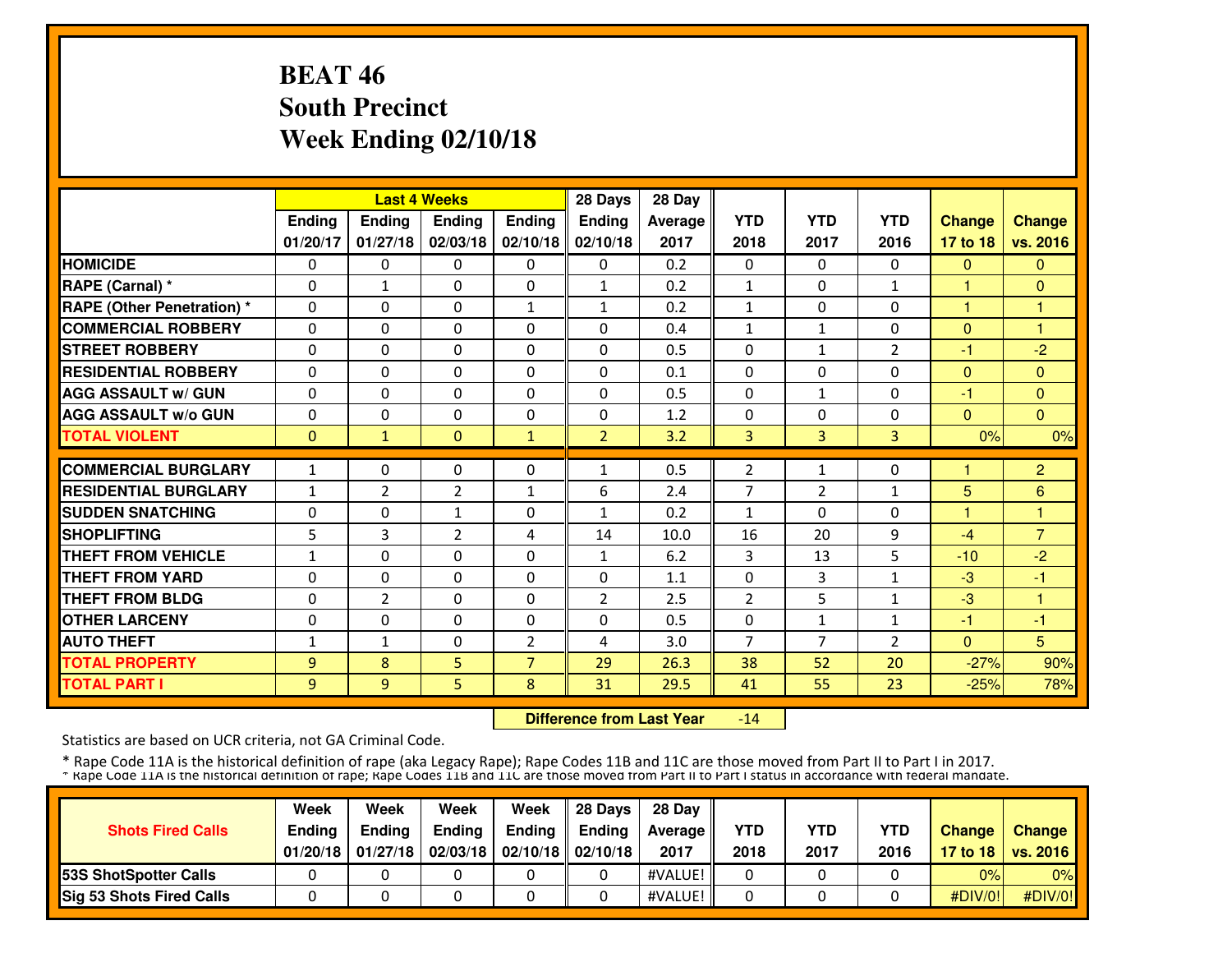# BEAT 46
# South Precinct
# Week Ending 02/10/18

| | Last 4 Weeks | | | | 28 Days | 28 Day | | | | | |
|---|---|---|---|---|---|---|---|---|---|---|---|
| | Ending 01/20/17 | Ending 01/27/18 | Ending 02/03/18 | Ending 02/10/18 | Ending 02/10/18 | Average 2017 | YTD 2018 | YTD 2017 | YTD 2016 | Change 17 to 18 | Change vs. 2016 |
| HOMICIDE | 0 | 0 | 0 | 0 | 0 | 0.2 | 0 | 0 | 0 | 0 | 0 |
| RAPE (Carnal) * | 0 | 1 | 0 | 0 | 1 | 0.2 | 1 | 0 | 1 | 1 | 0 |
| RAPE (Other Penetration) * | 0 | 0 | 0 | 1 | 1 | 0.2 | 1 | 0 | 0 | 1 | 1 |
| COMMERCIAL ROBBERY | 0 | 0 | 0 | 0 | 0 | 0.4 | 1 | 1 | 0 | 0 | 1 |
| STREET ROBBERY | 0 | 0 | 0 | 0 | 0 | 0.5 | 0 | 1 | 2 | -1 | -2 |
| RESIDENTIAL ROBBERY | 0 | 0 | 0 | 0 | 0 | 0.1 | 0 | 0 | 0 | 0 | 0 |
| AGG ASSAULT w/ GUN | 0 | 0 | 0 | 0 | 0 | 0.5 | 0 | 1 | 0 | -1 | 0 |
| AGG ASSAULT w/o GUN | 0 | 0 | 0 | 0 | 0 | 1.2 | 0 | 0 | 0 | 0 | 0 |
| TOTAL VIOLENT | 0 | 1 | 0 | 1 | 2 | 3.2 | 3 | 3 | 3 | 0% | 0% |
| COMMERCIAL BURGLARY | 1 | 0 | 0 | 0 | 1 | 0.5 | 2 | 1 | 0 | 1 | 2 |
| RESIDENTIAL BURGLARY | 1 | 2 | 2 | 1 | 6 | 2.4 | 7 | 2 | 1 | 5 | 6 |
| SUDDEN SNATCHING | 0 | 0 | 1 | 0 | 1 | 0.2 | 1 | 0 | 0 | 1 | 1 |
| SHOPLIFTING | 5 | 3 | 2 | 4 | 14 | 10.0 | 16 | 20 | 9 | -4 | 7 |
| THEFT FROM VEHICLE | 1 | 0 | 0 | 0 | 1 | 6.2 | 3 | 13 | 5 | -10 | -2 |
| THEFT FROM YARD | 0 | 0 | 0 | 0 | 0 | 1.1 | 0 | 3 | 1 | -3 | -1 |
| THEFT FROM BLDG | 0 | 2 | 0 | 0 | 2 | 2.5 | 2 | 5 | 1 | -3 | 1 |
| OTHER LARCENY | 0 | 0 | 0 | 0 | 0 | 0.5 | 0 | 1 | 1 | -1 | -1 |
| AUTO THEFT | 1 | 1 | 0 | 2 | 4 | 3.0 | 7 | 7 | 2 | 0 | 5 |
| TOTAL PROPERTY | 9 | 8 | 5 | 7 | 29 | 26.3 | 38 | 52 | 20 | -27% | 90% |
| TOTAL PART I | 9 | 9 | 5 | 8 | 31 | 29.5 | 41 | 55 | 23 | -25% | 78% |

**Difference from Last Year** -14

Statistics are based on UCR criteria, not GA Criminal Code.

* Rape Code 11A is the historical definition of rape (aka Legacy Rape); Rape Codes 11B and 11C are those moved from Part II to Part I in 2017.
* Rape Code 11A is the historical definition of rape; Rape Codes 11B and 11C are those moved from Part II to Part I status in accordance with federal mandate.

| Shots Fired Calls | Week Ending 01/20/18 | Week Ending 01/27/18 | Week Ending 02/03/18 | Week Ending 02/10/18 | 28 Days Ending 02/10/18 | 28 Day Average 2017 | YTD 2018 | YTD 2017 | YTD 2016 | Change 17 to 18 | Change vs. 2016 |
|---|---|---|---|---|---|---|---|---|---|---|---|
| 53S ShotSpotter Calls | 0 | 0 | 0 | 0 | 0 | #VALUE! | 0 | 0 | 0 | 0% | 0% |
| Sig 53 Shots Fired Calls | 0 | 0 | 0 | 0 | 0 | #VALUE! | 0 | 0 | 0 | #DIV/0! | #DIV/0! |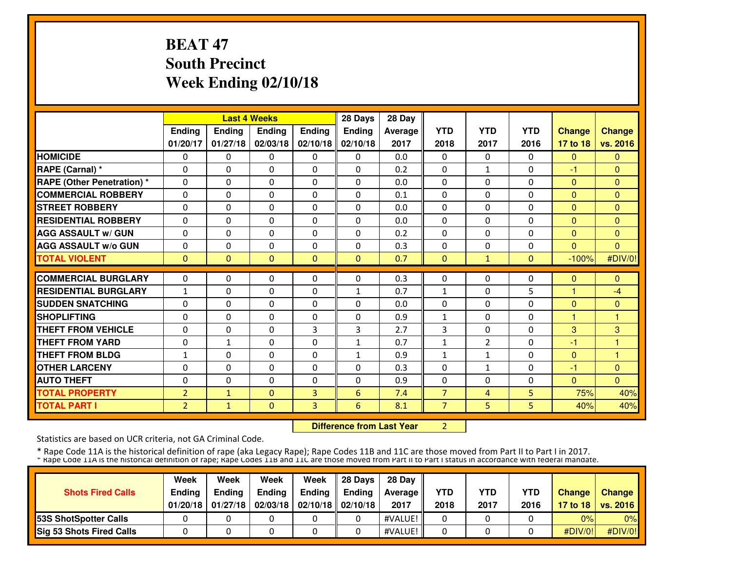# BEAT 47
# South Precinct
# Week Ending 02/10/18

| | Last 4 Weeks | | | | 28 Days | 28 Day | | | | | |
|---|---|---|---|---|---|---|---|---|---|---|---|
| | Ending 01/20/17 | Ending 01/27/18 | Ending 02/03/18 | Ending 02/10/18 | Ending 02/10/18 | Average 2017 | YTD 2018 | YTD 2017 | YTD 2016 | Change 17 to 18 | Change vs. 2016 |
| HOMICIDE | 0 | 0 | 0 | 0 | 0 | 0.0 | 0 | 0 | 0 | 0 | 0 |
| RAPE (Carnal) * | 0 | 0 | 0 | 0 | 0 | 0.2 | 0 | 1 | 0 | -1 | 0 |
| RAPE (Other Penetration) * | 0 | 0 | 0 | 0 | 0 | 0.0 | 0 | 0 | 0 | 0 | 0 |
| COMMERCIAL ROBBERY | 0 | 0 | 0 | 0 | 0 | 0.1 | 0 | 0 | 0 | 0 | 0 |
| STREET ROBBERY | 0 | 0 | 0 | 0 | 0 | 0.0 | 0 | 0 | 0 | 0 | 0 |
| RESIDENTIAL ROBBERY | 0 | 0 | 0 | 0 | 0 | 0.0 | 0 | 0 | 0 | 0 | 0 |
| AGG ASSAULT w/ GUN | 0 | 0 | 0 | 0 | 0 | 0.2 | 0 | 0 | 0 | 0 | 0 |
| AGG ASSAULT w/o GUN | 0 | 0 | 0 | 0 | 0 | 0.3 | 0 | 0 | 0 | 0 | 0 |
| TOTAL VIOLENT | 0 | 0 | 0 | 0 | 0 | 0.7 | 0 | 1 | 0 | -100% | #DIV/0! |
| COMMERCIAL BURGLARY | 0 | 0 | 0 | 0 | 0 | 0.3 | 0 | 0 | 0 | 0 | 0 |
| RESIDENTIAL BURGLARY | 1 | 0 | 0 | 0 | 1 | 0.7 | 1 | 0 | 5 | 1 | -4 |
| SUDDEN SNATCHING | 0 | 0 | 0 | 0 | 0 | 0.0 | 0 | 0 | 0 | 0 | 0 |
| SHOPLIFTING | 0 | 0 | 0 | 0 | 0 | 0.9 | 1 | 0 | 0 | 1 | 1 |
| THEFT FROM VEHICLE | 0 | 0 | 0 | 3 | 3 | 2.7 | 3 | 0 | 0 | 3 | 3 |
| THEFT FROM YARD | 0 | 1 | 0 | 0 | 1 | 0.7 | 1 | 2 | 0 | -1 | 1 |
| THEFT FROM BLDG | 1 | 0 | 0 | 0 | 1 | 0.9 | 1 | 1 | 0 | 0 | 1 |
| OTHER LARCENY | 0 | 0 | 0 | 0 | 0 | 0.3 | 0 | 1 | 0 | -1 | 0 |
| AUTO THEFT | 0 | 0 | 0 | 0 | 0 | 0.9 | 0 | 0 | 0 | 0 | 0 |
| TOTAL PROPERTY | 2 | 1 | 0 | 3 | 6 | 7.4 | 7 | 4 | 5 | 75% | 40% |
| TOTAL PART I | 2 | 1 | 0 | 3 | 6 | 8.1 | 7 | 5 | 5 | 40% | 40% |

**Difference from Last Year** 2

Statistics are based on UCR criteria, not GA Criminal Code.

* Rape Code 11A is the historical definition of rape (aka Legacy Rape); Rape Codes 11B and 11C are those moved from Part II to Part I in 2017.
* Rape Code 11A is the historical definition of rape; Rape Codes 11B and 11C are those moved from Part II to Part I status in accordance with federal mandate.

| Shots Fired Calls | Week Ending 01/20/18 | Week Ending 01/27/18 | Week Ending 02/03/18 | Week Ending 02/10/18 | 28 Days Ending 02/10/18 | 28 Day Average 2017 | YTD 2018 | YTD 2017 | YTD 2016 | Change 17 to 18 | Change vs. 2016 |
|---|---|---|---|---|---|---|---|---|---|---|---|
| 53S ShotSpotter Calls | 0 | 0 | 0 | 0 | 0 | #VALUE! | 0 | 0 | 0 | 0% | 0% |
| Sig 53 Shots Fired Calls | 0 | 0 | 0 | 0 | 0 | #VALUE! | 0 | 0 | 0 | #DIV/0! | #DIV/0! |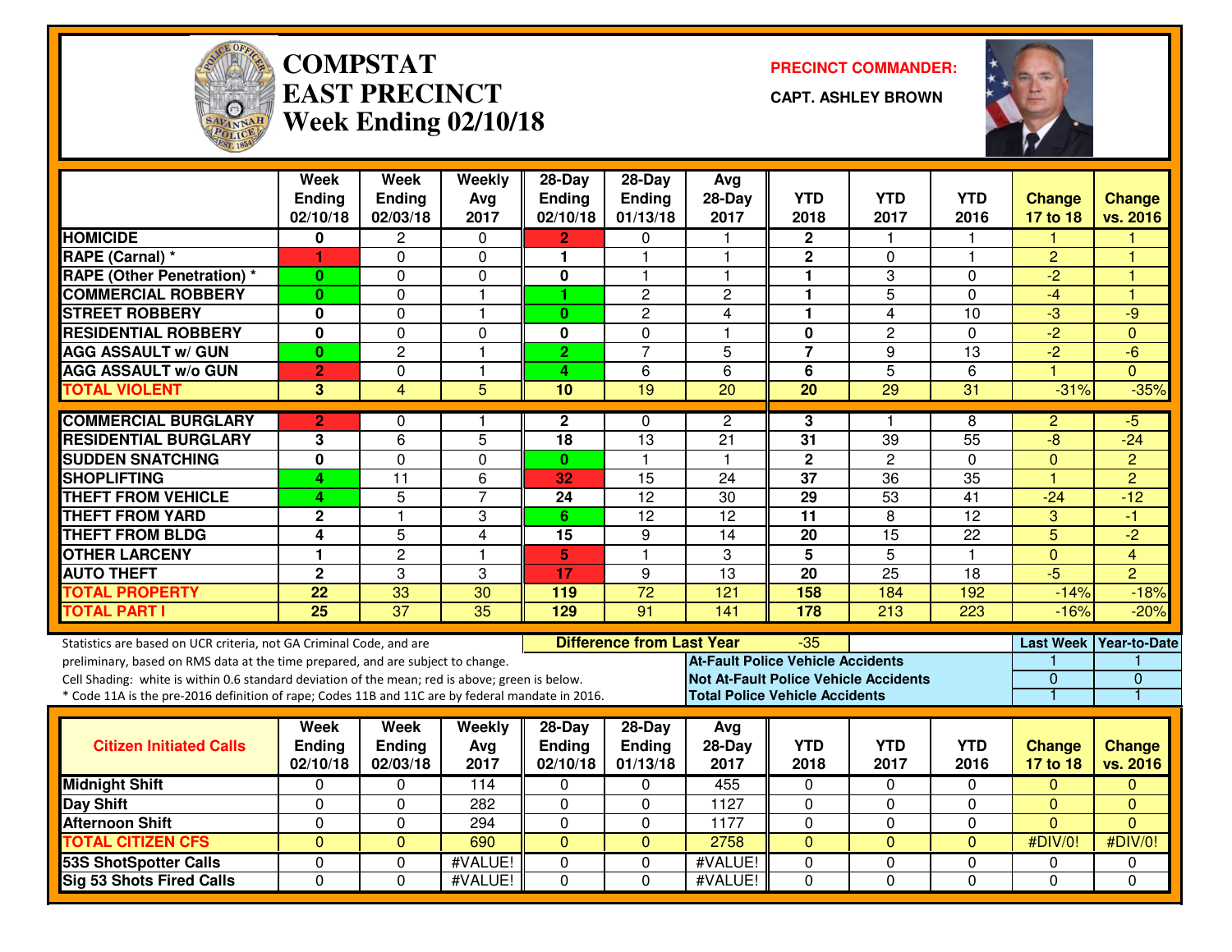# COMPSTAT
# EAST PRECINCT
## Week Ending 02/10/18

**PRECINCT COMMANDER:**

**CAPT. ASHLEY BROWN**

| | Week Ending 02/10/18 | Week Ending 02/03/18 | Weekly Avg 2017 | 28-Day Ending 02/10/18 | 28-Day Ending 01/13/18 | Avg 28-Day 2017 | YTD 2018 | YTD 2017 | YTD 2016 | Change 17 to 18 | Change vs. 2016 |
|---|---|---|---|---|---|---|---|---|---|---|---|
| HOMICIDE | 0 | 2 | 0 | 2 | 0 | 1 | 2 | 1 | 1 | 1 | 1 |
| RAPE (Carnal) * | 1 | 0 | 0 | 1 | 1 | 1 | 2 | 0 | 1 | 2 | 1 |
| RAPE (Other Penetration) * | 0 | 0 | 0 | 0 | 1 | 1 | 1 | 3 | 0 | -2 | 1 |
| COMMERCIAL ROBBERY | 0 | 0 | 1 | 1 | 2 | 2 | 1 | 5 | 0 | -4 | 1 |
| STREET ROBBERY | 0 | 0 | 1 | 0 | 2 | 4 | 1 | 4 | 10 | -3 | -9 |
| RESIDENTIAL ROBBERY | 0 | 0 | 0 | 0 | 0 | 1 | 0 | 2 | 0 | -2 | 0 |
| AGG ASSAULT w/ GUN | 0 | 2 | 1 | 2 | 7 | 5 | 7 | 9 | 13 | -2 | -6 |
| AGG ASSAULT w/o GUN | 2 | 0 | 1 | 4 | 6 | 6 | 6 | 5 | 6 | 1 | 0 |
| TOTAL VIOLENT | 3 | 4 | 5 | 10 | 19 | 20 | 20 | 29 | 31 | -31% | -35% |
| COMMERCIAL BURGLARY | 2 | 0 | 1 | 2 | 0 | 2 | 3 | 1 | 8 | 2 | -5 |
| RESIDENTIAL BURGLARY | 3 | 6 | 5 | 18 | 13 | 21 | 31 | 39 | 55 | -8 | -24 |
| SUDDEN SNATCHING | 0 | 0 | 0 | 0 | 1 | 1 | 2 | 2 | 0 | 0 | 2 |
| SHOPLIFTING | 4 | 11 | 6 | 32 | 15 | 24 | 37 | 36 | 35 | 1 | 2 |
| THEFT FROM VEHICLE | 4 | 5 | 7 | 24 | 12 | 30 | 29 | 53 | 41 | -24 | -12 |
| THEFT FROM YARD | 2 | 1 | 3 | 6 | 12 | 12 | 11 | 8 | 12 | 3 | -1 |
| THEFT FROM BLDG | 4 | 5 | 4 | 15 | 9 | 14 | 20 | 15 | 22 | 5 | -2 |
| OTHER LARCENY | 1 | 2 | 1 | 5 | 1 | 3 | 5 | 5 | 1 | 0 | 4 |
| AUTO THEFT | 2 | 3 | 3 | 17 | 9 | 13 | 20 | 25 | 18 | -5 | 2 |
| TOTAL PROPERTY | 22 | 33 | 30 | 119 | 72 | 121 | 158 | 184 | 192 | -14% | -18% |
| TOTAL PART I | 25 | 37 | 35 | 129 | 91 | 141 | 178 | 213 | 223 | -16% | -20% |

Statistics are based on UCR criteria, not GA Criminal Code, and are preliminary, based on RMS data at the time prepared, and are subject to change.
Cell Shading: white is within 0.6 standard deviation of the mean; red is above; green is below.
* Code 11A is the pre-2016 definition of rape; Codes 11B and 11C are by federal mandate in 2016.

**Difference from Last Year:** -35

| | Last Week | Year-to-Date |
|---|---|---|
| At-Fault Police Vehicle Accidents | 1 | 1 |
| Not At-Fault Police Vehicle Accidents | 0 | 0 |
| Total Police Vehicle Accidents | 1 | 1 |

| Citizen Initiated Calls | Week Ending 02/10/18 | Week Ending 02/03/18 | Weekly Avg 2017 | 28-Day Ending 02/10/18 | 28-Day Ending 01/13/18 | Avg 28-Day 2017 | YTD 2018 | YTD 2017 | YTD 2016 | Change 17 to 18 | Change vs. 2016 |
|---|---|---|---|---|---|---|---|---|---|---|---|
| Midnight Shift | 0 | 0 | 114 | 0 | 0 | 455 | 0 | 0 | 0 | 0 | 0 |
| Day Shift | 0 | 0 | 282 | 0 | 0 | 1127 | 0 | 0 | 0 | 0 | 0 |
| Afternoon Shift | 0 | 0 | 294 | 0 | 0 | 1177 | 0 | 0 | 0 | 0 | 0 |
| TOTAL CITIZEN CFS | 0 | 0 | 690 | 0 | 0 | 2758 | 0 | 0 | 0 | #DIV/0! | #DIV/0! |
| 53S ShotSpotter Calls | 0 | 0 | #VALUE! | 0 | 0 | #VALUE! | 0 | 0 | 0 | 0 | 0 |
| Sig 53 Shots Fired Calls | 0 | 0 | #VALUE! | 0 | 0 | #VALUE! | 0 | 0 | 0 | 0 | 0 |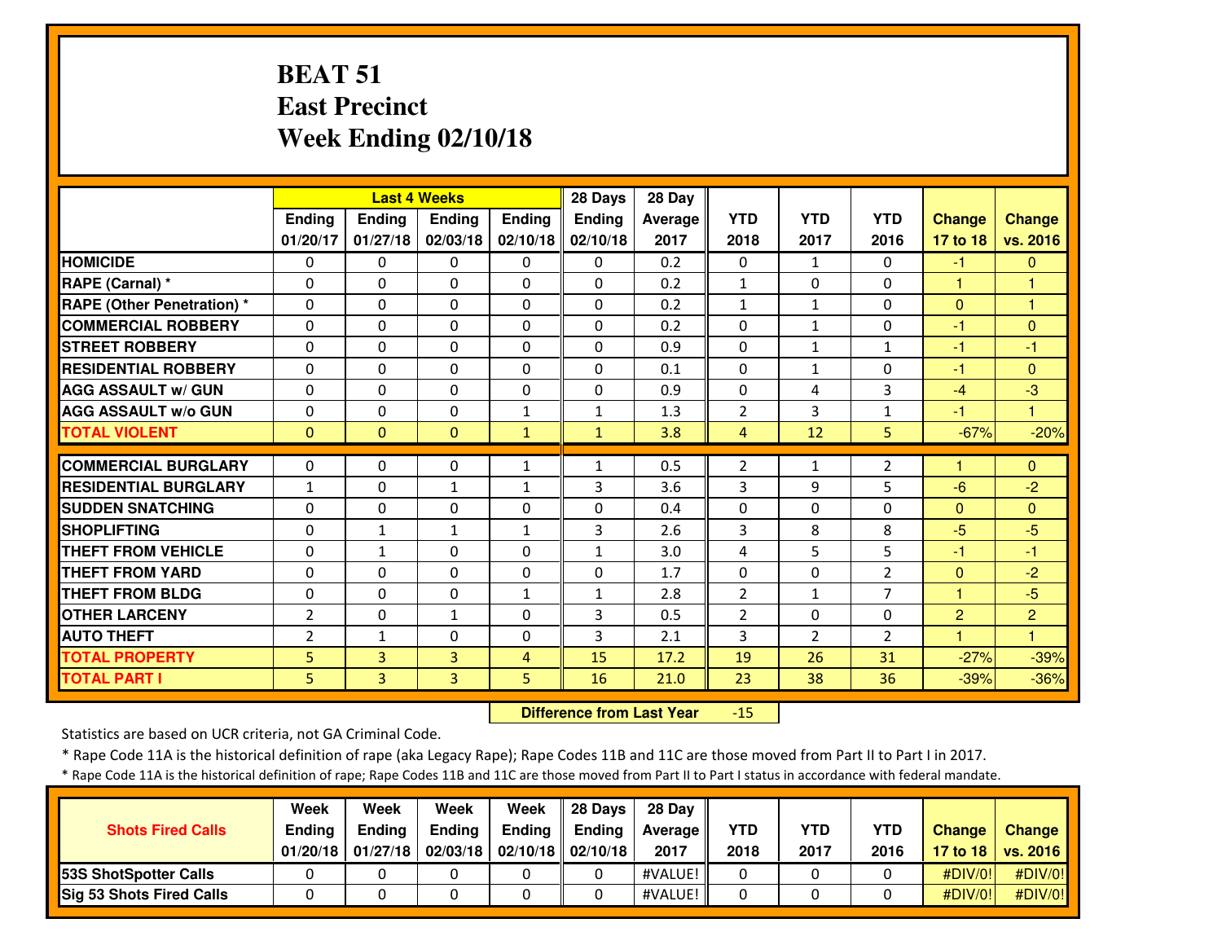# BEAT 51
## East Precinct
## Week Ending 02/10/18

| | Last 4 Weeks | | | | 28 Days | 28 Day | | | | | |
|---|---|---|---|---|---|---|---|---|---|---|---|
| | Ending 01/20/17 | Ending 01/27/18 | Ending 02/03/18 | Ending 02/10/18 | Ending 02/10/18 | Average 2017 | YTD 2018 | YTD 2017 | YTD 2016 | Change 17 to 18 | Change vs. 2016 |
| HOMICIDE | 0 | 0 | 0 | 0 | 0 | 0.2 | 0 | 1 | 0 | -1 | 0 |
| RAPE (Carnal) * | 0 | 0 | 0 | 0 | 0 | 0.2 | 1 | 0 | 0 | 1 | 1 |
| RAPE (Other Penetration) * | 0 | 0 | 0 | 0 | 0 | 0.2 | 1 | 1 | 0 | 0 | 1 |
| COMMERCIAL ROBBERY | 0 | 0 | 0 | 0 | 0 | 0.2 | 0 | 1 | 0 | -1 | 0 |
| STREET ROBBERY | 0 | 0 | 0 | 0 | 0 | 0.9 | 0 | 1 | 1 | -1 | -1 |
| RESIDENTIAL ROBBERY | 0 | 0 | 0 | 0 | 0 | 0.1 | 0 | 1 | 0 | -1 | 0 |
| AGG ASSAULT w/ GUN | 0 | 0 | 0 | 0 | 0 | 0.9 | 0 | 4 | 3 | -4 | -3 |
| AGG ASSAULT w/o GUN | 0 | 0 | 0 | 1 | 1 | 1.3 | 2 | 3 | 1 | -1 | 1 |
| TOTAL VIOLENT | 0 | 0 | 0 | 1 | 1 | 3.8 | 4 | 12 | 5 | -67% | -20% |
| COMMERCIAL BURGLARY | 0 | 0 | 0 | 1 | 1 | 0.5 | 2 | 1 | 2 | 1 | 0 |
| RESIDENTIAL BURGLARY | 1 | 0 | 1 | 1 | 3 | 3.6 | 3 | 9 | 5 | -6 | -2 |
| SUDDEN SNATCHING | 0 | 0 | 0 | 0 | 0 | 0.4 | 0 | 0 | 0 | 0 | 0 |
| SHOPLIFTING | 0 | 1 | 1 | 1 | 3 | 2.6 | 3 | 8 | 8 | -5 | -5 |
| THEFT FROM VEHICLE | 0 | 1 | 0 | 0 | 1 | 3.0 | 4 | 5 | 5 | -1 | -1 |
| THEFT FROM YARD | 0 | 0 | 0 | 0 | 0 | 1.7 | 0 | 0 | 2 | 0 | -2 |
| THEFT FROM BLDG | 0 | 0 | 0 | 1 | 1 | 2.8 | 2 | 1 | 7 | 1 | -5 |
| OTHER LARCENY | 2 | 0 | 1 | 0 | 3 | 0.5 | 2 | 0 | 0 | 2 | 2 |
| AUTO THEFT | 2 | 1 | 0 | 0 | 3 | 2.1 | 3 | 2 | 2 | 1 | 1 |
| TOTAL PROPERTY | 5 | 3 | 3 | 4 | 15 | 17.2 | 19 | 26 | 31 | -27% | -39% |
| TOTAL PART I | 5 | 3 | 3 | 5 | 16 | 21.0 | 23 | 38 | 36 | -39% | -36% |

**Difference from Last Year** -15

Statistics are based on UCR criteria, not GA Criminal Code.

* Rape Code 11A is the historical definition of rape (aka Legacy Rape); Rape Codes 11B and 11C are those moved from Part II to Part I in 2017.

* Rape Code 11A is the historical definition of rape; Rape Codes 11B and 11C are those moved from Part II to Part I status in accordance with federal mandate.

| Shots Fired Calls | Week Ending 01/20/18 | Week Ending 01/27/18 | Week Ending 02/03/18 | Week Ending 02/10/18 | 28 Days Ending 02/10/18 | 28 Day Average 2017 | YTD 2018 | YTD 2017 | YTD 2016 | Change 17 to 18 | Change vs. 2016 |
|---|---|---|---|---|---|---|---|---|---|---|---|
| 53S ShotSpotter Calls | 0 | 0 | 0 | 0 | 0 | #VALUE! | 0 | 0 | 0 | #DIV/0! | #DIV/0! |
| Sig 53 Shots Fired Calls | 0 | 0 | 0 | 0 | 0 | #VALUE! | 0 | 0 | 0 | #DIV/0! | #DIV/0! |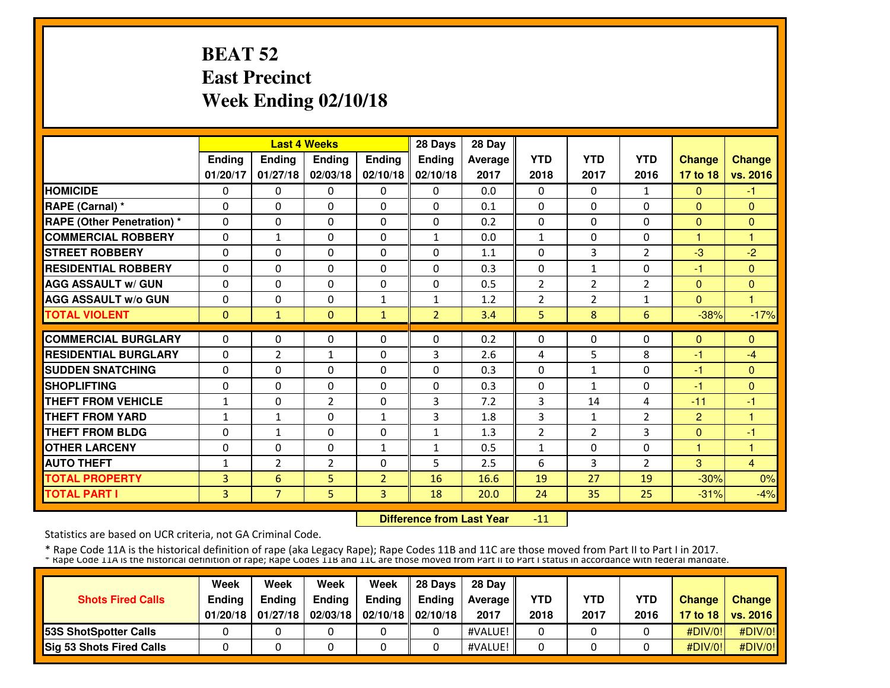# BEAT 52
# East Precinct
# Week Ending 02/10/18

| | Last 4 Weeks | | | | 28 Days | 28 Day | YTD | YTD | YTD | Change | Change |
|---|---|---|---|---|---|---|---|---|---|---|---|
| | Ending 01/20/17 | Ending 01/27/18 | Ending 02/03/18 | Ending 02/10/18 | Ending 02/10/18 | Average 2017 | 2018 | 2017 | 2016 | 17 to 18 | vs. 2016 |
| HOMICIDE | 0 | 0 | 0 | 0 | 0 | 0.0 | 0 | 0 | 1 | 0 | -1 |
| RAPE (Carnal) * | 0 | 0 | 0 | 0 | 0 | 0.1 | 0 | 0 | 0 | 0 | 0 |
| RAPE (Other Penetration) * | 0 | 0 | 0 | 0 | 0 | 0.2 | 0 | 0 | 0 | 0 | 0 |
| COMMERCIAL ROBBERY | 0 | 1 | 0 | 0 | 1 | 0.0 | 1 | 0 | 0 | 1 | 1 |
| STREET ROBBERY | 0 | 0 | 0 | 0 | 0 | 1.1 | 0 | 3 | 2 | -3 | -2 |
| RESIDENTIAL ROBBERY | 0 | 0 | 0 | 0 | 0 | 0.3 | 0 | 1 | 0 | -1 | 0 |
| AGG ASSAULT w/ GUN | 0 | 0 | 0 | 0 | 0 | 0.5 | 2 | 2 | 2 | 0 | 0 |
| AGG ASSAULT w/o GUN | 0 | 0 | 0 | 1 | 1 | 1.2 | 2 | 2 | 1 | 0 | 1 |
| TOTAL VIOLENT | 0 | 1 | 0 | 1 | 2 | 3.4 | 5 | 8 | 6 | -38% | -17% |
| COMMERCIAL BURGLARY | 0 | 0 | 0 | 0 | 0 | 0.2 | 0 | 0 | 0 | 0 | 0 |
| RESIDENTIAL BURGLARY | 0 | 2 | 1 | 0 | 3 | 2.6 | 4 | 5 | 8 | -1 | -4 |
| SUDDEN SNATCHING | 0 | 0 | 0 | 0 | 0 | 0.3 | 0 | 1 | 0 | -1 | 0 |
| SHOPLIFTING | 0 | 0 | 0 | 0 | 0 | 0.3 | 0 | 1 | 0 | -1 | 0 |
| THEFT FROM VEHICLE | 1 | 0 | 2 | 0 | 3 | 7.2 | 3 | 14 | 4 | -11 | -1 |
| THEFT FROM YARD | 1 | 1 | 0 | 1 | 3 | 1.8 | 3 | 1 | 2 | 2 | 1 |
| THEFT FROM BLDG | 0 | 1 | 0 | 0 | 1 | 1.3 | 2 | 2 | 3 | 0 | -1 |
| OTHER LARCENY | 0 | 0 | 0 | 1 | 1 | 0.5 | 1 | 0 | 0 | 1 | 1 |
| AUTO THEFT | 1 | 2 | 2 | 0 | 5 | 2.5 | 6 | 3 | 2 | 3 | 4 |
| TOTAL PROPERTY | 3 | 6 | 5 | 2 | 16 | 16.6 | 19 | 27 | 19 | -30% | 0% |
| TOTAL PART I | 3 | 7 | 5 | 3 | 18 | 20.0 | 24 | 35 | 25 | -31% | -4% |

**Difference from Last Year** -11

Statistics are based on UCR criteria, not GA Criminal Code.

* Rape Code 11A is the historical definition of rape (aka Legacy Rape); Rape Codes 11B and 11C are those moved from Part II to Part I in 2017.
* Rape Code 11A is the historical definition of rape; Rape Codes 11B and 11C are those moved from Part II to Part I status in accordance with federal mandate.

| Shots Fired Calls | Week Ending 01/20/18 | Week Ending 01/27/18 | Week Ending 02/03/18 | Week Ending 02/10/18 | 28 Days Ending 02/10/18 | 28 Day Average 2017 | YTD 2018 | YTD 2017 | YTD 2016 | Change 17 to 18 | Change vs. 2016 |
|---|---|---|---|---|---|---|---|---|---|---|---|
| 53S ShotSpotter Calls | 0 | 0 | 0 | 0 | 0 | #VALUE! | 0 | 0 | 0 | #DIV/0! | #DIV/0! |
| Sig 53 Shots Fired Calls | 0 | 0 | 0 | 0 | 0 | #VALUE! | 0 | 0 | 0 | #DIV/0! | #DIV/0! |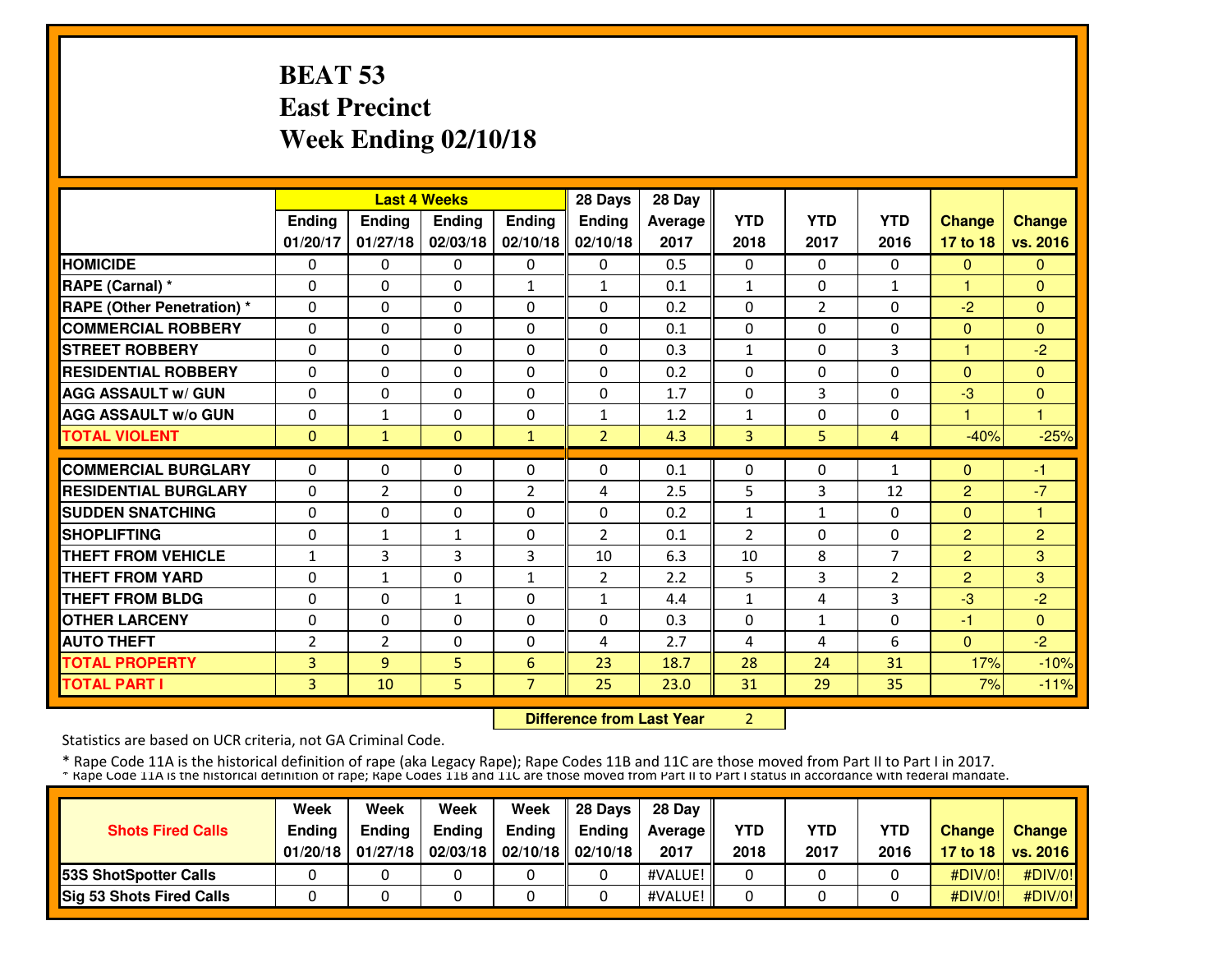# BEAT 53
# East Precinct
# Week Ending 02/10/18

| | Last 4 Weeks | | | | 28 Days | 28 Day | | | | | |
|---|---|---|---|---|---|---|---|---|---|---|---|
| | Ending 01/20/17 | Ending 01/27/18 | Ending 02/03/18 | Ending 02/10/18 | Ending 02/10/18 | Average 2017 | YTD 2018 | YTD 2017 | YTD 2016 | Change 17 to 18 | Change vs. 2016 |
| HOMICIDE | 0 | 0 | 0 | 0 | 0 | 0.5 | 0 | 0 | 0 | 0 | 0 |
| RAPE (Carnal) * | 0 | 0 | 0 | 1 | 1 | 0.1 | 1 | 0 | 1 | 1 | 0 |
| RAPE (Other Penetration) * | 0 | 0 | 0 | 0 | 0 | 0.2 | 0 | 2 | 0 | -2 | 0 |
| COMMERCIAL ROBBERY | 0 | 0 | 0 | 0 | 0 | 0.1 | 0 | 0 | 0 | 0 | 0 |
| STREET ROBBERY | 0 | 0 | 0 | 0 | 0 | 0.3 | 1 | 0 | 3 | 1 | -2 |
| RESIDENTIAL ROBBERY | 0 | 0 | 0 | 0 | 0 | 0.2 | 0 | 0 | 0 | 0 | 0 |
| AGG ASSAULT w/ GUN | 0 | 0 | 0 | 0 | 0 | 1.7 | 0 | 3 | 0 | -3 | 0 |
| AGG ASSAULT w/o GUN | 0 | 1 | 0 | 0 | 1 | 1.2 | 1 | 0 | 0 | 1 | 1 |
| TOTAL VIOLENT | 0 | 1 | 0 | 1 | 2 | 4.3 | 3 | 5 | 4 | -40% | -25% |
| COMMERCIAL BURGLARY | 0 | 0 | 0 | 0 | 0 | 0.1 | 0 | 0 | 1 | 0 | -1 |
| RESIDENTIAL BURGLARY | 0 | 2 | 0 | 2 | 4 | 2.5 | 5 | 3 | 12 | 2 | -7 |
| SUDDEN SNATCHING | 0 | 0 | 0 | 0 | 0 | 0.2 | 1 | 1 | 0 | 0 | 1 |
| SHOPLIFTING | 0 | 1 | 1 | 0 | 2 | 0.1 | 2 | 0 | 0 | 2 | 2 |
| THEFT FROM VEHICLE | 1 | 3 | 3 | 3 | 10 | 6.3 | 10 | 8 | 7 | 2 | 3 |
| THEFT FROM YARD | 0 | 1 | 0 | 1 | 2 | 2.2 | 5 | 3 | 2 | 2 | 3 |
| THEFT FROM BLDG | 0 | 0 | 1 | 0 | 1 | 4.4 | 1 | 4 | 3 | -3 | -2 |
| OTHER LARCENY | 0 | 0 | 0 | 0 | 0 | 0.3 | 0 | 1 | 0 | -1 | 0 |
| AUTO THEFT | 2 | 2 | 0 | 0 | 4 | 2.7 | 4 | 4 | 6 | 0 | -2 |
| TOTAL PROPERTY | 3 | 9 | 5 | 6 | 23 | 18.7 | 28 | 24 | 31 | 17% | -10% |
| TOTAL PART I | 3 | 10 | 5 | 7 | 25 | 23.0 | 31 | 29 | 35 | 7% | -11% |

**Difference from Last Year** 2

Statistics are based on UCR criteria, not GA Criminal Code.

\* Rape Code 11A is the historical definition of rape (aka Legacy Rape); Rape Codes 11B and 11C are those moved from Part II to Part I in 2017.

\* Rape Code 11A is the historical definition of rape; Rape Codes 11B and 11C are those moved from Part II to Part I status in accordance with federal mandate.

| Shots Fired Calls | Week Ending 01/20/18 | Week Ending 01/27/18 | Week Ending 02/03/18 | Week Ending 02/10/18 | 28 Days Ending 02/10/18 | 28 Day Average 2017 | YTD 2018 | YTD 2017 | YTD 2016 | Change 17 to 18 | Change vs. 2016 |
|---|---|---|---|---|---|---|---|---|---|---|---|
| 53S ShotSpotter Calls | 0 | 0 | 0 | 0 | 0 | #VALUE! | 0 | 0 | 0 | #DIV/0! | #DIV/0! |
| Sig 53 Shots Fired Calls | 0 | 0 | 0 | 0 | 0 | #VALUE! | 0 | 0 | 0 | #DIV/0! | #DIV/0! |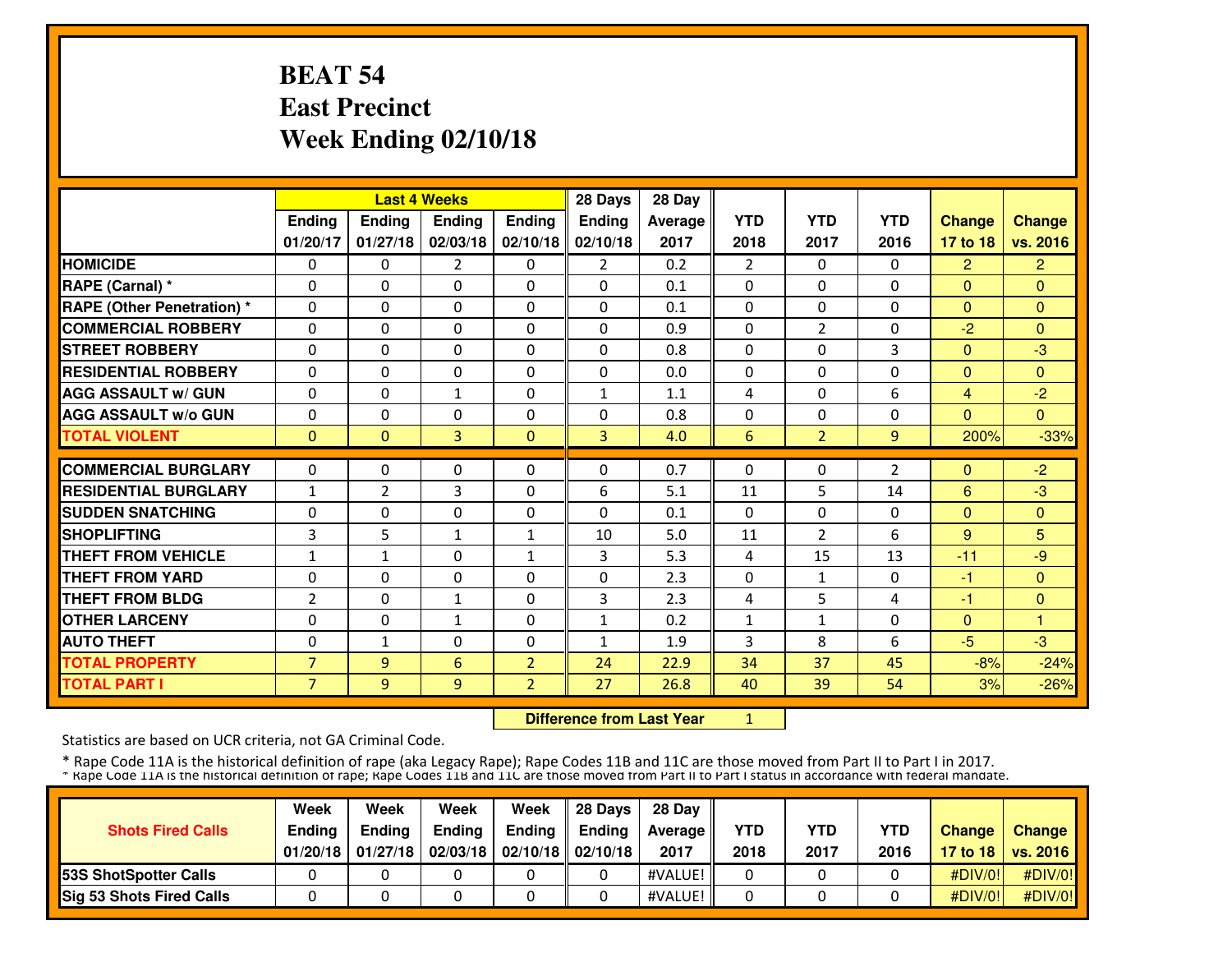# BEAT 54
# East Precinct
# Week Ending 02/10/18

| | Last 4 Weeks | | | | 28 Days | 28 Day | YTD | YTD | YTD | Change | Change |
|---|---|---|---|---|---|---|---|---|---|---|---|
| | Ending 01/20/17 | Ending 01/27/18 | Ending 02/03/18 | Ending 02/10/18 | Ending 02/10/18 | Average 2017 | 2018 | 2017 | 2016 | 17 to 18 | vs. 2016 |
| **HOMICIDE** | 0 | 0 | 2 | 0 | 2 | 0.2 | 2 | 0 | 0 | 2 | 2 |
| **RAPE (Carnal) *** | 0 | 0 | 0 | 0 | 0 | 0.1 | 0 | 0 | 0 | 0 | 0 |
| **RAPE (Other Penetration) *** | 0 | 0 | 0 | 0 | 0 | 0.1 | 0 | 0 | 0 | 0 | 0 |
| **COMMERCIAL ROBBERY** | 0 | 0 | 0 | 0 | 0 | 0.9 | 0 | 2 | 0 | -2 | 0 |
| **STREET ROBBERY** | 0 | 0 | 0 | 0 | 0 | 0.8 | 0 | 0 | 3 | 0 | -3 |
| **RESIDENTIAL ROBBERY** | 0 | 0 | 0 | 0 | 0 | 0.0 | 0 | 0 | 0 | 0 | 0 |
| **AGG ASSAULT w/ GUN** | 0 | 0 | 1 | 0 | 1 | 1.1 | 4 | 0 | 6 | 4 | -2 |
| **AGG ASSAULT w/o GUN** | 0 | 0 | 0 | 0 | 0 | 0.8 | 0 | 0 | 0 | 0 | 0 |
| **TOTAL VIOLENT** | 0 | 0 | 3 | 0 | 3 | 4.0 | 6 | 2 | 9 | 200% | -33% |
| **COMMERCIAL BURGLARY** | 0 | 0 | 0 | 0 | 0 | 0.7 | 0 | 0 | 2 | 0 | -2 |
| **RESIDENTIAL BURGLARY** | 1 | 2 | 3 | 0 | 6 | 5.1 | 11 | 5 | 14 | 6 | -3 |
| **SUDDEN SNATCHING** | 0 | 0 | 0 | 0 | 0 | 0.1 | 0 | 0 | 0 | 0 | 0 |
| **SHOPLIFTING** | 3 | 5 | 1 | 1 | 10 | 5.0 | 11 | 2 | 6 | 9 | 5 |
| **THEFT FROM VEHICLE** | 1 | 1 | 0 | 1 | 3 | 5.3 | 4 | 15 | 13 | -11 | -9 |
| **THEFT FROM YARD** | 0 | 0 | 0 | 0 | 0 | 2.3 | 0 | 1 | 0 | -1 | 0 |
| **THEFT FROM BLDG** | 2 | 0 | 1 | 0 | 3 | 2.3 | 4 | 5 | 4 | -1 | 0 |
| **OTHER LARCENY** | 0 | 0 | 1 | 0 | 1 | 0.2 | 1 | 1 | 0 | 0 | 1 |
| **AUTO THEFT** | 0 | 1 | 0 | 0 | 1 | 1.9 | 3 | 8 | 6 | -5 | -3 |
| **TOTAL PROPERTY** | 7 | 9 | 6 | 2 | 24 | 22.9 | 34 | 37 | 45 | -8% | -24% |
| **TOTAL PART I** | 7 | 9 | 9 | 2 | 27 | 26.8 | 40 | 39 | 54 | 3% | -26% |

**Difference from Last Year** 1

Statistics are based on UCR criteria, not GA Criminal Code.

* Rape Code 11A is the historical definition of rape (aka Legacy Rape); Rape Codes 11B and 11C are those moved from Part II to Part I in 2017.
* Rape Code 11A is the historical definition of rape; Rape Codes 11B and 11C are those moved from Part II to Part I status in accordance with federal mandate.

| Shots Fired Calls | Week Ending 01/20/18 | Week Ending 01/27/18 | Week Ending 02/03/18 | Week Ending 02/10/18 | 28 Days Ending 02/10/18 | 28 Day Average 2017 | YTD 2018 | YTD 2017 | YTD 2016 | Change 17 to 18 | Change vs. 2016 |
|---|---|---|---|---|---|---|---|---|---|---|---|
| **53S ShotSpotter Calls** | 0 | 0 | 0 | 0 | 0 | #VALUE! | 0 | 0 | 0 | #DIV/0! | #DIV/0! |
| **Sig 53 Shots Fired Calls** | 0 | 0 | 0 | 0 | 0 | #VALUE! | 0 | 0 | 0 | #DIV/0! | #DIV/0! |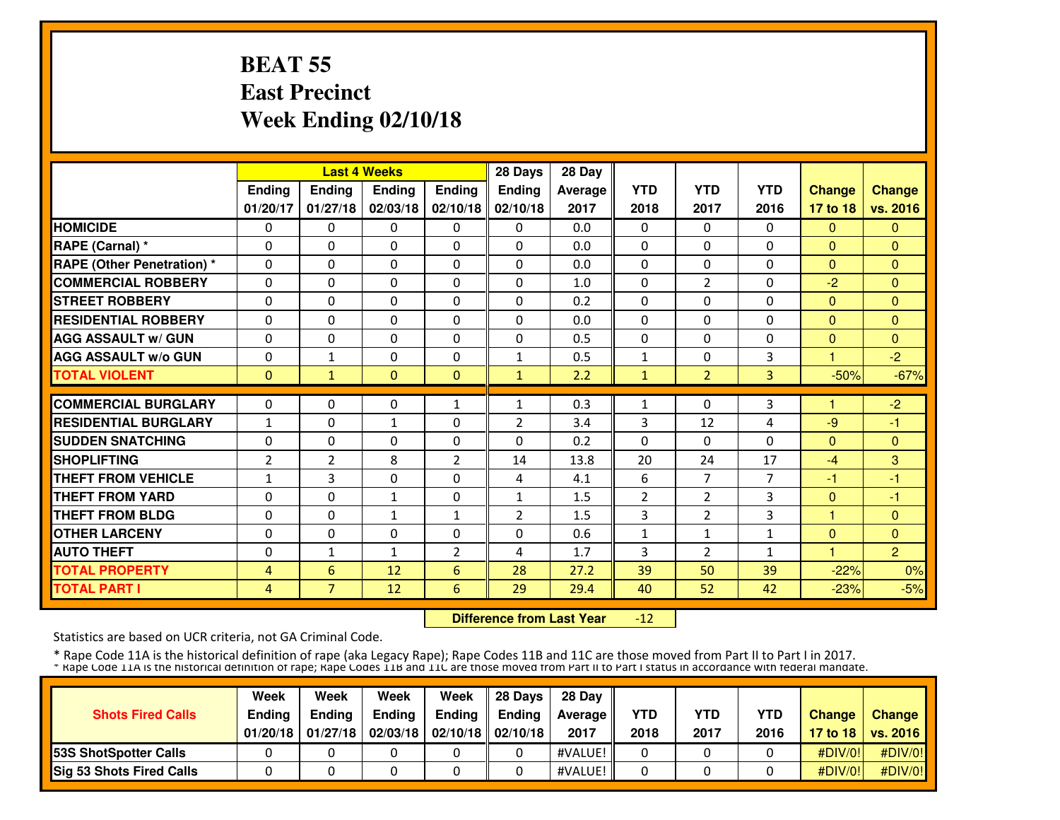# BEAT 55
## East Precinct
## Week Ending 02/10/18

| | Last 4 Weeks | | | | 28 Days | 28 Day | | | | | |
|---|---|---|---|---|---|---|---|---|---|---|---|
| | Ending 01/20/17 | Ending 01/27/18 | Ending 02/03/18 | Ending 02/10/18 | Ending 02/10/18 | Average 2017 | YTD 2018 | YTD 2017 | YTD 2016 | Change 17 to 18 | Change vs. 2016 |
| **HOMICIDE** | 0 | 0 | 0 | 0 | 0 | 0.0 | 0 | 0 | 0 | 0 | 0 |
| **RAPE (Carnal) *** | 0 | 0 | 0 | 0 | 0 | 0.0 | 0 | 0 | 0 | 0 | 0 |
| **RAPE (Other Penetration) *** | 0 | 0 | 0 | 0 | 0 | 0.0 | 0 | 0 | 0 | 0 | 0 |
| **COMMERCIAL ROBBERY** | 0 | 0 | 0 | 0 | 0 | 1.0 | 0 | 2 | 0 | -2 | 0 |
| **STREET ROBBERY** | 0 | 0 | 0 | 0 | 0 | 0.2 | 0 | 0 | 0 | 0 | 0 |
| **RESIDENTIAL ROBBERY** | 0 | 0 | 0 | 0 | 0 | 0.0 | 0 | 0 | 0 | 0 | 0 |
| **AGG ASSAULT w/ GUN** | 0 | 0 | 0 | 0 | 0 | 0.5 | 0 | 0 | 0 | 0 | 0 |
| **AGG ASSAULT w/o GUN** | 0 | 1 | 0 | 0 | 1 | 0.5 | 1 | 0 | 3 | 1 | -2 |
| **TOTAL VIOLENT** | 0 | 1 | 0 | 0 | 1 | 2.2 | 1 | 2 | 3 | -50% | -67% |
| **COMMERCIAL BURGLARY** | 0 | 0 | 0 | 1 | 1 | 0.3 | 1 | 0 | 3 | 1 | -2 |
| **RESIDENTIAL BURGLARY** | 1 | 0 | 1 | 0 | 2 | 3.4 | 3 | 12 | 4 | -9 | -1 |
| **SUDDEN SNATCHING** | 0 | 0 | 0 | 0 | 0 | 0.2 | 0 | 0 | 0 | 0 | 0 |
| **SHOPLIFTING** | 2 | 2 | 8 | 2 | 14 | 13.8 | 20 | 24 | 17 | -4 | 3 |
| **THEFT FROM VEHICLE** | 1 | 3 | 0 | 0 | 4 | 4.1 | 6 | 7 | 7 | -1 | -1 |
| **THEFT FROM YARD** | 0 | 0 | 1 | 0 | 1 | 1.5 | 2 | 2 | 3 | 0 | -1 |
| **THEFT FROM BLDG** | 0 | 0 | 1 | 1 | 2 | 1.5 | 3 | 2 | 3 | 1 | 0 |
| **OTHER LARCENY** | 0 | 0 | 0 | 0 | 0 | 0.6 | 1 | 1 | 1 | 0 | 0 |
| **AUTO THEFT** | 0 | 1 | 1 | 2 | 4 | 1.7 | 3 | 2 | 1 | 1 | 2 |
| **TOTAL PROPERTY** | 4 | 6 | 12 | 6 | 28 | 27.2 | 39 | 50 | 39 | -22% | 0% |
| **TOTAL PART I** | 4 | 7 | 12 | 6 | 29 | 29.4 | 40 | 52 | 42 | -23% | -5% |

**Difference from Last Year** -12

Statistics are based on UCR criteria, not GA Criminal Code.

\* Rape Code 11A is the historical definition of rape (aka Legacy Rape); Rape Codes 11B and 11C are those moved from Part II to Part I in 2017.
\* Rape Code 11A is the historical definition of rape; Rape Codes 11B and 11C are those moved from Part II to Part I status in accordance with federal mandate.

| Shots Fired Calls | Week Ending 01/20/18 | Week Ending 01/27/18 | Week Ending 02/03/18 | Week Ending 02/10/18 | 28 Days Ending 02/10/18 | 28 Day Average 2017 | YTD 2018 | YTD 2017 | YTD 2016 | Change 17 to 18 | Change vs. 2016 |
|---|---|---|---|---|---|---|---|---|---|---|---|
| **53S ShotSpotter Calls** | 0 | 0 | 0 | 0 | 0 | #VALUE! | 0 | 0 | 0 | #DIV/0! | #DIV/0! |
| **Sig 53 Shots Fired Calls** | 0 | 0 | 0 | 0 | 0 | #VALUE! | 0 | 0 | 0 | #DIV/0! | #DIV/0! |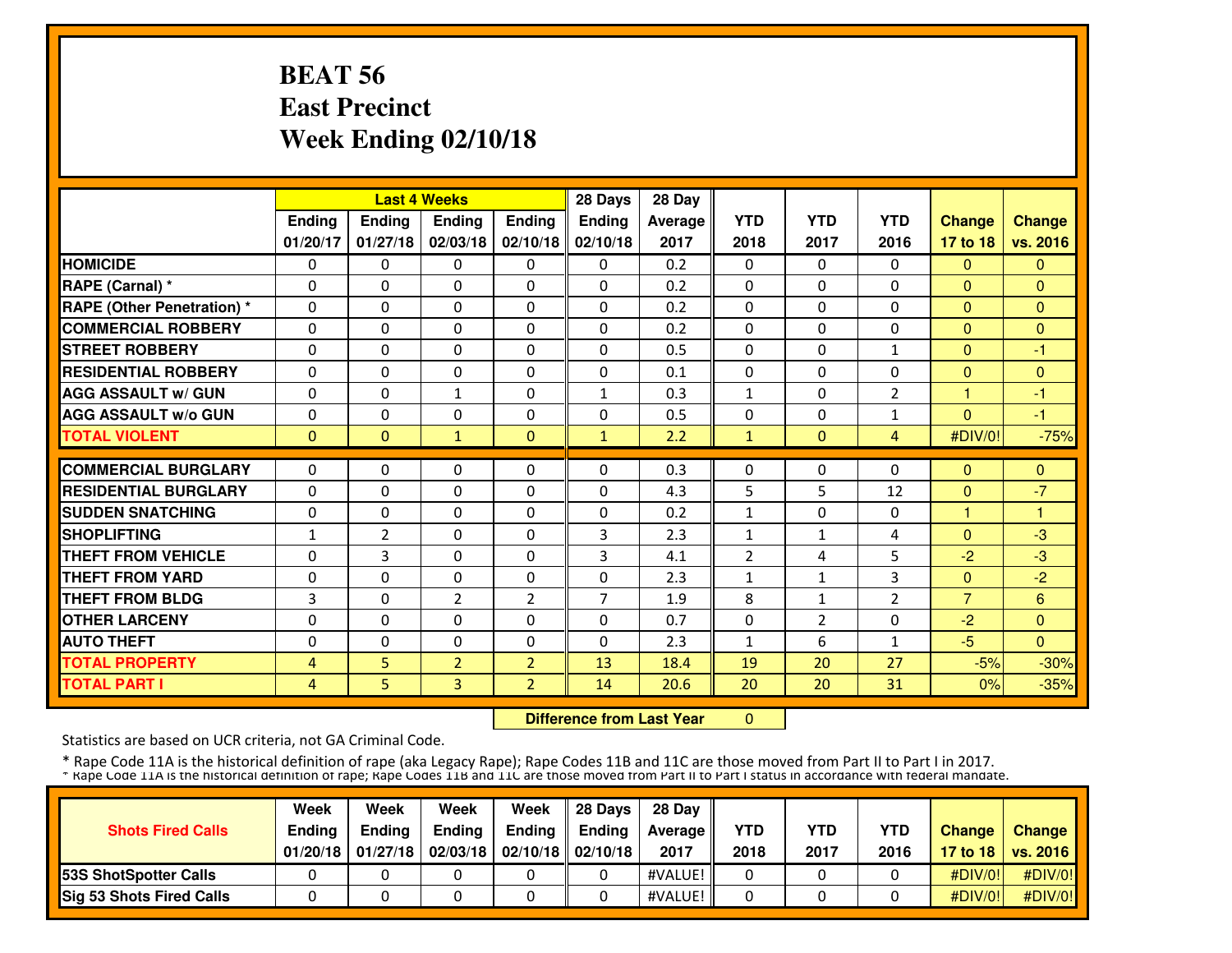# BEAT 56
# East Precinct
# Week Ending 02/10/18

| | Last 4 Weeks | | | | 28 Days | 28 Day | | | | | |
|---|---|---|---|---|---|---|---|---|---|---|---|
| | Ending 01/20/17 | Ending 01/27/18 | Ending 02/03/18 | Ending 02/10/18 | Ending 02/10/18 | Average 2017 | YTD 2018 | YTD 2017 | YTD 2016 | Change 17 to 18 | Change vs. 2016 |
| HOMICIDE | 0 | 0 | 0 | 0 | 0 | 0.2 | 0 | 0 | 0 | 0 | 0 |
| RAPE (Carnal) * | 0 | 0 | 0 | 0 | 0 | 0.2 | 0 | 0 | 0 | 0 | 0 |
| RAPE (Other Penetration) * | 0 | 0 | 0 | 0 | 0 | 0.2 | 0 | 0 | 0 | 0 | 0 |
| COMMERCIAL ROBBERY | 0 | 0 | 0 | 0 | 0 | 0.2 | 0 | 0 | 0 | 0 | 0 |
| STREET ROBBERY | 0 | 0 | 0 | 0 | 0 | 0.5 | 0 | 0 | 1 | 0 | -1 |
| RESIDENTIAL ROBBERY | 0 | 0 | 0 | 0 | 0 | 0.1 | 0 | 0 | 0 | 0 | 0 |
| AGG ASSAULT w/ GUN | 0 | 0 | 1 | 0 | 1 | 0.3 | 1 | 0 | 2 | 1 | -1 |
| AGG ASSAULT w/o GUN | 0 | 0 | 0 | 0 | 0 | 0.5 | 0 | 0 | 1 | 0 | -1 |
| TOTAL VIOLENT | 0 | 0 | 1 | 0 | 1 | 2.2 | 1 | 0 | 4 | #DIV/0! | -75% |
| COMMERCIAL BURGLARY | 0 | 0 | 0 | 0 | 0 | 0.3 | 0 | 0 | 0 | 0 | 0 |
| RESIDENTIAL BURGLARY | 0 | 0 | 0 | 0 | 0 | 4.3 | 5 | 5 | 12 | 0 | -7 |
| SUDDEN SNATCHING | 0 | 0 | 0 | 0 | 0 | 0.2 | 1 | 0 | 0 | 1 | 1 |
| SHOPLIFTING | 1 | 2 | 0 | 0 | 3 | 2.3 | 1 | 1 | 4 | 0 | -3 |
| THEFT FROM VEHICLE | 0 | 3 | 0 | 0 | 3 | 4.1 | 2 | 4 | 5 | -2 | -3 |
| THEFT FROM YARD | 0 | 0 | 0 | 0 | 0 | 2.3 | 1 | 1 | 3 | 0 | -2 |
| THEFT FROM BLDG | 3 | 0 | 2 | 2 | 7 | 1.9 | 8 | 1 | 2 | 7 | 6 |
| OTHER LARCENY | 0 | 0 | 0 | 0 | 0 | 0.7 | 0 | 2 | 0 | -2 | 0 |
| AUTO THEFT | 0 | 0 | 0 | 0 | 0 | 2.3 | 1 | 6 | 1 | -5 | 0 |
| TOTAL PROPERTY | 4 | 5 | 2 | 2 | 13 | 18.4 | 19 | 20 | 27 | -5% | -30% |
| TOTAL PART I | 4 | 5 | 3 | 2 | 14 | 20.6 | 20 | 20 | 31 | 0% | -35% |

**Difference from Last Year** 0

Statistics are based on UCR criteria, not GA Criminal Code.

\* Rape Code 11A is the historical definition of rape (aka Legacy Rape); Rape Codes 11B and 11C are those moved from Part II to Part I in 2017.

\* Rape Code 11A is the historical definition of rape; Rape Codes 11B and 11C are those moved from Part II to Part I status in accordance with federal mandate.

| Shots Fired Calls | Week Ending 01/20/18 | Week Ending 01/27/18 | Week Ending 02/03/18 | Week Ending 02/10/18 | 28 Days Ending 02/10/18 | 28 Day Average 2017 | YTD 2018 | YTD 2017 | YTD 2016 | Change 17 to 18 | Change vs. 2016 |
|---|---|---|---|---|---|---|---|---|---|---|---|
| 53S ShotSpotter Calls | 0 | 0 | 0 | 0 | 0 | #VALUE! | 0 | 0 | 0 | #DIV/0! | #DIV/0! |
| Sig 53 Shots Fired Calls | 0 | 0 | 0 | 0 | 0 | #VALUE! | 0 | 0 | 0 | #DIV/0! | #DIV/0! |